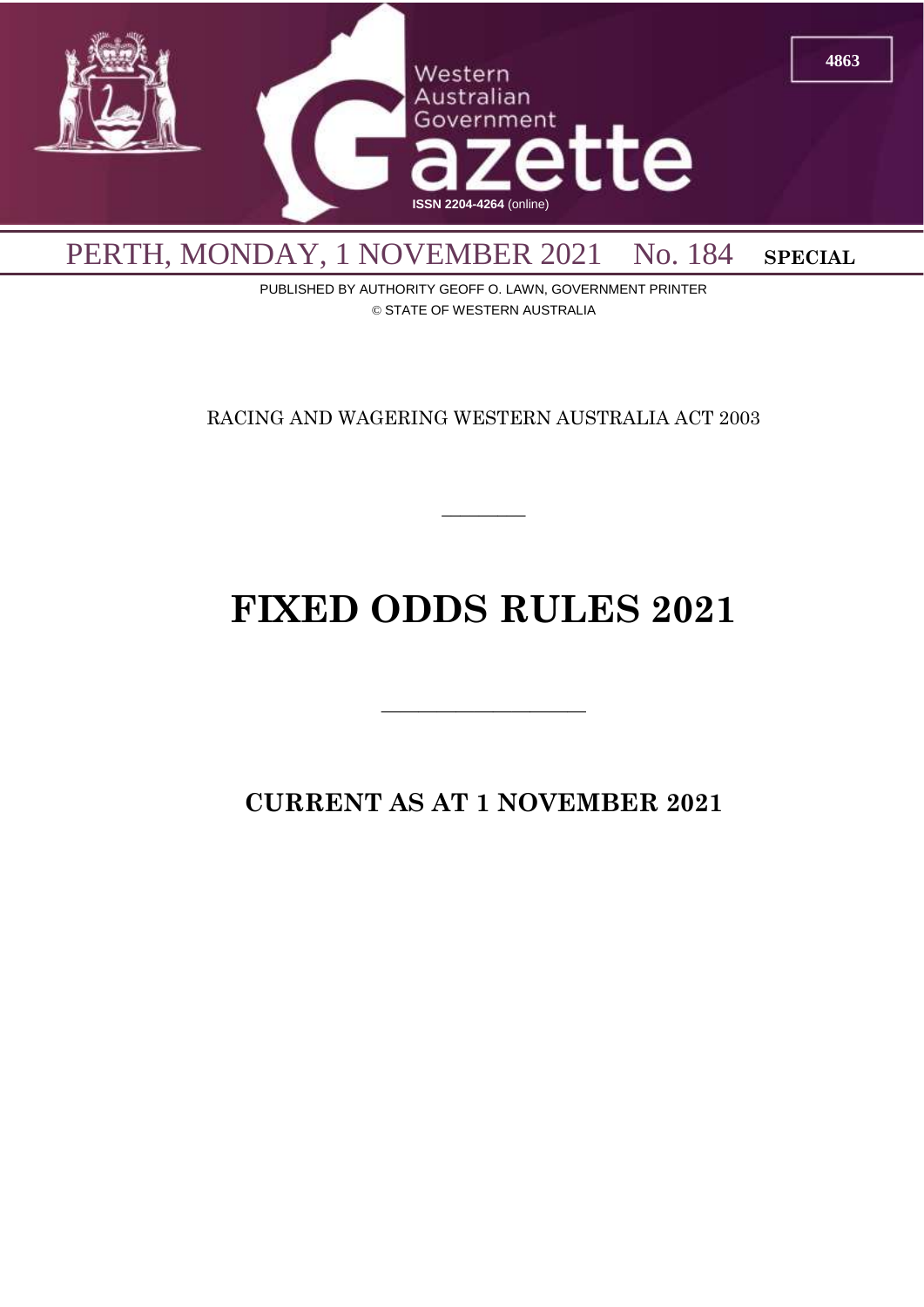# Western Australian Government Gazette

ISSN 2204-4264 (online)

PERTH, MONDAY, 1 NOVEMBER 2021 No. 184 **SPECIAL**

PUBLISHED BY AUTHORITY GEOFF O. LAWN, GOVERNMENT PRINTER
© STATE OF WESTERN AUSTRALIA

RACING AND WAGERING WESTERN AUSTRALIA ACT 2003

---

# FIXED ODDS RULES 2021

---

## CURRENT AS AT 1 NOVEMBER 2021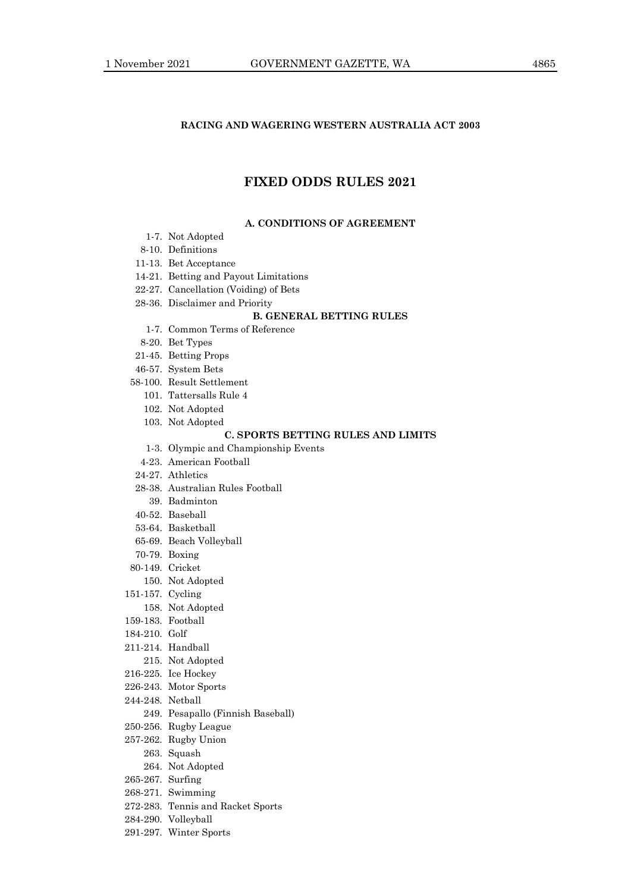**RACING AND WAGERING WESTERN AUSTRALIA ACT 2003**

# FIXED ODDS RULES 2021

## A. CONDITIONS OF AGREEMENT

1-7. Not Adopted
8-10. Definitions
11-13. Bet Acceptance
14-21. Betting and Payout Limitations
22-27. Cancellation (Voiding) of Bets
28-36. Disclaimer and Priority

## B. GENERAL BETTING RULES

1-7. Common Terms of Reference
8-20. Bet Types
21-45. Betting Props
46-57. System Bets
58-100. Result Settlement
101. Tattersalls Rule 4
102. Not Adopted
103. Not Adopted

## C. SPORTS BETTING RULES AND LIMITS

1-3. Olympic and Championship Events
4-23. American Football
24-27. Athletics
28-38. Australian Rules Football
39. Badminton
40-52. Baseball
53-64. Basketball
65-69. Beach Volleyball
70-79. Boxing
80-149. Cricket
150. Not Adopted
151-157. Cycling
158. Not Adopted
159-183. Football
184-210. Golf
211-214. Handball
215. Not Adopted
216-225. Ice Hockey
226-243. Motor Sports
244-248. Netball
249. Pesapallo (Finnish Baseball)
250-256. Rugby League
257-262. Rugby Union
263. Squash
264. Not Adopted
265-267. Surfing
268-271. Swimming
272-283. Tennis and Racket Sports
284-290. Volleyball
291-297. Winter Sports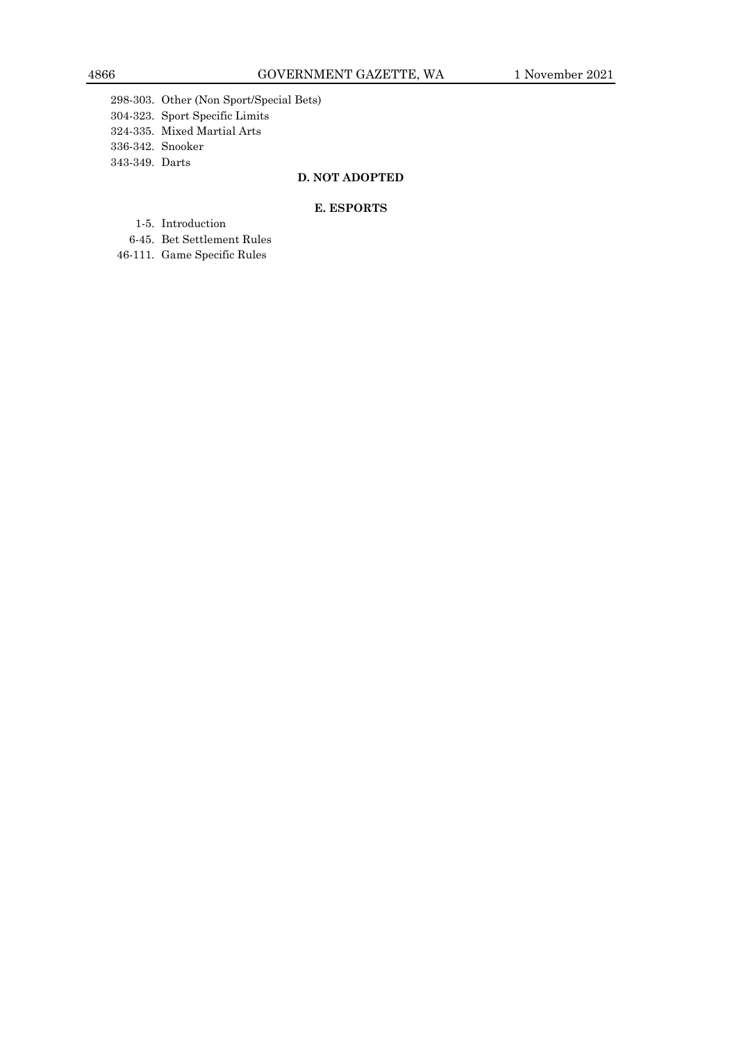298-303. Other (Non Sport/Special Bets)
304-323. Sport Specific Limits
324-335. Mixed Martial Arts
336-342. Snooker
343-349. Darts

**D. NOT ADOPTED**

**E. ESPORTS**

1-5. Introduction
6-45. Bet Settlement Rules
46-111. Game Specific Rules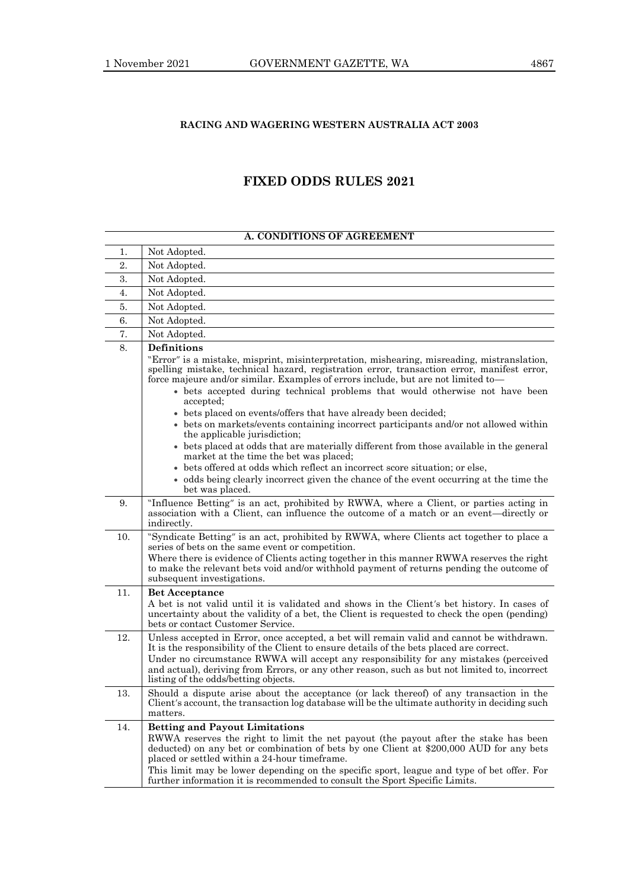## RACING AND WAGERING WESTERN AUSTRALIA ACT 2003

# FIXED ODDS RULES 2021

| A. CONDITIONS OF AGREEMENT | |
|---|---|
| 1. | Not Adopted. |
| 2. | Not Adopted. |
| 3. | Not Adopted. |
| 4. | Not Adopted. |
| 5. | Not Adopted. |
| 6. | Not Adopted. |
| 7. | Not Adopted. |
| 8. | **Definitions**<br>"Error" is a mistake, misprint, misinterpretation, mishearing, misreading, mistranslation, spelling mistake, technical hazard, registration error, transaction error, manifest error, force majeure and/or similar. Examples of errors include, but are not limited to—<br>• bets accepted during technical problems that would otherwise not have been accepted;<br>• bets placed on events/offers that have already been decided;<br>• bets on markets/events containing incorrect participants and/or not allowed within the applicable jurisdiction;<br>• bets placed at odds that are materially different from those available in the general market at the time the bet was placed;<br>• bets offered at odds which reflect an incorrect score situation; or else,<br>• odds being clearly incorrect given the chance of the event occurring at the time the bet was placed. |
| 9. | "Influence Betting" is an act, prohibited by RWWA, where a Client, or parties acting in association with a Client, can influence the outcome of a match or an event—directly or indirectly. |
| 10. | "Syndicate Betting" is an act, prohibited by RWWA, where Clients act together to place a series of bets on the same event or competition.<br>Where there is evidence of Clients acting together in this manner RWWA reserves the right to make the relevant bets void and/or withhold payment of returns pending the outcome of subsequent investigations. |
| 11. | **Bet Acceptance**<br>A bet is not valid until it is validated and shows in the Client's bet history. In cases of uncertainty about the validity of a bet, the Client is requested to check the open (pending) bets or contact Customer Service. |
| 12. | Unless accepted in Error, once accepted, a bet will remain valid and cannot be withdrawn. It is the responsibility of the Client to ensure details of the bets placed are correct.<br>Under no circumstance RWWA will accept any responsibility for any mistakes (perceived and actual), deriving from Errors, or any other reason, such as but not limited to, incorrect listing of the odds/betting objects. |
| 13. | Should a dispute arise about the acceptance (or lack thereof) of any transaction in the Client's account, the transaction log database will be the ultimate authority in deciding such matters. |
| 14. | **Betting and Payout Limitations**<br>RWWA reserves the right to limit the net payout (the payout after the stake has been deducted) on any bet or combination of bets by one Client at $200,000 AUD for any bets placed or settled within a 24-hour timeframe.<br>This limit may be lower depending on the specific sport, league and type of bet offer. For further information it is recommended to consult the Sport Specific Limits. |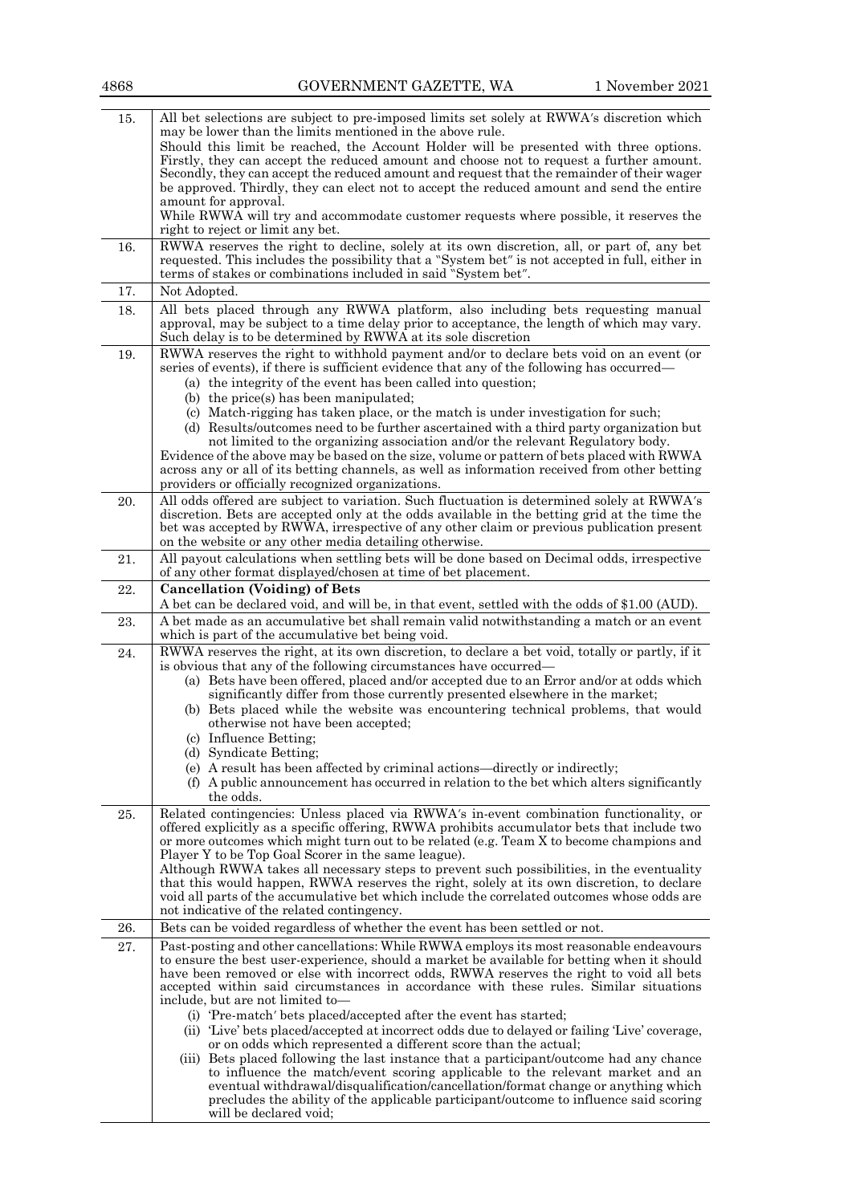| | |
|---|---|
| 15. | All bet selections are subject to pre-imposed limits set solely at RWWA's discretion which may be lower than the limits mentioned in the above rule.<br>Should this limit be reached, the Account Holder will be presented with three options. Firstly, they can accept the reduced amount and choose not to request a further amount. Secondly, they can accept the reduced amount and request that the remainder of their wager be approved. Thirdly, they can elect not to accept the reduced amount and send the entire amount for approval.<br>While RWWA will try and accommodate customer requests where possible, it reserves the right to reject or limit any bet. |
| 16. | RWWA reserves the right to decline, solely at its own discretion, all, or part of, any bet requested. This includes the possibility that a "System bet" is not accepted in full, either in terms of stakes or combinations included in said "System bet". |
| 17. | Not Adopted. |
| 18. | All bets placed through any RWWA platform, also including bets requesting manual approval, may be subject to a time delay prior to acceptance, the length of which may vary. Such delay is to be determined by RWWA at its sole discretion |
| 19. | RWWA reserves the right to withhold payment and/or to declare bets void on an event (or series of events), if there is sufficient evidence that any of the following has occurred—<br>(a) the integrity of the event has been called into question;<br>(b) the price(s) has been manipulated;<br>(c) Match-rigging has taken place, or the match is under investigation for such;<br>(d) Results/outcomes need to be further ascertained with a third party organization but not limited to the organizing association and/or the relevant Regulatory body.<br>Evidence of the above may be based on the size, volume or pattern of bets placed with RWWA across any or all of its betting channels, as well as information received from other betting providers or officially recognized organizations. |
| 20. | All odds offered are subject to variation. Such fluctuation is determined solely at RWWA's discretion. Bets are accepted only at the odds available in the betting grid at the time the bet was accepted by RWWA, irrespective of any other claim or previous publication present on the website or any other media detailing otherwise. |
| 21. | All payout calculations when settling bets will be done based on Decimal odds, irrespective of any other format displayed/chosen at time of bet placement. |
| 22. | **Cancellation (Voiding) of Bets**<br>A bet can be declared void, and will be, in that event, settled with the odds of $1.00 (AUD). |
| 23. | A bet made as an accumulative bet shall remain valid notwithstanding a match or an event which is part of the accumulative bet being void. |
| 24. | RWWA reserves the right, at its own discretion, to declare a bet void, totally or partly, if it is obvious that any of the following circumstances have occurred—<br>(a) Bets have been offered, placed and/or accepted due to an Error and/or at odds which significantly differ from those currently presented elsewhere in the market;<br>(b) Bets placed while the website was encountering technical problems, that would otherwise not have been accepted;<br>(c) Influence Betting;<br>(d) Syndicate Betting;<br>(e) A result has been affected by criminal actions—directly or indirectly;<br>(f) A public announcement has occurred in relation to the bet which alters significantly the odds. |
| 25. | Related contingencies: Unless placed via RWWA's in-event combination functionality, or offered explicitly as a specific offering, RWWA prohibits accumulator bets that include two or more outcomes which might turn out to be related (e.g. Team X to become champions and Player Y to be Top Goal Scorer in the same league).<br>Although RWWA takes all necessary steps to prevent such possibilities, in the eventuality that this would happen, RWWA reserves the right, solely at its own discretion, to declare void all parts of the accumulative bet which include the correlated outcomes whose odds are not indicative of the related contingency. |
| 26. | Bets can be voided regardless of whether the event has been settled or not. |
| 27. | Past-posting and other cancellations: While RWWA employs its most reasonable endeavours to ensure the best user-experience, should a market be available for betting when it should have been removed or else with incorrect odds, RWWA reserves the right to void all bets accepted within said circumstances in accordance with these rules. Similar situations include, but are not limited to—<br>(i) 'Pre-match' bets placed/accepted after the event has started;<br>(ii) 'Live' bets placed/accepted at incorrect odds due to delayed or failing 'Live' coverage, or on odds which represented a different score than the actual;<br>(iii) Bets placed following the last instance that a participant/outcome had any chance to influence the match/event scoring applicable to the relevant market and an eventual withdrawal/disqualification/cancellation/format change or anything which precludes the ability of the applicable participant/outcome to influence said scoring will be declared void; |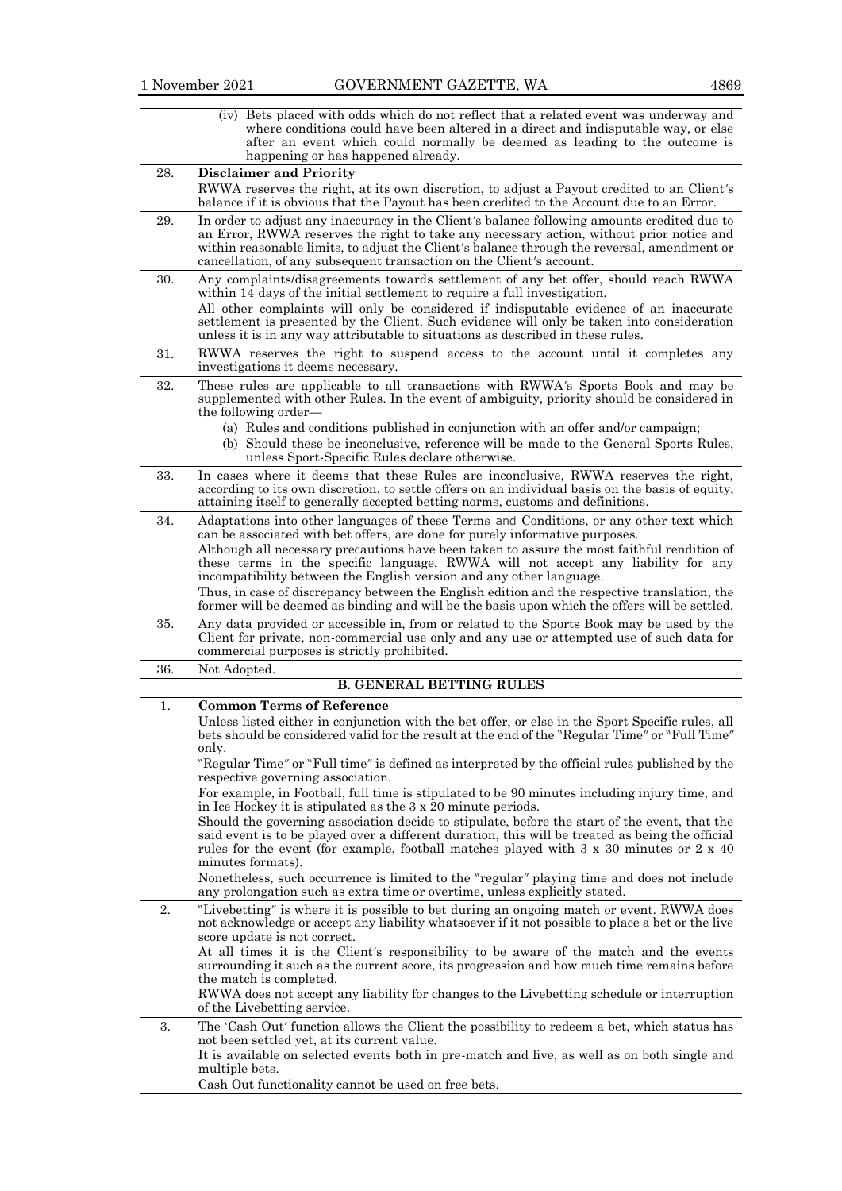|  |  |
|---|---|
|  | (iv) Bets placed with odds which do not reflect that a related event was underway and where conditions could have been altered in a direct and indisputable way, or else after an event which could normally be deemed as leading to the outcome is happening or has happened already. |
| 28. | **Disclaimer and Priority**<br>RWWA reserves the right, at its own discretion, to adjust a Payout credited to an Client′s balance if it is obvious that the Payout has been credited to the Account due to an Error. |
| 29. | In order to adjust any inaccuracy in the Client′s balance following amounts credited due to an Error, RWWA reserves the right to take any necessary action, without prior notice and within reasonable limits, to adjust the Client′s balance through the reversal, amendment or cancellation, of any subsequent transaction on the Client′s account. |
| 30. | Any complaints/disagreements towards settlement of any bet offer, should reach RWWA within 14 days of the initial settlement to require a full investigation.<br>All other complaints will only be considered if indisputable evidence of an inaccurate settlement is presented by the Client. Such evidence will only be taken into consideration unless it is in any way attributable to situations as described in these rules. |
| 31. | RWWA reserves the right to suspend access to the account until it completes any investigations it deems necessary. |
| 32. | These rules are applicable to all transactions with RWWA′s Sports Book and may be supplemented with other Rules. In the event of ambiguity, priority should be considered in the following order—<br>(a) Rules and conditions published in conjunction with an offer and/or campaign;<br>(b) Should these be inconclusive, reference will be made to the General Sports Rules, unless Sport-Specific Rules declare otherwise. |
| 33. | In cases where it deems that these Rules are inconclusive, RWWA reserves the right, according to its own discretion, to settle offers on an individual basis on the basis of equity, attaining itself to generally accepted betting norms, customs and definitions. |
| 34. | Adaptations into other languages of these Terms and Conditions, or any other text which can be associated with bet offers, are done for purely informative purposes.<br>Although all necessary precautions have been taken to assure the most faithful rendition of these terms in the specific language, RWWA will not accept any liability for any incompatibility between the English version and any other language.<br>Thus, in case of discrepancy between the English edition and the respective translation, the former will be deemed as binding and will be the basis upon which the offers will be settled. |
| 35. | Any data provided or accessible in, from or related to the Sports Book may be used by the Client for private, non-commercial use only and any use or attempted use of such data for commercial purposes is strictly prohibited. |
| 36. | Not Adopted. |

## B. GENERAL BETTING RULES

|  |  |
|---|---|
| 1. | **Common Terms of Reference**<br>Unless listed either in conjunction with the bet offer, or else in the Sport Specific rules, all bets should be considered valid for the result at the end of the "Regular Time" or "Full Time" only.<br>"Regular Time" or "Full time" is defined as interpreted by the official rules published by the respective governing association.<br>For example, in Football, full time is stipulated to be 90 minutes including injury time, and in Ice Hockey it is stipulated as the 3 x 20 minute periods.<br>Should the governing association decide to stipulate, before the start of the event, that the said event is to be played over a different duration, this will be treated as being the official rules for the event (for example, football matches played with 3 x 30 minutes or 2 x 40 minutes formats).<br>Nonetheless, such occurrence is limited to the "regular" playing time and does not include any prolongation such as extra time or overtime, unless explicitly stated. |
| 2. | "Livebetting" is where it is possible to bet during an ongoing match or event. RWWA does not acknowledge or accept any liability whatsoever if it not possible to place a bet or the live score update is not correct.<br>At all times it is the Client′s responsibility to be aware of the match and the events surrounding it such as the current score, its progression and how much time remains before the match is completed.<br>RWWA does not accept any liability for changes to the Livebetting schedule or interruption of the Livebetting service. |
| 3. | The ′Cash Out′ function allows the Client the possibility to redeem a bet, which status has not been settled yet, at its current value.<br>It is available on selected events both in pre-match and live, as well as on both single and multiple bets.<br>Cash Out functionality cannot be used on free bets. |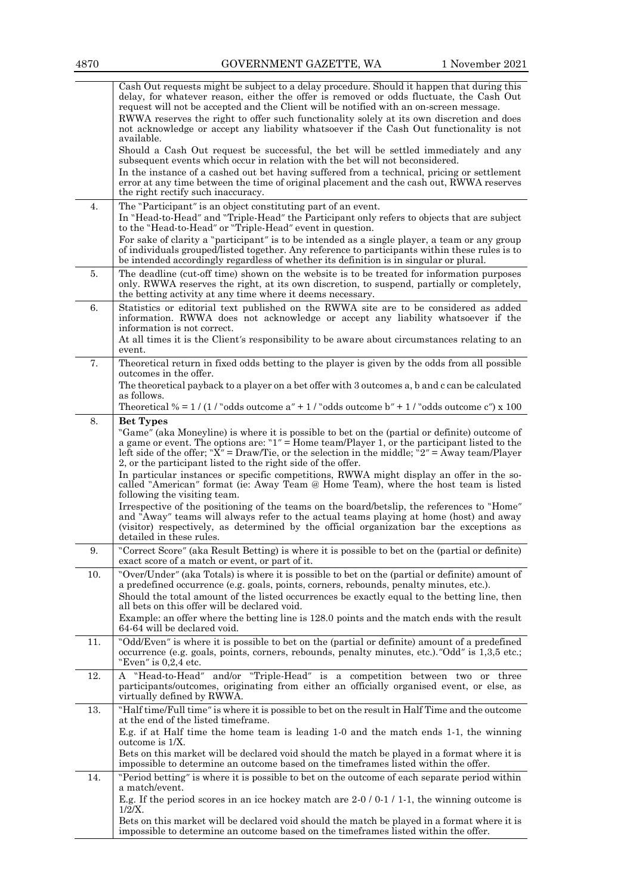| | |
|---|---|
| | Cash Out requests might be subject to a delay procedure. Should it happen that during this delay, for whatever reason, either the offer is removed or odds fluctuate, the Cash Out request will not be accepted and the Client will be notified with an on-screen message.<br>RWWA reserves the right to offer such functionality solely at its own discretion and does not acknowledge or accept any liability whatsoever if the Cash Out functionality is not available.<br>Should a Cash Out request be successful, the bet will be settled immediately and any subsequent events which occur in relation with the bet will not beconsidered.<br>In the instance of a cashed out bet having suffered from a technical, pricing or settlement error at any time between the time of original placement and the cash out, RWWA reserves the right rectify such inaccuracy. |
| 4. | The "Participant" is an object constituting part of an event.<br>In "Head-to-Head" and "Triple-Head" the Participant only refers to objects that are subject to the "Head-to-Head" or "Triple-Head" event in question.<br>For sake of clarity a "participant" is to be intended as a single player, a team or any group of individuals grouped/listed together. Any reference to participants within these rules is to be intended accordingly regardless of whether its definition is in singular or plural. |
| 5. | The deadline (cut-off time) shown on the website is to be treated for information purposes only. RWWA reserves the right, at its own discretion, to suspend, partially or completely, the betting activity at any time where it deems necessary. |
| 6. | Statistics or editorial text published on the RWWA site are to be considered as added information. RWWA does not acknowledge or accept any liability whatsoever if the information is not correct.<br>At all times it is the Client's responsibility to be aware about circumstances relating to an event. |
| 7. | Theoretical return in fixed odds betting to the player is given by the odds from all possible outcomes in the offer.<br>The theoretical payback to a player on a bet offer with 3 outcomes a, b and c can be calculated as follows.<br>Theoretical % = 1 / (1 / "odds outcome a" + 1 / "odds outcome b" + 1 / "odds outcome c") x 100 |
| 8. | **Bet Types**<br>"Game" (aka Moneyline) is where it is possible to bet on the (partial or definite) outcome of a game or event. The options are: "1" = Home team/Player 1, or the participant listed to the left side of the offer; "X" = Draw/Tie, or the selection in the middle; "2" = Away team/Player 2, or the participant listed to the right side of the offer.<br>In particular instances or specific competitions, RWWA might display an offer in the so-called "American" format (ie: Away Team @ Home Team), where the host team is listed following the visiting team.<br>Irrespective of the positioning of the teams on the board/betslip, the references to "Home" and "Away" teams will always refer to the actual teams playing at home (host) and away (visitor) respectively, as determined by the official organization bar the exceptions as detailed in these rules. |
| 9. | "Correct Score" (aka Result Betting) is where it is possible to bet on the (partial or definite) exact score of a match or event, or part of it. |
| 10. | "Over/Under" (aka Totals) is where it is possible to bet on the (partial or definite) amount of a predefined occurrence (e.g. goals, points, corners, rebounds, penalty minutes, etc.).<br>Should the total amount of the listed occurrences be exactly equal to the betting line, then all bets on this offer will be declared void.<br>Example: an offer where the betting line is 128.0 points and the match ends with the result 64-64 will be declared void. |
| 11. | "Odd/Even" is where it is possible to bet on the (partial or definite) amount of a predefined occurrence (e.g. goals, points, corners, rebounds, penalty minutes, etc.)."Odd" is 1,3,5 etc.; "Even" is 0,2,4 etc. |
| 12. | A "Head-to-Head" and/or "Triple-Head" is a competition between two or three participants/outcomes, originating from either an officially organised event, or else, as virtually defined by RWWA. |
| 13. | "Half time/Full time" is where it is possible to bet on the result in Half Time and the outcome at the end of the listed timeframe.<br>E.g. if at Half time the home team is leading 1-0 and the match ends 1-1, the winning outcome is 1/X.<br>Bets on this market will be declared void should the match be played in a format where it is impossible to determine an outcome based on the timeframes listed within the offer. |
| 14. | "Period betting" is where it is possible to bet on the outcome of each separate period within a match/event.<br>E.g. If the period scores in an ice hockey match are 2-0 / 0-1 / 1-1, the winning outcome is 1/2/X.<br>Bets on this market will be declared void should the match be played in a format where it is impossible to determine an outcome based on the timeframes listed within the offer. |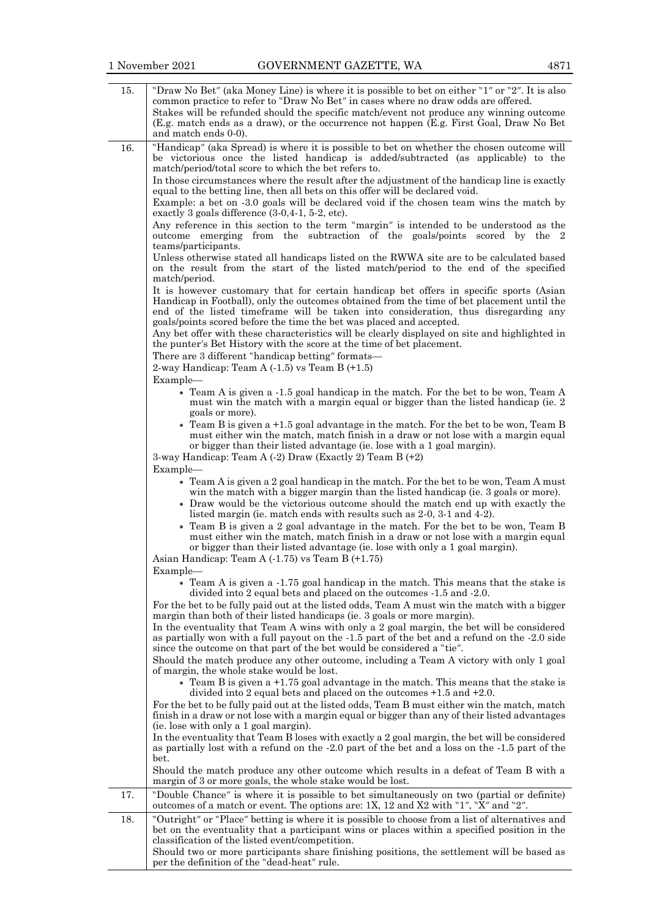| | |
|---|---|
| 15. | "Draw No Bet" (aka Money Line) is where it is possible to bet on either "1" or "2". It is also common practice to refer to "Draw No Bet" in cases where no draw odds are offered.<br>Stakes will be refunded should the specific match/event not produce any winning outcome (E.g. match ends as a draw), or the occurrence not happen (E.g. First Goal, Draw No Bet and match ends 0-0). |
| 16. | "Handicap" (aka Spread) is where it is possible to bet on whether the chosen outcome will be victorious once the listed handicap is added/subtracted (as applicable) to the match/period/total score to which the bet refers to.<br>In those circumstances where the result after the adjustment of the handicap line is exactly equal to the betting line, then all bets on this offer will be declared void.<br>Example: a bet on -3.0 goals will be declared void if the chosen team wins the match by exactly 3 goals difference (3-0,4-1, 5-2, etc).<br>Any reference in this section to the term "margin" is intended to be understood as the outcome emerging from the subtraction of the goals/points scored by the 2 teams/participants.<br>Unless otherwise stated all handicaps listed on the RWWA site are to be calculated based on the result from the start of the listed match/period to the end of the specified match/period.<br>It is however customary that for certain handicap bet offers in specific sports (Asian Handicap in Football), only the outcomes obtained from the time of bet placement until the end of the listed timeframe will be taken into consideration, thus disregarding any goals/points scored before the time the bet was placed and accepted.<br>Any bet offer with these characteristics will be clearly displayed on site and highlighted in the punter's Bet History with the score at the time of bet placement.<br>There are 3 different "handicap betting" formats—<br>2-way Handicap: Team A (-1.5) vs Team B (+1.5)<br>Example—<br>• Team A is given a -1.5 goal handicap in the match. For the bet to be won, Team A must win the match with a margin equal or bigger than the listed handicap (ie. 2 goals or more).<br>• Team B is given a +1.5 goal advantage in the match. For the bet to be won, Team B must either win the match, match finish in a draw or not lose with a margin equal or bigger than their listed advantage (ie. lose with a 1 goal margin).<br>3-way Handicap: Team A (-2) Draw (Exactly 2) Team B (+2)<br>Example—<br>• Team A is given a 2 goal handicap in the match. For the bet to be won, Team A must win the match with a bigger margin than the listed handicap (ie. 3 goals or more).<br>• Draw would be the victorious outcome should the match end up with exactly the listed margin (ie. match ends with results such as 2-0, 3-1 and 4-2).<br>• Team B is given a 2 goal advantage in the match. For the bet to be won, Team B must either win the match, match finish in a draw or not lose with a margin equal or bigger than their listed advantage (ie. lose with only a 1 goal margin).<br>Asian Handicap: Team A (-1.75) vs Team B (+1.75)<br>Example—<br>• Team A is given a -1.75 goal handicap in the match. This means that the stake is divided into 2 equal bets and placed on the outcomes -1.5 and -2.0.<br>For the bet to be fully paid out at the listed odds, Team A must win the match with a bigger margin than both of their listed handicaps (ie. 3 goals or more margin).<br>In the eventuality that Team A wins with only a 2 goal margin, the bet will be considered as partially won with a full payout on the -1.5 part of the bet and a refund on the -2.0 side since the outcome on that part of the bet would be considered a "tie".<br>Should the match produce any other outcome, including a Team A victory with only 1 goal of margin, the whole stake would be lost.<br>• Team B is given a +1.75 goal advantage in the match. This means that the stake is divided into 2 equal bets and placed on the outcomes +1.5 and +2.0.<br>For the bet to be fully paid out at the listed odds, Team B must either win the match, match finish in a draw or not lose with a margin equal or bigger than any of their listed advantages (ie. lose with only a 1 goal margin).<br>In the eventuality that Team B loses with exactly a 2 goal margin, the bet will be considered as partially lost with a refund on the -2.0 part of the bet and a loss on the -1.5 part of the bet.<br>Should the match produce any other outcome which results in a defeat of Team B with a margin of 3 or more goals, the whole stake would be lost. |
| 17. | "Double Chance" is where it is possible to bet simultaneously on two (partial or definite) outcomes of a match or event. The options are: 1X, 12 and X2 with "1", "X" and "2". |
| 18. | "Outright" or "Place" betting is where it is possible to choose from a list of alternatives and bet on the eventuality that a participant wins or places within a specified position in the classification of the listed event/competition.<br>Should two or more participants share finishing positions, the settlement will be based as per the definition of the "dead-heat" rule. |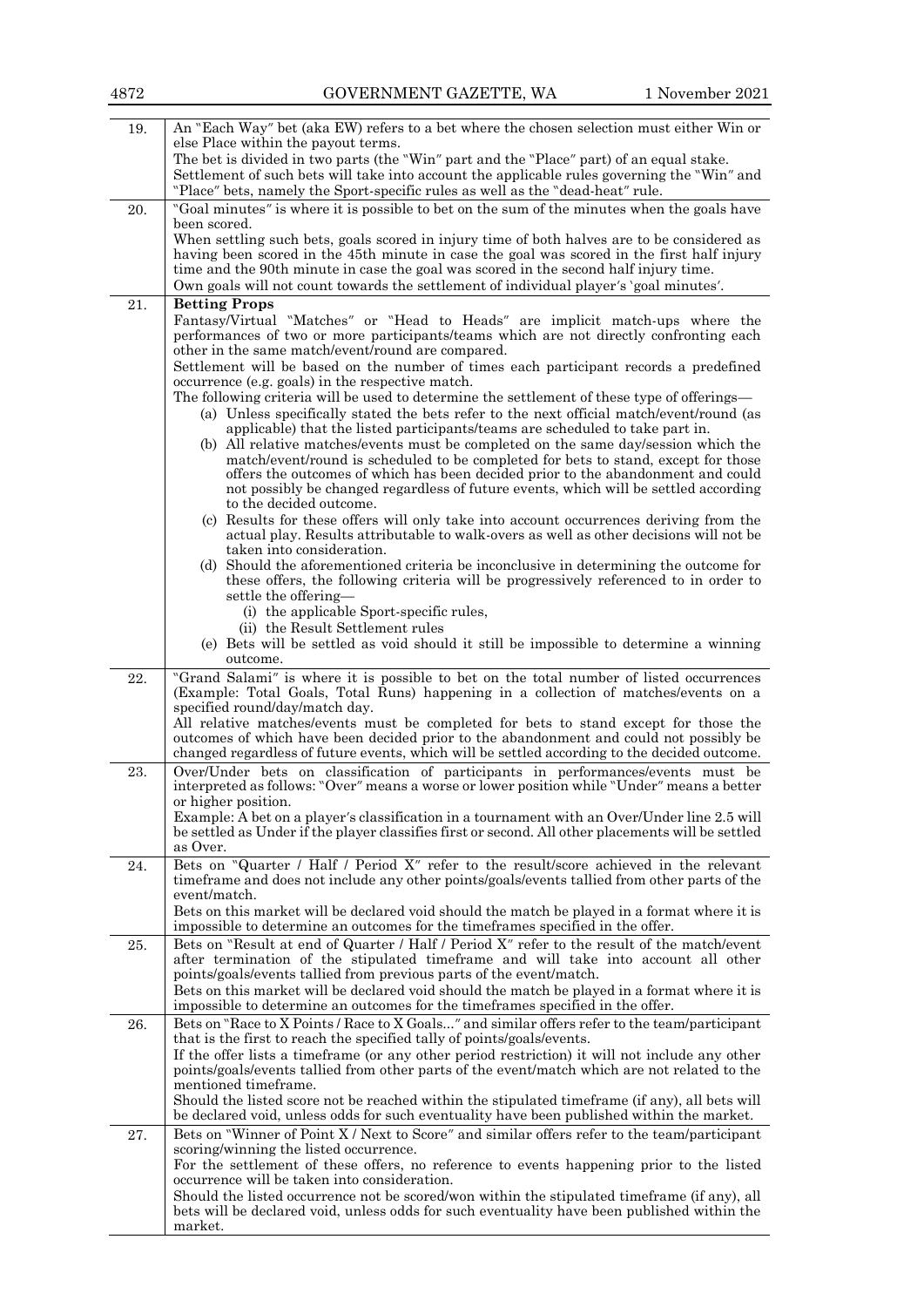| | |
|---|---|
| 19. | An "Each Way" bet (aka EW) refers to a bet where the chosen selection must either Win or else Place within the payout terms.<br>The bet is divided in two parts (the "Win" part and the "Place" part) of an equal stake.<br>Settlement of such bets will take into account the applicable rules governing the "Win" and "Place" bets, namely the Sport-specific rules as well as the "dead-heat" rule. |
| 20. | "Goal minutes" is where it is possible to bet on the sum of the minutes when the goals have been scored.<br>When settling such bets, goals scored in injury time of both halves are to be considered as having been scored in the 45th minute in case the goal was scored in the first half injury time and the 90th minute in case the goal was scored in the second half injury time.<br>Own goals will not count towards the settlement of individual player's 'goal minutes'. |
| 21. | **Betting Props**<br>Fantasy/Virtual "Matches" or "Head to Heads" are implicit match-ups where the performances of two or more participants/teams which are not directly confronting each other in the same match/event/round are compared.<br>Settlement will be based on the number of times each participant records a predefined occurrence (e.g. goals) in the respective match.<br>The following criteria will be used to determine the settlement of these type of offerings—<br>(a) Unless specifically stated the bets refer to the next official match/event/round (as applicable) that the listed participants/teams are scheduled to take part in.<br>(b) All relative matches/events must be completed on the same day/session which the match/event/round is scheduled to be completed for bets to stand, except for those offers the outcomes of which has been decided prior to the abandonment and could not possibly be changed regardless of future events, which will be settled according to the decided outcome.<br>(c) Results for these offers will only take into account occurrences deriving from the actual play. Results attributable to walk-overs as well as other decisions will not be taken into consideration.<br>(d) Should the aforementioned criteria be inconclusive in determining the outcome for these offers, the following criteria will be progressively referenced to in order to settle the offering—<br>(i) the applicable Sport-specific rules,<br>(ii) the Result Settlement rules<br>(e) Bets will be settled as void should it still be impossible to determine a winning outcome. |
| 22. | "Grand Salami" is where it is possible to bet on the total number of listed occurrences (Example: Total Goals, Total Runs) happening in a collection of matches/events on a specified round/day/match day.<br>All relative matches/events must be completed for bets to stand except for those the outcomes of which have been decided prior to the abandonment and could not possibly be changed regardless of future events, which will be settled according to the decided outcome. |
| 23. | Over/Under bets on classification of participants in performances/events must be interpreted as follows: "Over" means a worse or lower position while "Under" means a better or higher position.<br>Example: A bet on a player's classification in a tournament with an Over/Under line 2.5 will be settled as Under if the player classifies first or second. All other placements will be settled as Over. |
| 24. | Bets on "Quarter / Half / Period X" refer to the result/score achieved in the relevant timeframe and does not include any other points/goals/events tallied from other parts of the event/match.<br>Bets on this market will be declared void should the match be played in a format where it is impossible to determine an outcomes for the timeframes specified in the offer. |
| 25. | Bets on "Result at end of Quarter / Half / Period X" refer to the result of the match/event after termination of the stipulated timeframe and will take into account all other points/goals/events tallied from previous parts of the event/match.<br>Bets on this market will be declared void should the match be played in a format where it is impossible to determine an outcomes for the timeframes specified in the offer. |
| 26. | Bets on "Race to X Points / Race to X Goals..." and similar offers refer to the team/participant that is the first to reach the specified tally of points/goals/events.<br>If the offer lists a timeframe (or any other period restriction) it will not include any other points/goals/events tallied from other parts of the event/match which are not related to the mentioned timeframe.<br>Should the listed score not be reached within the stipulated timeframe (if any), all bets will be declared void, unless odds for such eventuality have been published within the market. |
| 27. | Bets on "Winner of Point X / Next to Score" and similar offers refer to the team/participant scoring/winning the listed occurrence.<br>For the settlement of these offers, no reference to events happening prior to the listed occurrence will be taken into consideration.<br>Should the listed occurrence not be scored/won within the stipulated timeframe (if any), all bets will be declared void, unless odds for such eventuality have been published within the market. |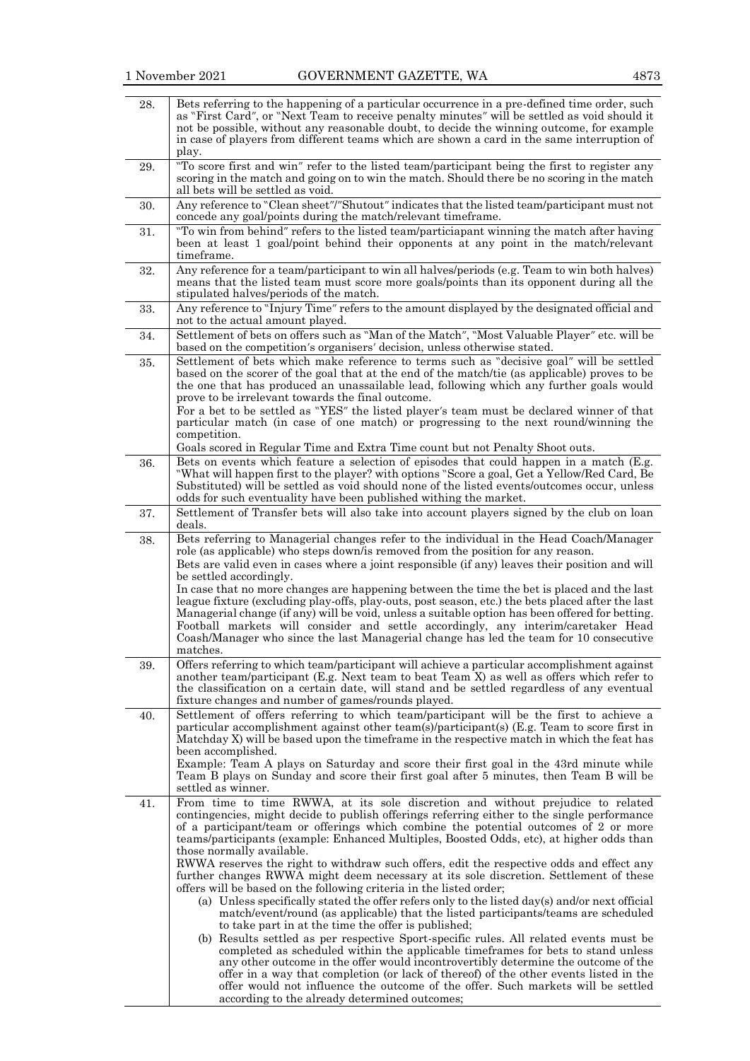| | |
|---|---|
| 28. | Bets referring to the happening of a particular occurrence in a pre-defined time order, such as "First Card", or "Next Team to receive penalty minutes" will be settled as void should it not be possible, without any reasonable doubt, to decide the winning outcome, for example in case of players from different teams which are shown a card in the same interruption of play. |
| 29. | "To score first and win" refer to the listed team/participant being the first to register any scoring in the match and going on to win the match. Should there be no scoring in the match all bets will be settled as void. |
| 30. | Any reference to "Clean sheet"/"Shutout" indicates that the listed team/participant must not concede any goal/points during the match/relevant timeframe. |
| 31. | "To win from behind" refers to the listed team/particiapant winning the match after having been at least 1 goal/point behind their opponents at any point in the match/relevant timeframe. |
| 32. | Any reference for a team/participant to win all halves/periods (e.g. Team to win both halves) means that the listed team must score more goals/points than its opponent during all the stipulated halves/periods of the match. |
| 33. | Any reference to "Injury Time" refers to the amount displayed by the designated official and not to the actual amount played. |
| 34. | Settlement of bets on offers such as "Man of the Match", "Most Valuable Player" etc. will be based on the competition's organisers' decision, unless otherwise stated. |
| 35. | Settlement of bets which make reference to terms such as "decisive goal" will be settled based on the scorer of the goal that at the end of the match/tie (as applicable) proves to be the one that has produced an unassailable lead, following which any further goals would prove to be irrelevant towards the final outcome.<br>For a bet to be settled as "YES" the listed player's team must be declared winner of that particular match (in case of one match) or progressing to the next round/winning the competition.<br>Goals scored in Regular Time and Extra Time count but not Penalty Shoot outs. |
| 36. | Bets on events which feature a selection of episodes that could happen in a match (E.g. "What will happen first to the player? with options "Score a goal, Get a Yellow/Red Card, Be Substituted) will be settled as void should none of the listed events/outcomes occur, unless odds for such eventuality have been published withing the market. |
| 37. | Settlement of Transfer bets will also take into account players signed by the club on loan deals. |
| 38. | Bets referring to Managerial changes refer to the individual in the Head Coach/Manager role (as applicable) who steps down/is removed from the position for any reason.<br>Bets are valid even in cases where a joint responsible (if any) leaves their position and will be settled accordingly.<br>In case that no more changes are happening between the time the bet is placed and the last league fixture (excluding play-offs, play-outs, post season, etc.) the bets placed after the last Managerial change (if any) will be void, unless a suitable option has been offered for betting. Football markets will consider and settle accordingly, any interim/caretaker Head Coash/Manager who since the last Managerial change has led the team for 10 consecutive matches. |
| 39. | Offers referring to which team/participant will achieve a particular accomplishment against another team/participant (E.g. Next team to beat Team X) as well as offers which refer to the classification on a certain date, will stand and be settled regardless of any eventual fixture changes and number of games/rounds played. |
| 40. | Settlement of offers referring to which team/participant will be the first to achieve a particular accomplishment against other team(s)/participant(s) (E.g. Team to score first in Matchday X) will be based upon the timeframe in the respective match in which the feat has been accomplished.<br>Example: Team A plays on Saturday and score their first goal in the 43rd minute while Team B plays on Sunday and score their first goal after 5 minutes, then Team B will be settled as winner. |
| 41. | From time to time RWWA, at its sole discretion and without prejudice to related contingencies, might decide to publish offerings referring either to the single performance of a participant/team or offerings which combine the potential outcomes of 2 or more teams/participants (example: Enhanced Multiples, Boosted Odds, etc), at higher odds than those normally available.<br>RWWA reserves the right to withdraw such offers, edit the respective odds and effect any further changes RWWA might deem necessary at its sole discretion. Settlement of these offers will be based on the following criteria in the listed order;<br>(a) Unless specifically stated the offer refers only to the listed day(s) and/or next official match/event/round (as applicable) that the listed participants/teams are scheduled to take part in at the time the offer is published;<br>(b) Results settled as per respective Sport-specific rules. All related events must be completed as scheduled within the applicable timeframes for bets to stand unless any other outcome in the offer would incontrovertibly determine the outcome of the offer in a way that completion (or lack of thereof) of the other events listed in the offer would not influence the outcome of the offer. Such markets will be settled according to the already determined outcomes; |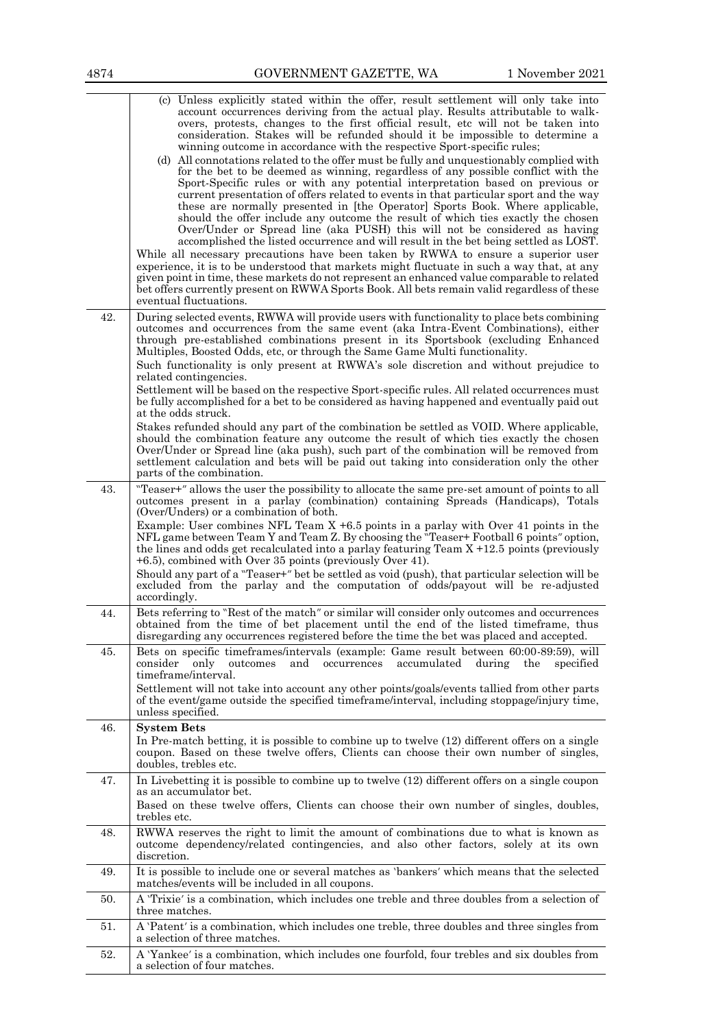| | |
|---|---|
| | (c) Unless explicitly stated within the offer, result settlement will only take into account occurrences deriving from the actual play. Results attributable to walk-overs, protests, changes to the first official result, etc will not be taken into consideration. Stakes will be refunded should it be impossible to determine a winning outcome in accordance with the respective Sport-specific rules;<br>(d) All connotations related to the offer must be fully and unquestionably complied with for the bet to be deemed as winning, regardless of any possible conflict with the Sport-Specific rules or with any potential interpretation based on previous or current presentation of offers related to events in that particular sport and the way these are normally presented in [the Operator] Sports Book. Where applicable, should the offer include any outcome the result of which ties exactly the chosen Over/Under or Spread line (aka PUSH) this will not be considered as having accomplished the listed occurrence and will result in the bet being settled as LOST.<br>While all necessary precautions have been taken by RWWA to ensure a superior user experience, it is to be understood that markets might fluctuate in such a way that, at any given point in time, these markets do not represent an enhanced value comparable to related bet offers currently present on RWWA Sports Book. All bets remain valid regardless of these eventual fluctuations. |
| 42. | During selected events, RWWA will provide users with functionality to place bets combining outcomes and occurrences from the same event (aka Intra-Event Combinations), either through pre-established combinations present in its Sportsbook (excluding Enhanced Multiples, Boosted Odds, etc, or through the Same Game Multi functionality.<br>Such functionality is only present at RWWA's sole discretion and without prejudice to related contingencies.<br>Settlement will be based on the respective Sport-specific rules. All related occurrences must be fully accomplished for a bet to be considered as having happened and eventually paid out at the odds struck.<br>Stakes refunded should any part of the combination be settled as VOID. Where applicable, should the combination feature any outcome the result of which ties exactly the chosen Over/Under or Spread line (aka push), such part of the combination will be removed from settlement calculation and bets will be paid out taking into consideration only the other parts of the combination. |
| 43. | "Teaser+" allows the user the possibility to allocate the same pre-set amount of points to all outcomes present in a parlay (combination) containing Spreads (Handicaps), Totals (Over/Unders) or a combination of both.<br>Example: User combines NFL Team X +6.5 points in a parlay with Over 41 points in the NFL game between Team Y and Team Z. By choosing the "Teaser+ Football 6 points" option, the lines and odds get recalculated into a parlay featuring Team X +12.5 points (previously +6.5), combined with Over 35 points (previously Over 41).<br>Should any part of a "Teaser+" bet be settled as void (push), that particular selection will be excluded from the parlay and the computation of odds/payout will be re-adjusted accordingly. |
| 44. | Bets referring to "Rest of the match" or similar will consider only outcomes and occurrences obtained from the time of bet placement until the end of the listed timeframe, thus disregarding any occurrences registered before the time the bet was placed and accepted. |
| 45. | Bets on specific timeframes/intervals (example: Game result between 60:00-89:59), will consider only outcomes and occurrences accumulated during the specified timeframe/interval.<br>Settlement will not take into account any other points/goals/events tallied from other parts of the event/game outside the specified timeframe/interval, including stoppage/injury time, unless specified. |
| 46. | **System Bets**<br>In Pre-match betting, it is possible to combine up to twelve (12) different offers on a single coupon. Based on these twelve offers, Clients can choose their own number of singles, doubles, trebles etc. |
| 47. | In Livebetting it is possible to combine up to twelve (12) different offers on a single coupon as an accumulator bet.<br>Based on these twelve offers, Clients can choose their own number of singles, doubles, trebles etc. |
| 48. | RWWA reserves the right to limit the amount of combinations due to what is known as outcome dependency/related contingencies, and also other factors, solely at its own discretion. |
| 49. | It is possible to include one or several matches as 'bankers' which means that the selected matches/events will be included in all coupons. |
| 50. | A 'Trixie' is a combination, which includes one treble and three doubles from a selection of three matches. |
| 51. | A 'Patent' is a combination, which includes one treble, three doubles and three singles from a selection of three matches. |
| 52. | A 'Yankee' is a combination, which includes one fourfold, four trebles and six doubles from a selection of four matches. |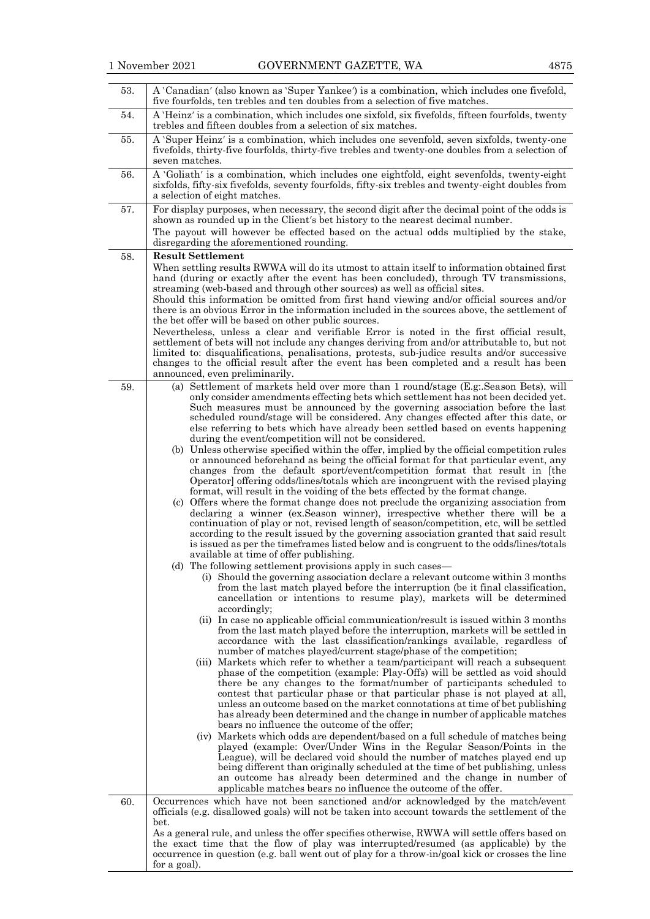| | |
|---|---|
| 53. | A 'Canadian' (also known as 'Super Yankee') is a combination, which includes one fivefold, five fourfolds, ten trebles and ten doubles from a selection of five matches. |
| 54. | A 'Heinz' is a combination, which includes one sixfold, six fivefolds, fifteen fourfolds, twenty trebles and fifteen doubles from a selection of six matches. |
| 55. | A 'Super Heinz' is a combination, which includes one sevenfold, seven sixfolds, twenty-one fivefolds, thirty-five fourfolds, thirty-five trebles and twenty-one doubles from a selection of seven matches. |
| 56. | A 'Goliath' is a combination, which includes one eightfold, eight sevenfolds, twenty-eight sixfolds, fifty-six fivefolds, seventy fourfolds, fifty-six trebles and twenty-eight doubles from a selection of eight matches. |
| 57. | For display purposes, when necessary, the second digit after the decimal point of the odds is shown as rounded up in the Client's bet history to the nearest decimal number.<br>The payout will however be effected based on the actual odds multiplied by the stake, disregarding the aforementioned rounding. |
| 58. | **Result Settlement**<br>When settling results RWWA will do its utmost to attain itself to information obtained first hand (during or exactly after the event has been concluded), through TV transmissions, streaming (web-based and through other sources) as well as official sites.<br>Should this information be omitted from first hand viewing and/or official sources and/or there is an obvious Error in the information included in the sources above, the settlement of the bet offer will be based on other public sources.<br>Nevertheless, unless a clear and verifiable Error is noted in the first official result, settlement of bets will not include any changes deriving from and/or attributable to, but not limited to: disqualifications, penalisations, protests, sub-judice results and/or successive changes to the official result after the event has been completed and a result has been announced, even preliminarily. |
| 59. | (a) Settlement of markets held over more than 1 round/stage (E.g:.Season Bets), will only consider amendments effecting bets which settlement has not been decided yet. Such measures must be announced by the governing association before the last scheduled round/stage will be considered. Any changes effected after this date, or else referring to bets which have already been settled based on events happening during the event/competition will not be considered.<br>(b) Unless otherwise specified within the offer, implied by the official competition rules or announced beforehand as being the official format for that particular event, any changes from the default sport/event/competition format that result in [the Operator] offering odds/lines/totals which are incongruent with the revised playing format, will result in the voiding of the bets effected by the format change.<br>(c) Offers where the format change does not preclude the organizing association from declaring a winner (ex.Season winner), irrespective whether there will be a continuation of play or not, revised length of season/competition, etc, will be settled according to the result issued by the governing association granted that said result is issued as per the timeframes listed below and is congruent to the odds/lines/totals available at time of offer publishing.<br>(d) The following settlement provisions apply in such cases—<br>(i) Should the governing association declare a relevant outcome within 3 months from the last match played before the interruption (be it final classification, cancellation or intentions to resume play), markets will be determined accordingly;<br>(ii) In case no applicable official communication/result is issued within 3 months from the last match played before the interruption, markets will be settled in accordance with the last classification/rankings available, regardless of number of matches played/current stage/phase of the competition;<br>(iii) Markets which refer to whether a team/participant will reach a subsequent phase of the competition (example: Play-Offs) will be settled as void should there be any changes to the format/number of participants scheduled to contest that particular phase or that particular phase is not played at all, unless an outcome based on the market connotations at time of bet publishing has already been determined and the change in number of applicable matches bears no influence the outcome of the offer;<br>(iv) Markets which odds are dependent/based on a full schedule of matches being played (example: Over/Under Wins in the Regular Season/Points in the League), will be declared void should the number of matches played end up being different than originally scheduled at the time of bet publishing, unless an outcome has already been determined and the change in number of applicable matches bears no influence the outcome of the offer. |
| 60. | Occurrences which have not been sanctioned and/or acknowledged by the match/event officials (e.g. disallowed goals) will not be taken into account towards the settlement of the bet.<br>As a general rule, and unless the offer specifies otherwise, RWWA will settle offers based on the exact time that the flow of play was interrupted/resumed (as applicable) by the occurrence in question (e.g. ball went out of play for a throw-in/goal kick or crosses the line for a goal). |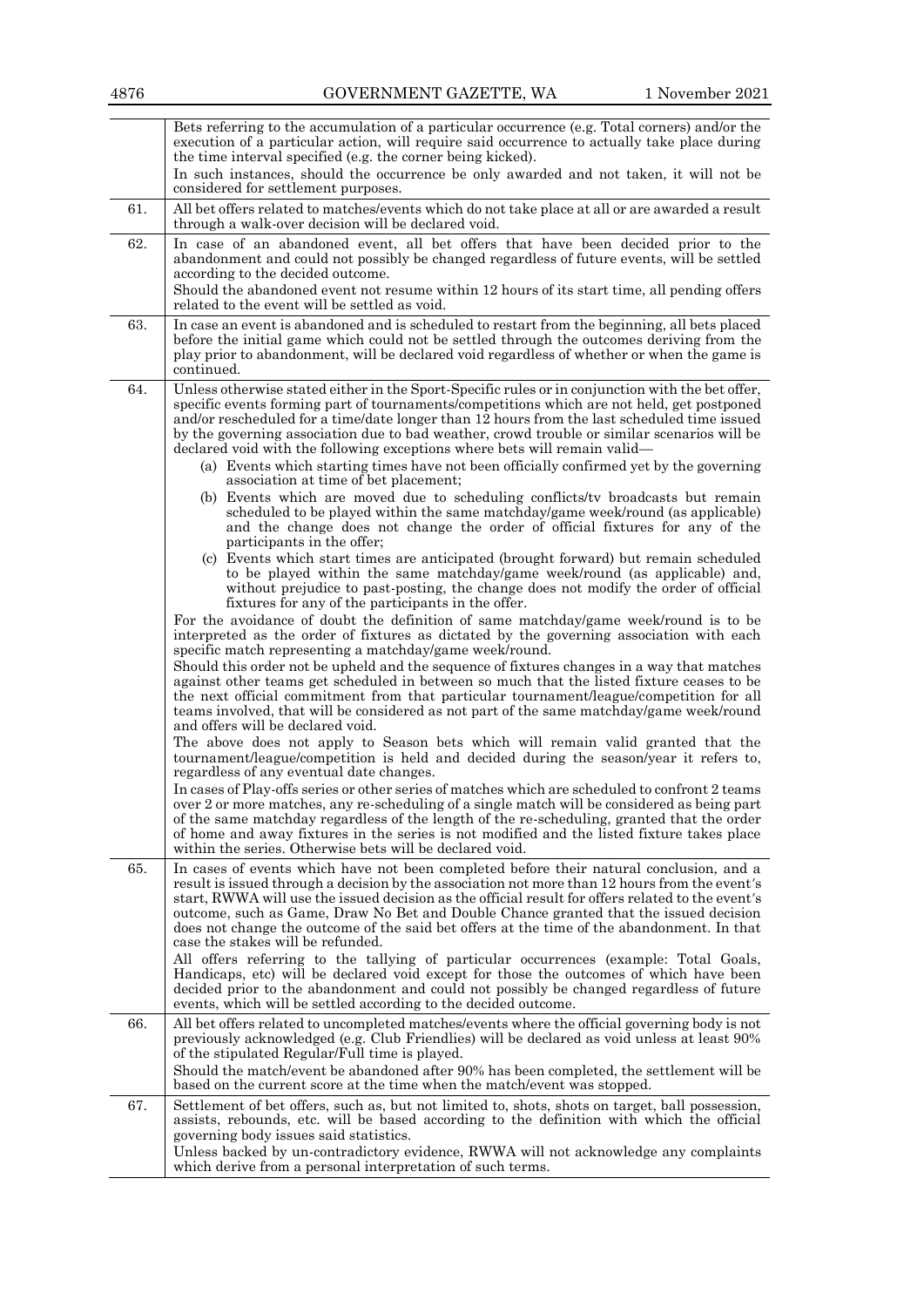| | |
|---|---|
| | Bets referring to the accumulation of a particular occurrence (e.g. Total corners) and/or the execution of a particular action, will require said occurrence to actually take place during the time interval specified (e.g. the corner being kicked).<br>In such instances, should the occurrence be only awarded and not taken, it will not be considered for settlement purposes. |
| 61. | All bet offers related to matches/events which do not take place at all or are awarded a result through a walk-over decision will be declared void. |
| 62. | In case of an abandoned event, all bet offers that have been decided prior to the abandonment and could not possibly be changed regardless of future events, will be settled according to the decided outcome.<br>Should the abandoned event not resume within 12 hours of its start time, all pending offers related to the event will be settled as void. |
| 63. | In case an event is abandoned and is scheduled to restart from the beginning, all bets placed before the initial game which could not be settled through the outcomes deriving from the play prior to abandonment, will be declared void regardless of whether or when the game is continued. |
| 64. | Unless otherwise stated either in the Sport-Specific rules or in conjunction with the bet offer, specific events forming part of tournaments/competitions which are not held, get postponed and/or rescheduled for a time/date longer than 12 hours from the last scheduled time issued by the governing association due to bad weather, crowd trouble or similar scenarios will be declared void with the following exceptions where bets will remain valid—<br>(a) Events which starting times have not been officially confirmed yet by the governing association at time of bet placement;<br>(b) Events which are moved due to scheduling conflicts/tv broadcasts but remain scheduled to be played within the same matchday/game week/round (as applicable) and the change does not change the order of official fixtures for any of the participants in the offer;<br>(c) Events which start times are anticipated (brought forward) but remain scheduled to be played within the same matchday/game week/round (as applicable) and, without prejudice to past-posting, the change does not modify the order of official fixtures for any of the participants in the offer.<br>For the avoidance of doubt the definition of same matchday/game week/round is to be interpreted as the order of fixtures as dictated by the governing association with each specific match representing a matchday/game week/round.<br>Should this order not be upheld and the sequence of fixtures changes in a way that matches against other teams get scheduled in between so much that the listed fixture ceases to be the next official commitment from that particular tournament/league/competition for all teams involved, that will be considered as not part of the same matchday/game week/round and offers will be declared void.<br>The above does not apply to Season bets which will remain valid granted that the tournament/league/competition is held and decided during the season/year it refers to, regardless of any eventual date changes.<br>In cases of Play-offs series or other series of matches which are scheduled to confront 2 teams over 2 or more matches, any re-scheduling of a single match will be considered as being part of the same matchday regardless of the length of the re-scheduling, granted that the order of home and away fixtures in the series is not modified and the listed fixture takes place within the series. Otherwise bets will be declared void. |
| 65. | In cases of events which have not been completed before their natural conclusion, and a result is issued through a decision by the association not more than 12 hours from the event's start, RWWA will use the issued decision as the official result for offers related to the event's outcome, such as Game, Draw No Bet and Double Chance granted that the issued decision does not change the outcome of the said bet offers at the time of the abandonment. In that case the stakes will be refunded.<br>All offers referring to the tallying of particular occurrences (example: Total Goals, Handicaps, etc) will be declared void except for those the outcomes of which have been decided prior to the abandonment and could not possibly be changed regardless of future events, which will be settled according to the decided outcome. |
| 66. | All bet offers related to uncompleted matches/events where the official governing body is not previously acknowledged (e.g. Club Friendlies) will be declared as void unless at least 90% of the stipulated Regular/Full time is played.<br>Should the match/event be abandoned after 90% has been completed, the settlement will be based on the current score at the time when the match/event was stopped. |
| 67. | Settlement of bet offers, such as, but not limited to, shots, shots on target, ball possession, assists, rebounds, etc. will be based according to the definition with which the official governing body issues said statistics.<br>Unless backed by un-contradictory evidence, RWWA will not acknowledge any complaints which derive from a personal interpretation of such terms. |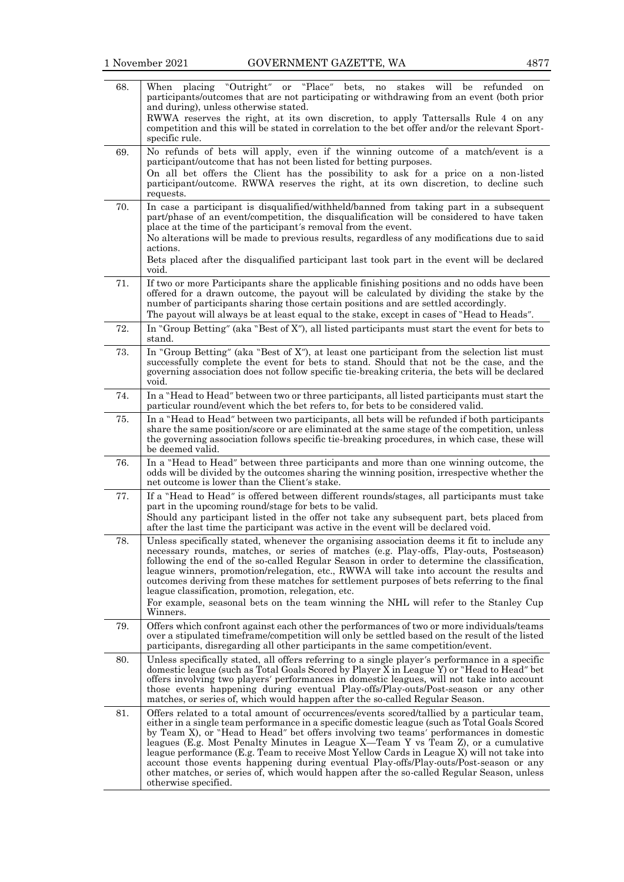| | |
|---|---|
| 68. | When placing "Outright" or "Place" bets, no stakes will be refunded on participants/outcomes that are not participating or withdrawing from an event (both prior and during), unless otherwise stated.<br>RWWA reserves the right, at its own discretion, to apply Tattersalls Rule 4 on any competition and this will be stated in correlation to the bet offer and/or the relevant Sport-specific rule. |
| 69. | No refunds of bets will apply, even if the winning outcome of a match/event is a participant/outcome that has not been listed for betting purposes.<br>On all bet offers the Client has the possibility to ask for a price on a non-listed participant/outcome. RWWA reserves the right, at its own discretion, to decline such requests. |
| 70. | In case a participant is disqualified/withheld/banned from taking part in a subsequent part/phase of an event/competition, the disqualification will be considered to have taken place at the time of the participant's removal from the event.<br>No alterations will be made to previous results, regardless of any modifications due to said actions.<br>Bets placed after the disqualified participant last took part in the event will be declared void. |
| 71. | If two or more Participants share the applicable finishing positions and no odds have been offered for a drawn outcome, the payout will be calculated by dividing the stake by the number of participants sharing those certain positions and are settled accordingly.<br>The payout will always be at least equal to the stake, except in cases of "Head to Heads". |
| 72. | In "Group Betting" (aka "Best of X"), all listed participants must start the event for bets to stand. |
| 73. | In "Group Betting" (aka "Best of X"), at least one participant from the selection list must successfully complete the event for bets to stand. Should that not be the case, and the governing association does not follow specific tie-breaking criteria, the bets will be declared void. |
| 74. | In a "Head to Head" between two or three participants, all listed participants must start the particular round/event which the bet refers to, for bets to be considered valid. |
| 75. | In a "Head to Head" between two participants, all bets will be refunded if both participants share the same position/score or are eliminated at the same stage of the competition, unless the governing association follows specific tie-breaking procedures, in which case, these will be deemed valid. |
| 76. | In a "Head to Head" between three participants and more than one winning outcome, the odds will be divided by the outcomes sharing the winning position, irrespective whether the net outcome is lower than the Client's stake. |
| 77. | If a "Head to Head" is offered between different rounds/stages, all participants must take part in the upcoming round/stage for bets to be valid.<br>Should any participant listed in the offer not take any subsequent part, bets placed from after the last time the participant was active in the event will be declared void. |
| 78. | Unless specifically stated, whenever the organising association deems it fit to include any necessary rounds, matches, or series of matches (e.g. Play-offs, Play-outs, Postseason) following the end of the so-called Regular Season in order to determine the classification, league winners, promotion/relegation, etc., RWWA will take into account the results and outcomes deriving from these matches for settlement purposes of bets referring to the final league classification, promotion, relegation, etc.<br>For example, seasonal bets on the team winning the NHL will refer to the Stanley Cup Winners. |
| 79. | Offers which confront against each other the performances of two or more individuals/teams over a stipulated timeframe/competition will only be settled based on the result of the listed participants, disregarding all other participants in the same competition/event. |
| 80. | Unless specifically stated, all offers referring to a single player's performance in a specific domestic league (such as Total Goals Scored by Player X in League Y) or "Head to Head" bet offers involving two players' performances in domestic leagues, will not take into account those events happening during eventual Play-offs/Play-outs/Post-season or any other matches, or series of, which would happen after the so-called Regular Season. |
| 81. | Offers related to a total amount of occurrences/events scored/tallied by a particular team, either in a single team performance in a specific domestic league (such as Total Goals Scored by Team X), or "Head to Head" bet offers involving two teams' performances in domestic leagues (E.g. Most Penalty Minutes in League X—Team Y vs Team Z), or a cumulative league performance (E.g. Team to receive Most Yellow Cards in League X) will not take into account those events happening during eventual Play-offs/Play-outs/Post-season or any other matches, or series of, which would happen after the so-called Regular Season, unless otherwise specified. |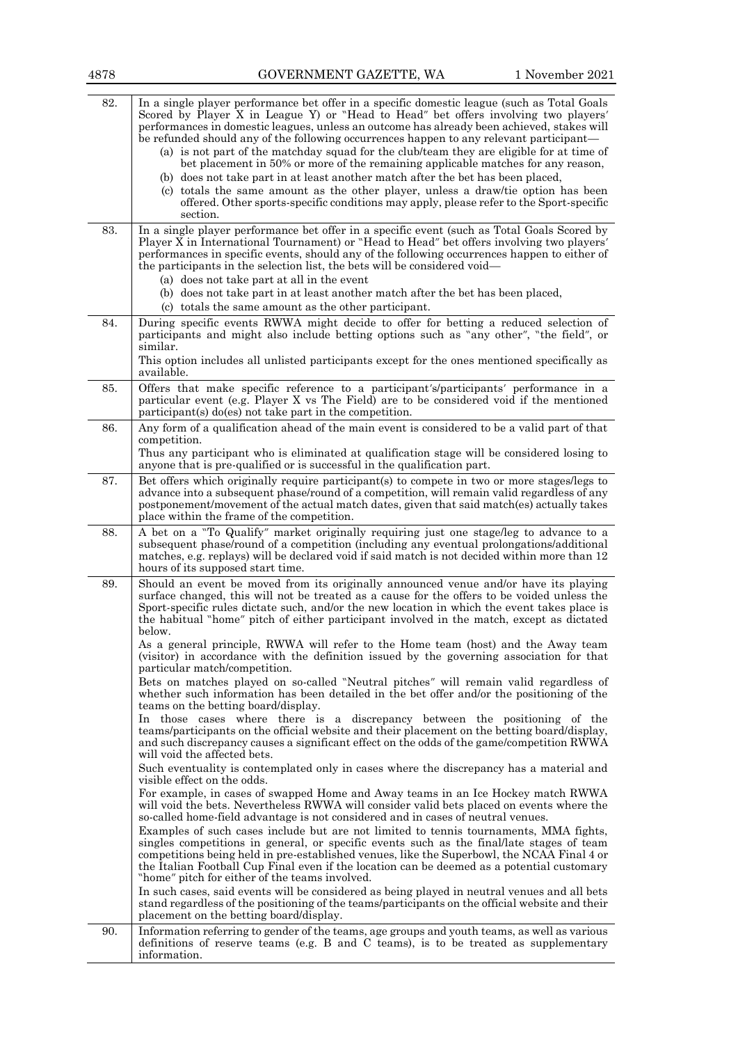| | |
|---|---|
| 82. | In a single player performance bet offer in a specific domestic league (such as Total Goals Scored by Player X in League Y) or "Head to Head" bet offers involving two players' performances in domestic leagues, unless an outcome has already been achieved, stakes will be refunded should any of the following occurrences happen to any relevant participant—<br>(a) is not part of the matchday squad for the club/team they are eligible for at time of bet placement in 50% or more of the remaining applicable matches for any reason,<br>(b) does not take part in at least another match after the bet has been placed,<br>(c) totals the same amount as the other player, unless a draw/tie option has been offered. Other sports-specific conditions may apply, please refer to the Sport-specific section. |
| 83. | In a single player performance bet offer in a specific event (such as Total Goals Scored by Player X in International Tournament) or "Head to Head" bet offers involving two players' performances in specific events, should any of the following occurrences happen to either of the participants in the selection list, the bets will be considered void—<br>(a) does not take part at all in the event<br>(b) does not take part in at least another match after the bet has been placed,<br>(c) totals the same amount as the other participant. |
| 84. | During specific events RWWA might decide to offer for betting a reduced selection of participants and might also include betting options such as "any other", "the field", or similar.<br>This option includes all unlisted participants except for the ones mentioned specifically as available. |
| 85. | Offers that make specific reference to a participant's/participants' performance in a particular event (e.g. Player X vs The Field) are to be considered void if the mentioned participant(s) do(es) not take part in the competition. |
| 86. | Any form of a qualification ahead of the main event is considered to be a valid part of that competition.<br>Thus any participant who is eliminated at qualification stage will be considered losing to anyone that is pre-qualified or is successful in the qualification part. |
| 87. | Bet offers which originally require participant(s) to compete in two or more stages/legs to advance into a subsequent phase/round of a competition, will remain valid regardless of any postponement/movement of the actual match dates, given that said match(es) actually takes place within the frame of the competition. |
| 88. | A bet on a "To Qualify" market originally requiring just one stage/leg to advance to a subsequent phase/round of a competition (including any eventual prolongations/additional matches, e.g. replays) will be declared void if said match is not decided within more than 12 hours of its supposed start time. |
| 89. | Should an event be moved from its originally announced venue and/or have its playing surface changed, this will not be treated as a cause for the offers to be voided unless the Sport-specific rules dictate such, and/or the new location in which the event takes place is the habitual "home" pitch of either participant involved in the match, except as dictated below.<br>As a general principle, RWWA will refer to the Home team (host) and the Away team (visitor) in accordance with the definition issued by the governing association for that particular match/competition.<br>Bets on matches played on so-called "Neutral pitches" will remain valid regardless of whether such information has been detailed in the bet offer and/or the positioning of the teams on the betting board/display.<br>In those cases where there is a discrepancy between the positioning of the teams/participants on the official website and their placement on the betting board/display, and such discrepancy causes a significant effect on the odds of the game/competition RWWA will void the affected bets.<br>Such eventuality is contemplated only in cases where the discrepancy has a material and visible effect on the odds.<br>For example, in cases of swapped Home and Away teams in an Ice Hockey match RWWA will void the bets. Nevertheless RWWA will consider valid bets placed on events where the so-called home-field advantage is not considered and in cases of neutral venues.<br>Examples of such cases include but are not limited to tennis tournaments, MMA fights, singles competitions in general, or specific events such as the final/late stages of team competitions being held in pre-established venues, like the Superbowl, the NCAA Final 4 or the Italian Football Cup Final even if the location can be deemed as a potential customary "home" pitch for either of the teams involved.<br>In such cases, said events will be considered as being played in neutral venues and all bets stand regardless of the positioning of the teams/participants on the official website and their placement on the betting board/display. |
| 90. | Information referring to gender of the teams, age groups and youth teams, as well as various definitions of reserve teams (e.g. B and C teams), is to be treated as supplementary information. |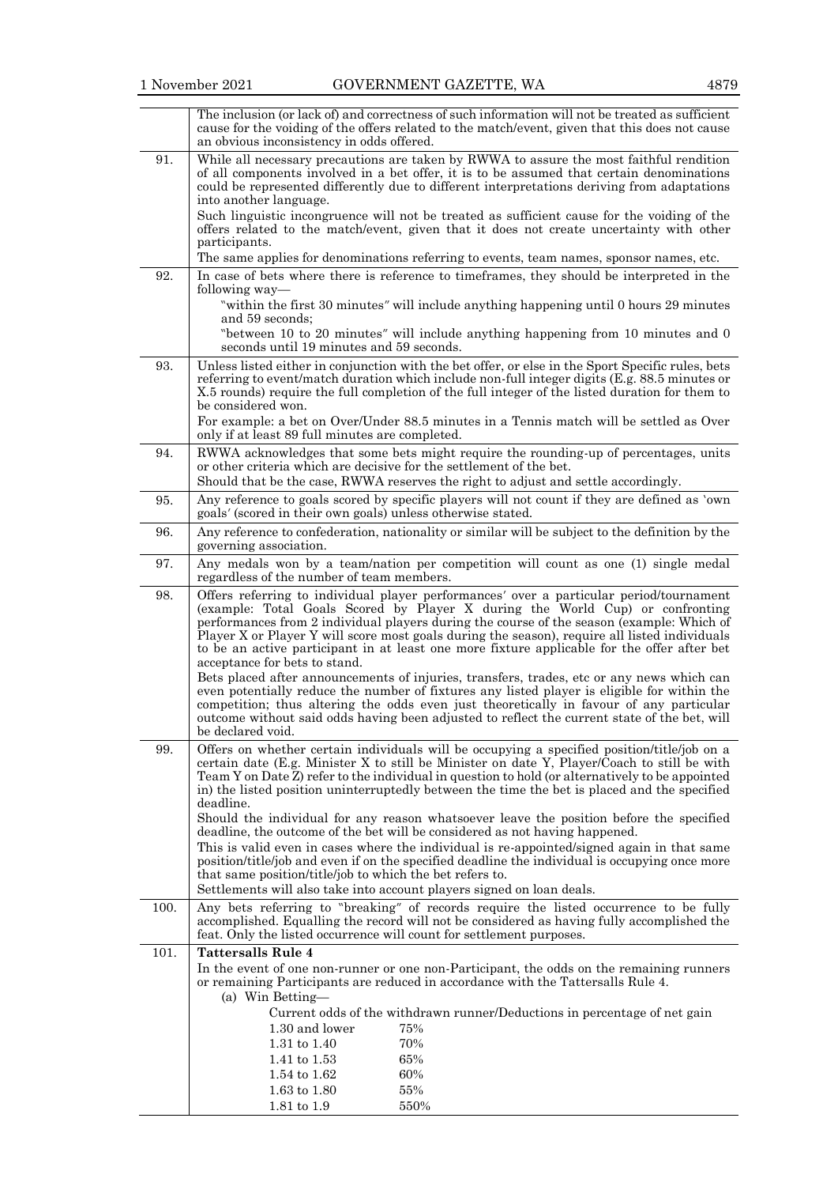| | |
|---|---|
| | The inclusion (or lack of) and correctness of such information will not be treated as sufficient cause for the voiding of the offers related to the match/event, given that this does not cause an obvious inconsistency in odds offered. |
| 91. | While all necessary precautions are taken by RWWA to assure the most faithful rendition of all components involved in a bet offer, it is to be assumed that certain denominations could be represented differently due to different interpretations deriving from adaptations into another language.<br>Such linguistic incongruence will not be treated as sufficient cause for the voiding of the offers related to the match/event, given that it does not create uncertainty with other participants.<br>The same applies for denominations referring to events, team names, sponsor names, etc. |
| 92. | In case of bets where there is reference to timeframes, they should be interpreted in the following way—<br>"within the first 30 minutes" will include anything happening until 0 hours 29 minutes and 59 seconds;<br>"between 10 to 20 minutes" will include anything happening from 10 minutes and 0 seconds until 19 minutes and 59 seconds. |
| 93. | Unless listed either in conjunction with the bet offer, or else in the Sport Specific rules, bets referring to event/match duration which include non-full integer digits (E.g. 88.5 minutes or X.5 rounds) require the full completion of the full integer of the listed duration for them to be considered won.<br>For example: a bet on Over/Under 88.5 minutes in a Tennis match will be settled as Over only if at least 89 full minutes are completed. |
| 94. | RWWA acknowledges that some bets might require the rounding-up of percentages, units or other criteria which are decisive for the settlement of the bet.<br>Should that be the case, RWWA reserves the right to adjust and settle accordingly. |
| 95. | Any reference to goals scored by specific players will not count if they are defined as 'own goals' (scored in their own goals) unless otherwise stated. |
| 96. | Any reference to confederation, nationality or similar will be subject to the definition by the governing association. |
| 97. | Any medals won by a team/nation per competition will count as one (1) single medal regardless of the number of team members. |
| 98. | Offers referring to individual player performances' over a particular period/tournament (example: Total Goals Scored by Player X during the World Cup) or confronting performances from 2 individual players during the course of the season (example: Which of Player X or Player Y will score most goals during the season), require all listed individuals to be an active participant in at least one more fixture applicable for the offer after bet acceptance for bets to stand.<br>Bets placed after announcements of injuries, transfers, trades, etc or any news which can even potentially reduce the number of fixtures any listed player is eligible for within the competition; thus altering the odds even just theoretically in favour of any particular outcome without said odds having been adjusted to reflect the current state of the bet, will be declared void. |
| 99. | Offers on whether certain individuals will be occupying a specified position/title/job on a certain date (E.g. Minister X to still be Minister on date Y, Player/Coach to still be with Team Y on Date Z) refer to the individual in question to hold (or alternatively to be appointed in) the listed position uninterruptedly between the time the bet is placed and the specified deadline.<br>Should the individual for any reason whatsoever leave the position before the specified deadline, the outcome of the bet will be considered as not having happened.<br>This is valid even in cases where the individual is re-appointed/signed again in that same position/title/job and even if on the specified deadline the individual is occupying once more that same position/title/job to which the bet refers to.<br>Settlements will also take into account players signed on loan deals. |
| 100. | Any bets referring to "breaking" of records require the listed occurrence to be fully accomplished. Equalling the record will not be considered as having fully accomplished the feat. Only the listed occurrence will count for settlement purposes. |
| 101. | **Tattersalls Rule 4**<br>In the event of one non-runner or one non-Participant, the odds on the remaining runners or remaining Participants are reduced in accordance with the Tattersalls Rule 4.<br>(a) Win Betting—<br>Current odds of the withdrawn runner/Deductions in percentage of net gain<br>1.30 and lower — 75%<br>1.31 to 1.40 — 70%<br>1.41 to 1.53 — 65%<br>1.54 to 1.62 — 60%<br>1.63 to 1.80 — 55%<br>1.81 to 1.9 — 550% |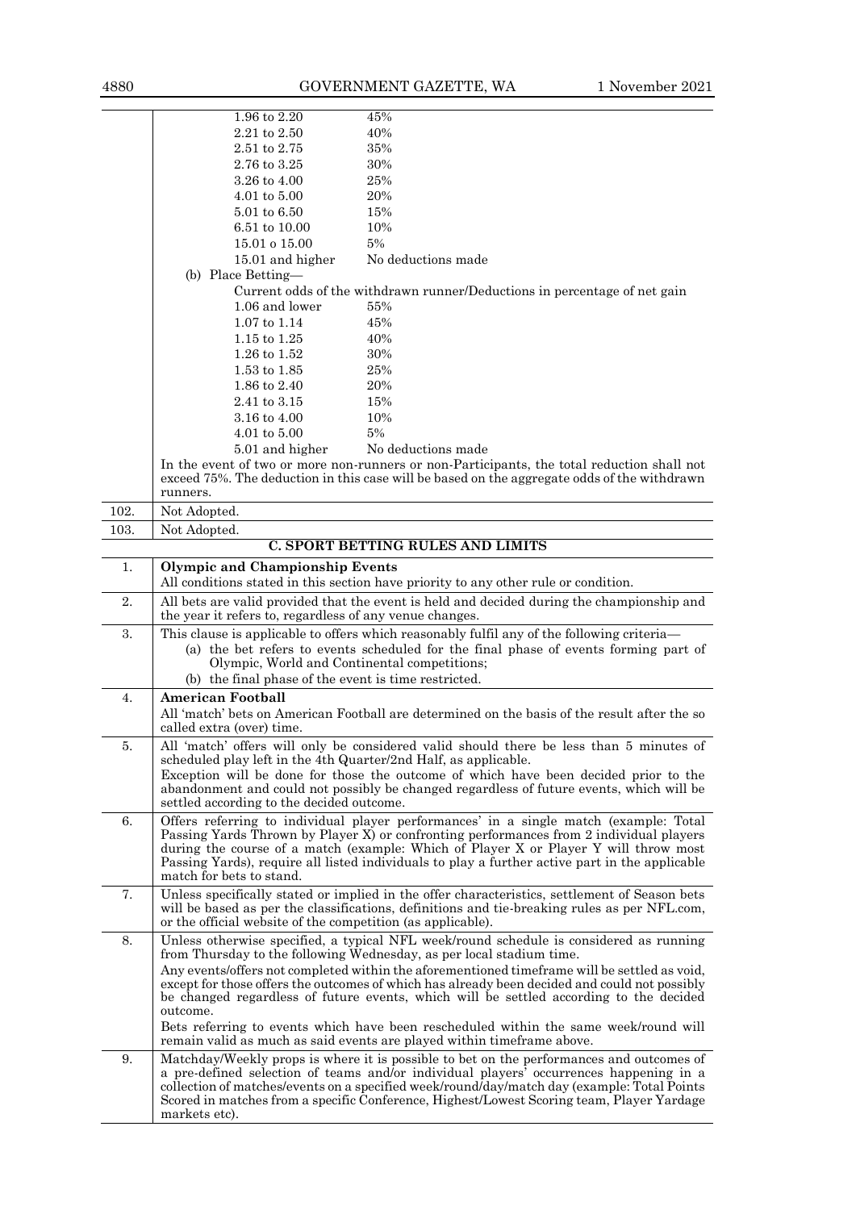| | | |
|---|---|---|
| | 1.96 to 2.20 | 45% |
| | 2.21 to 2.50 | 40% |
| | 2.51 to 2.75 | 35% |
| | 2.76 to 3.25 | 30% |
| | 3.26 to 4.00 | 25% |
| | 4.01 to 5.00 | 20% |
| | 5.01 to 6.50 | 15% |
| | 6.51 to 10.00 | 10% |
| | 15.01 o 15.00 | 5% |
| | 15.01 and higher | No deductions made |

(b) Place Betting—

Current odds of the withdrawn runner/Deductions in percentage of net gain

| | |
|---|---|
| 1.06 and lower | 55% |
| 1.07 to 1.14 | 45% |
| 1.15 to 1.25 | 40% |
| 1.26 to 1.52 | 30% |
| 1.53 to 1.85 | 25% |
| 1.86 to 2.40 | 20% |
| 2.41 to 3.15 | 15% |
| 3.16 to 4.00 | 10% |
| 4.01 to 5.00 | 5% |
| 5.01 and higher | No deductions made |

In the event of two or more non-runners or non-Participants, the total reduction shall not exceed 75%. The deduction in this case will be based on the aggregate odds of the withdrawn runners.

| | |
|---|---|
| 102. | Not Adopted. |
| 103. | Not Adopted. |

## C. SPORT BETTING RULES AND LIMITS

| | |
|---|---|
| 1. | **Olympic and Championship Events**<br>All conditions stated in this section have priority to any other rule or condition. |
| 2. | All bets are valid provided that the event is held and decided during the championship and the year it refers to, regardless of any venue changes. |
| 3. | This clause is applicable to offers which reasonably fulfil any of the following criteria—<br>(a) the bet refers to events scheduled for the final phase of events forming part of Olympic, World and Continental competitions;<br>(b) the final phase of the event is time restricted. |
| 4. | **American Football**<br>All 'match' bets on American Football are determined on the basis of the result after the so called extra (over) time. |
| 5. | All 'match' offers will only be considered valid should there be less than 5 minutes of scheduled play left in the 4th Quarter/2nd Half, as applicable.<br>Exception will be done for those the outcome of which have been decided prior to the abandonment and could not possibly be changed regardless of future events, which will be settled according to the decided outcome. |
| 6. | Offers referring to individual player performances' in a single match (example: Total Passing Yards Thrown by Player X) or confronting performances from 2 individual players during the course of a match (example: Which of Player X or Player Y will throw most Passing Yards), require all listed individuals to play a further active part in the applicable match for bets to stand. |
| 7. | Unless specifically stated or implied in the offer characteristics, settlement of Season bets will be based as per the classifications, definitions and tie-breaking rules as per NFL.com, or the official website of the competition (as applicable). |
| 8. | Unless otherwise specified, a typical NFL week/round schedule is considered as running from Thursday to the following Wednesday, as per local stadium time.<br>Any events/offers not completed within the aforementioned timeframe will be settled as void, except for those offers the outcomes of which has already been decided and could not possibly be changed regardless of future events, which will be settled according to the decided outcome.<br>Bets referring to events which have been rescheduled within the same week/round will remain valid as much as said events are played within timeframe above. |
| 9. | Matchday/Weekly props is where it is possible to bet on the performances and outcomes of a pre-defined selection of teams and/or individual players' occurrences happening in a collection of matches/events on a specified week/round/day/match day (example: Total Points Scored in matches from a specific Conference, Highest/Lowest Scoring team, Player Yardage markets etc). |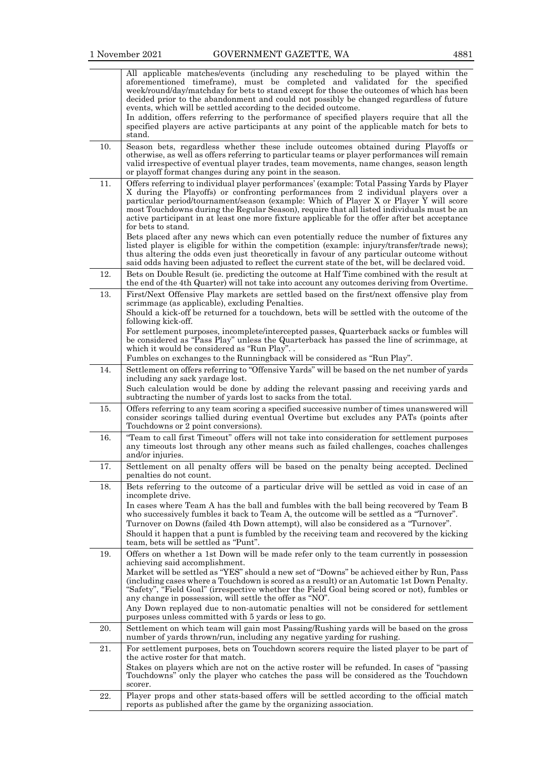| | |
|---|---|
| | All applicable matches/events (including any rescheduling to be played within the aforementioned timeframe), must be completed and validated for the specified week/round/day/matchday for bets to stand except for those the outcomes of which has been decided prior to the abandonment and could not possibly be changed regardless of future events, which will be settled according to the decided outcome.<br>In addition, offers referring to the performance of specified players require that all the specified players are active participants at any point of the applicable match for bets to stand. |
| 10. | Season bets, regardless whether these include outcomes obtained during Playoffs or otherwise, as well as offers referring to particular teams or player performances will remain valid irrespective of eventual player trades, team movements, name changes, season length or playoff format changes during any point in the season. |
| 11. | Offers referring to individual player performances' (example: Total Passing Yards by Player X during the Playoffs) or confronting performances from 2 individual players over a particular period/tournament/season (example: Which of Player X or Player Y will score most Touchdowns during the Regular Season), require that all listed individuals must be an active participant in at least one more fixture applicable for the offer after bet acceptance for bets to stand.<br>Bets placed after any news which can even potentially reduce the number of fixtures any listed player is eligible for within the competition (example: injury/transfer/trade news); thus altering the odds even just theoretically in favour of any particular outcome without said odds having been adjusted to reflect the current state of the bet, will be declared void. |
| 12. | Bets on Double Result (ie. predicting the outcome at Half Time combined with the result at the end of the 4th Quarter) will not take into account any outcomes deriving from Overtime. |
| 13. | First/Next Offensive Play markets are settled based on the first/next offensive play from scrimmage (as applicable), excluding Penalties.<br>Should a kick-off be returned for a touchdown, bets will be settled with the outcome of the following kick-off.<br>For settlement purposes, incomplete/intercepted passes, Quarterback sacks or fumbles will be considered as "Pass Play" unless the Quarterback has passed the line of scrimmage, at which it would be considered as "Run Play". .<br>Fumbles on exchanges to the Runningback will be considered as "Run Play". |
| 14. | Settlement on offers referring to "Offensive Yards" will be based on the net number of yards including any sack yardage lost.<br>Such calculation would be done by adding the relevant passing and receiving yards and subtracting the number of yards lost to sacks from the total. |
| 15. | Offers referring to any team scoring a specified successive number of times unanswered will consider scorings tallied during eventual Overtime but excludes any PATs (points after Touchdowns or 2 point conversions). |
| 16. | "Team to call first Timeout" offers will not take into consideration for settlement purposes any timeouts lost through any other means such as failed challenges, coaches challenges and/or injuries. |
| 17. | Settlement on all penalty offers will be based on the penalty being accepted. Declined penalties do not count. |
| 18. | Bets referring to the outcome of a particular drive will be settled as void in case of an incomplete drive.<br>In cases where Team A has the ball and fumbles with the ball being recovered by Team B who successively fumbles it back to Team A, the outcome will be settled as a "Turnover".<br>Turnover on Downs (failed 4th Down attempt), will also be considered as a "Turnover".<br>Should it happen that a punt is fumbled by the receiving team and recovered by the kicking team, bets will be settled as "Punt". |
| 19. | Offers on whether a 1st Down will be made refer only to the team currently in possession achieving said accomplishment.<br>Market will be settled as "YES" should a new set of "Downs" be achieved either by Run, Pass (including cases where a Touchdown is scored as a result) or an Automatic 1st Down Penalty. "Safety", "Field Goal" (irrespective whether the Field Goal being scored or not), fumbles or any change in possession, will settle the offer as "NO".<br>Any Down replayed due to non-automatic penalties will not be considered for settlement purposes unless committed with 5 yards or less to go. |
| 20. | Settlement on which team will gain most Passing/Rushing yards will be based on the gross number of yards thrown/run, including any negative yarding for rushing. |
| 21. | For settlement purposes, bets on Touchdown scorers require the listed player to be part of the active roster for that match.<br>Stakes on players which are not on the active roster will be refunded. In cases of "passing Touchdowns" only the player who catches the pass will be considered as the Touchdown scorer. |
| 22. | Player props and other stats-based offers will be settled according to the official match reports as published after the game by the organizing association. |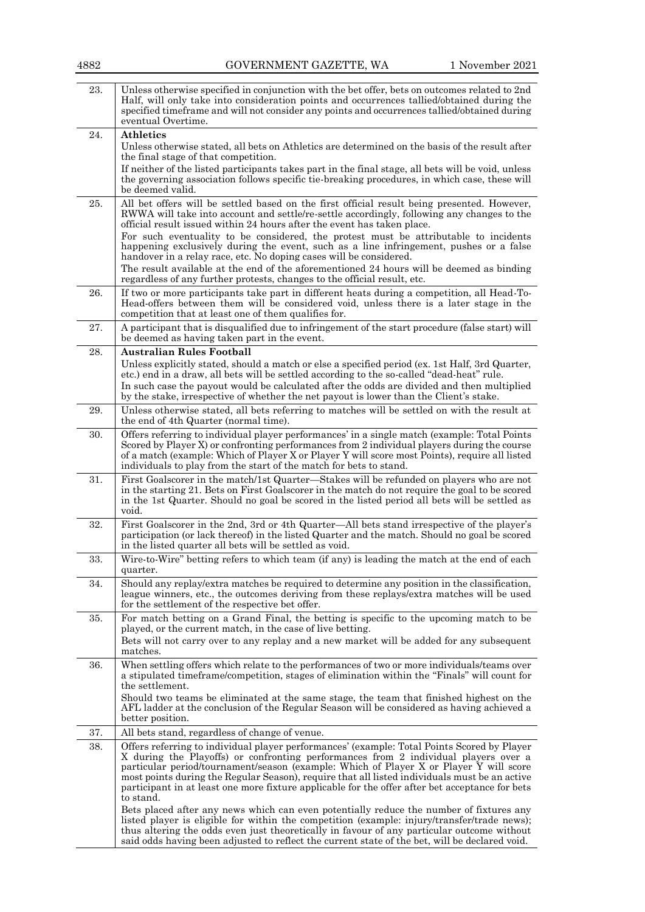| | |
|---|---|
| 23. | Unless otherwise specified in conjunction with the bet offer, bets on outcomes related to 2nd Half, will only take into consideration points and occurrences tallied/obtained during the specified timeframe and will not consider any points and occurrences tallied/obtained during eventual Overtime. |
| 24. | **Athletics**<br>Unless otherwise stated, all bets on Athletics are determined on the basis of the result after the final stage of that competition.<br>If neither of the listed participants takes part in the final stage, all bets will be void, unless the governing association follows specific tie-breaking procedures, in which case, these will be deemed valid. |
| 25. | All bet offers will be settled based on the first official result being presented. However, RWWA will take into account and settle/re-settle accordingly, following any changes to the official result issued within 24 hours after the event has taken place.<br>For such eventuality to be considered, the protest must be attributable to incidents happening exclusively during the event, such as a line infringement, pushes or a false handover in a relay race, etc. No doping cases will be considered.<br>The result available at the end of the aforementioned 24 hours will be deemed as binding regardless of any further protests, changes to the official result, etc. |
| 26. | If two or more participants take part in different heats during a competition, all Head-To-Head-offers between them will be considered void, unless there is a later stage in the competition that at least one of them qualifies for. |
| 27. | A participant that is disqualified due to infringement of the start procedure (false start) will be deemed as having taken part in the event. |
| 28. | **Australian Rules Football**<br>Unless explicitly stated, should a match or else a specified period (ex. 1st Half, 3rd Quarter, etc.) end in a draw, all bets will be settled according to the so-called "dead-heat" rule.<br>In such case the payout would be calculated after the odds are divided and then multiplied by the stake, irrespective of whether the net payout is lower than the Client's stake. |
| 29. | Unless otherwise stated, all bets referring to matches will be settled on with the result at the end of 4th Quarter (normal time). |
| 30. | Offers referring to individual player performances' in a single match (example: Total Points Scored by Player X) or confronting performances from 2 individual players during the course of a match (example: Which of Player X or Player Y will score most Points), require all listed individuals to play from the start of the match for bets to stand. |
| 31. | First Goalscorer in the match/1st Quarter—Stakes will be refunded on players who are not in the starting 21. Bets on First Goalscorer in the match do not require the goal to be scored in the 1st Quarter. Should no goal be scored in the listed period all bets will be settled as void. |
| 32. | First Goalscorer in the 2nd, 3rd or 4th Quarter—All bets stand irrespective of the player's participation (or lack thereof) in the listed Quarter and the match. Should no goal be scored in the listed quarter all bets will be settled as void. |
| 33. | Wire-to-Wire" betting refers to which team (if any) is leading the match at the end of each quarter. |
| 34. | Should any replay/extra matches be required to determine any position in the classification, league winners, etc., the outcomes deriving from these replays/extra matches will be used for the settlement of the respective bet offer. |
| 35. | For match betting on a Grand Final, the betting is specific to the upcoming match to be played, or the current match, in the case of live betting.<br>Bets will not carry over to any replay and a new market will be added for any subsequent matches. |
| 36. | When settling offers which relate to the performances of two or more individuals/teams over a stipulated timeframe/competition, stages of elimination within the "Finals" will count for the settlement.<br>Should two teams be eliminated at the same stage, the team that finished highest on the AFL ladder at the conclusion of the Regular Season will be considered as having achieved a better position. |
| 37. | All bets stand, regardless of change of venue. |
| 38. | Offers referring to individual player performances' (example: Total Points Scored by Player X during the Playoffs) or confronting performances from 2 individual players over a particular period/tournament/season (example: Which of Player X or Player Y will score most points during the Regular Season), require that all listed individuals must be an active participant in at least one more fixture applicable for the offer after bet acceptance for bets to stand.<br>Bets placed after any news which can even potentially reduce the number of fixtures any listed player is eligible for within the competition (example: injury/transfer/trade news); thus altering the odds even just theoretically in favour of any particular outcome without said odds having been adjusted to reflect the current state of the bet, will be declared void. |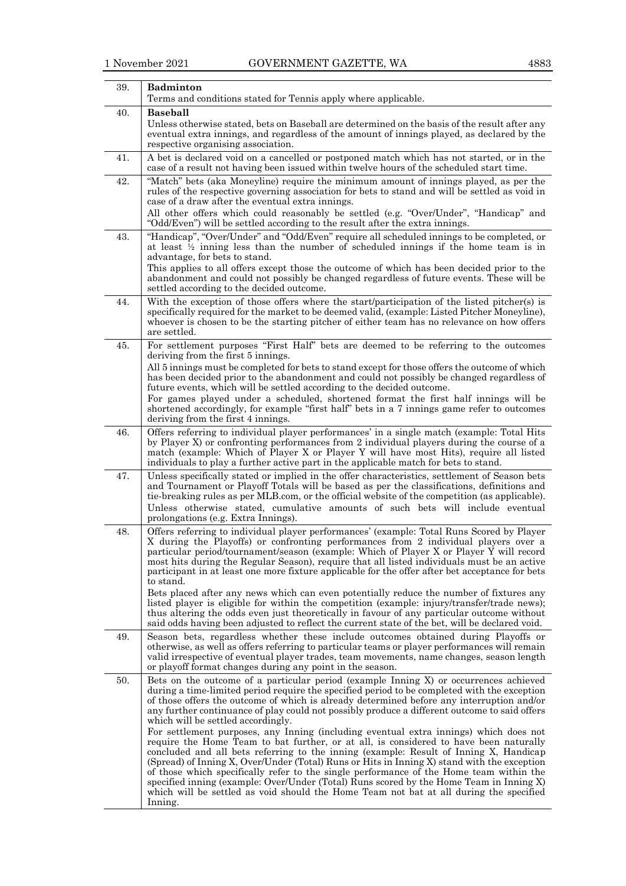| | |
|---|---|
| 39. | **Badminton**<br>Terms and conditions stated for Tennis apply where applicable. |
| 40. | **Baseball**<br>Unless otherwise stated, bets on Baseball are determined on the basis of the result after any eventual extra innings, and regardless of the amount of innings played, as declared by the respective organising association. |
| 41. | A bet is declared void on a cancelled or postponed match which has not started, or in the case of a result not having been issued within twelve hours of the scheduled start time. |
| 42. | "Match" bets (aka Moneyline) require the minimum amount of innings played, as per the rules of the respective governing association for bets to stand and will be settled as void in case of a draw after the eventual extra innings.<br>All other offers which could reasonably be settled (e.g. "Over/Under", "Handicap" and "Odd/Even") will be settled according to the result after the extra innings. |
| 43. | "Handicap", "Over/Under" and "Odd/Even" require all scheduled innings to be completed, or at least ½ inning less than the number of scheduled innings if the home team is in advantage, for bets to stand.<br>This applies to all offers except those the outcome of which has been decided prior to the abandonment and could not possibly be changed regardless of future events. These will be settled according to the decided outcome. |
| 44. | With the exception of those offers where the start/participation of the listed pitcher(s) is specifically required for the market to be deemed valid, (example: Listed Pitcher Moneyline), whoever is chosen to be the starting pitcher of either team has no relevance on how offers are settled. |
| 45. | For settlement purposes "First Half" bets are deemed to be referring to the outcomes deriving from the first 5 innings.<br>All 5 innings must be completed for bets to stand except for those offers the outcome of which has been decided prior to the abandonment and could not possibly be changed regardless of future events, which will be settled according to the decided outcome.<br>For games played under a scheduled, shortened format the first half innings will be shortened accordingly, for example "first half" bets in a 7 innings game refer to outcomes deriving from the first 4 innings. |
| 46. | Offers referring to individual player performances' in a single match (example: Total Hits by Player X) or confronting performances from 2 individual players during the course of a match (example: Which of Player X or Player Y will have most Hits), require all listed individuals to play a further active part in the applicable match for bets to stand. |
| 47. | Unless specifically stated or implied in the offer characteristics, settlement of Season bets and Tournament or Playoff Totals will be based as per the classifications, definitions and tie-breaking rules as per MLB.com, or the official website of the competition (as applicable).<br>Unless otherwise stated, cumulative amounts of such bets will include eventual prolongations (e.g. Extra Innings). |
| 48. | Offers referring to individual player performances' (example: Total Runs Scored by Player X during the Playoffs) or confronting performances from 2 individual players over a particular period/tournament/season (example: Which of Player X or Player Y will record most hits during the Regular Season), require that all listed individuals must be an active participant in at least one more fixture applicable for the offer after bet acceptance for bets to stand.<br>Bets placed after any news which can even potentially reduce the number of fixtures any listed player is eligible for within the competition (example: injury/transfer/trade news); thus altering the odds even just theoretically in favour of any particular outcome without said odds having been adjusted to reflect the current state of the bet, will be declared void. |
| 49. | Season bets, regardless whether these include outcomes obtained during Playoffs or otherwise, as well as offers referring to particular teams or player performances will remain valid irrespective of eventual player trades, team movements, name changes, season length or playoff format changes during any point in the season. |
| 50. | Bets on the outcome of a particular period (example Inning X) or occurrences achieved during a time-limited period require the specified period to be completed with the exception of those offers the outcome of which is already determined before any interruption and/or any further continuance of play could not possibly produce a different outcome to said offers which will be settled accordingly.<br>For settlement purposes, any Inning (including eventual extra innings) which does not require the Home Team to bat further, or at all, is considered to have been naturally concluded and all bets referring to the inning (example: Result of Inning X, Handicap (Spread) of Inning X, Over/Under (Total) Runs or Hits in Inning X) stand with the exception of those which specifically refer to the single performance of the Home team within the specified inning (example: Over/Under (Total) Runs scored by the Home Team in Inning X) which will be settled as void should the Home Team not bat at all during the specified Inning. |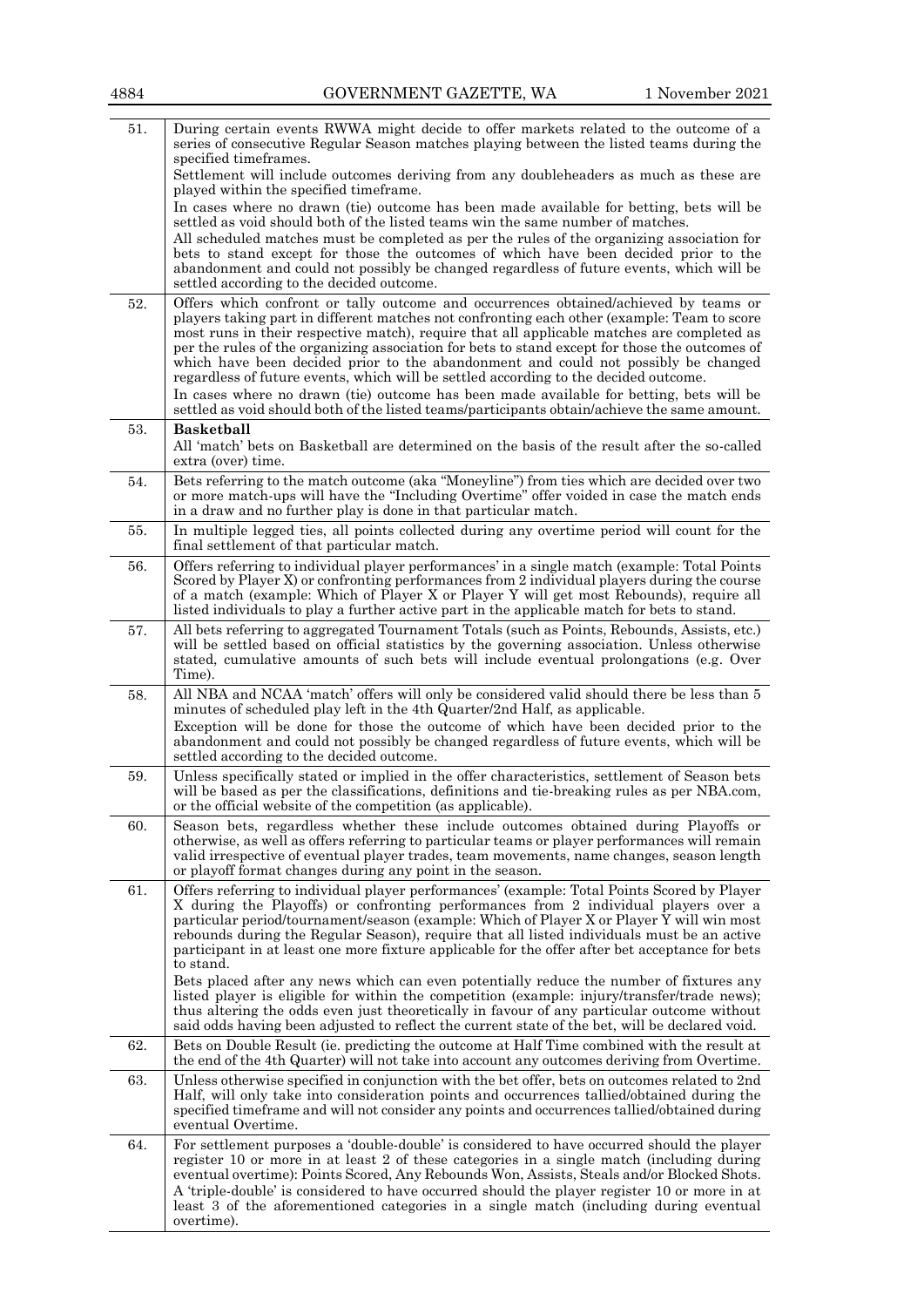| | |
|---|---|
| 51. | During certain events RWWA might decide to offer markets related to the outcome of a series of consecutive Regular Season matches playing between the listed teams during the specified timeframes.<br>Settlement will include outcomes deriving from any doubleheaders as much as these are played within the specified timeframe.<br>In cases where no drawn (tie) outcome has been made available for betting, bets will be settled as void should both of the listed teams win the same number of matches.<br>All scheduled matches must be completed as per the rules of the organizing association for bets to stand except for those the outcomes of which have been decided prior to the abandonment and could not possibly be changed regardless of future events, which will be settled according to the decided outcome. |
| 52. | Offers which confront or tally outcome and occurrences obtained/achieved by teams or players taking part in different matches not confronting each other (example: Team to score most runs in their respective match), require that all applicable matches are completed as per the rules of the organizing association for bets to stand except for those the outcomes of which have been decided prior to the abandonment and could not possibly be changed regardless of future events, which will be settled according to the decided outcome.<br>In cases where no drawn (tie) outcome has been made available for betting, bets will be settled as void should both of the listed teams/participants obtain/achieve the same amount. |
| 53. | **Basketball**<br>All 'match' bets on Basketball are determined on the basis of the result after the so-called extra (over) time. |
| 54. | Bets referring to the match outcome (aka "Moneyline") from ties which are decided over two or more match-ups will have the "Including Overtime" offer voided in case the match ends in a draw and no further play is done in that particular match. |
| 55. | In multiple legged ties, all points collected during any overtime period will count for the final settlement of that particular match. |
| 56. | Offers referring to individual player performances' in a single match (example: Total Points Scored by Player X) or confronting performances from 2 individual players during the course of a match (example: Which of Player X or Player Y will get most Rebounds), require all listed individuals to play a further active part in the applicable match for bets to stand. |
| 57. | All bets referring to aggregated Tournament Totals (such as Points, Rebounds, Assists, etc.) will be settled based on official statistics by the governing association. Unless otherwise stated, cumulative amounts of such bets will include eventual prolongations (e.g. Over Time). |
| 58. | All NBA and NCAA 'match' offers will only be considered valid should there be less than 5 minutes of scheduled play left in the 4th Quarter/2nd Half, as applicable.<br>Exception will be done for those the outcome of which have been decided prior to the abandonment and could not possibly be changed regardless of future events, which will be settled according to the decided outcome. |
| 59. | Unless specifically stated or implied in the offer characteristics, settlement of Season bets will be based as per the classifications, definitions and tie-breaking rules as per NBA.com, or the official website of the competition (as applicable). |
| 60. | Season bets, regardless whether these include outcomes obtained during Playoffs or otherwise, as well as offers referring to particular teams or player performances will remain valid irrespective of eventual player trades, team movements, name changes, season length or playoff format changes during any point in the season. |
| 61. | Offers referring to individual player performances' (example: Total Points Scored by Player X during the Playoffs) or confronting performances from 2 individual players over a particular period/tournament/season (example: Which of Player X or Player Y will win most rebounds during the Regular Season), require that all listed individuals must be an active participant in at least one more fixture applicable for the offer after bet acceptance for bets to stand.<br>Bets placed after any news which can even potentially reduce the number of fixtures any listed player is eligible for within the competition (example: injury/transfer/trade news); thus altering the odds even just theoretically in favour of any particular outcome without said odds having been adjusted to reflect the current state of the bet, will be declared void. |
| 62. | Bets on Double Result (ie. predicting the outcome at Half Time combined with the result at the end of the 4th Quarter) will not take into account any outcomes deriving from Overtime. |
| 63. | Unless otherwise specified in conjunction with the bet offer, bets on outcomes related to 2nd Half, will only take into consideration points and occurrences tallied/obtained during the specified timeframe and will not consider any points and occurrences tallied/obtained during eventual Overtime. |
| 64. | For settlement purposes a 'double-double' is considered to have occurred should the player register 10 or more in at least 2 of these categories in a single match (including during eventual overtime): Points Scored, Any Rebounds Won, Assists, Steals and/or Blocked Shots.<br>A 'triple-double' is considered to have occurred should the player register 10 or more in at least 3 of the aforementioned categories in a single match (including during eventual overtime). |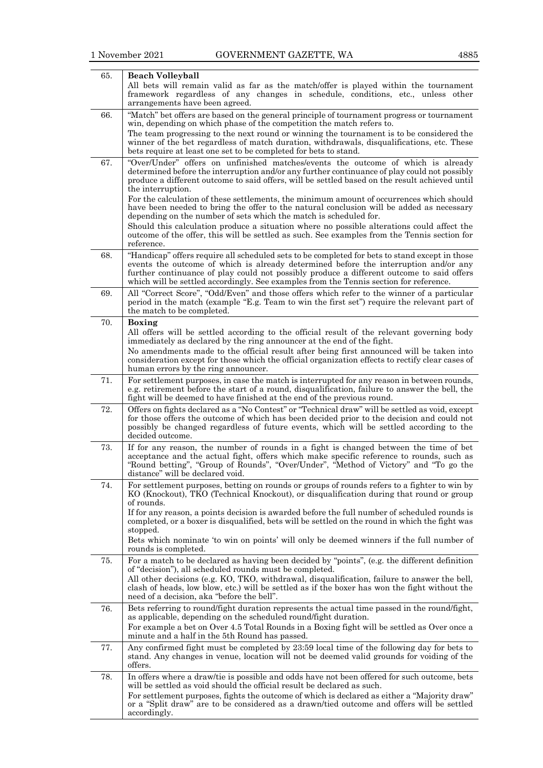| | |
|---|---|
| 65. | **Beach Volleyball**<br>All bets will remain valid as far as the match/offer is played within the tournament framework regardless of any changes in schedule, conditions, etc., unless other arrangements have been agreed. |
| 66. | "Match" bet offers are based on the general principle of tournament progress or tournament win, depending on which phase of the competition the match refers to.<br>The team progressing to the next round or winning the tournament is to be considered the winner of the bet regardless of match duration, withdrawals, disqualifications, etc. These bets require at least one set to be completed for bets to stand. |
| 67. | "Over/Under" offers on unfinished matches/events the outcome of which is already determined before the interruption and/or any further continuance of play could not possibly produce a different outcome to said offers, will be settled based on the result achieved until the interruption.<br>For the calculation of these settlements, the minimum amount of occurrences which should have been needed to bring the offer to the natural conclusion will be added as necessary depending on the number of sets which the match is scheduled for.<br>Should this calculation produce a situation where no possible alterations could affect the outcome of the offer, this will be settled as such. See examples from the Tennis section for reference. |
| 68. | "Handicap" offers require all scheduled sets to be completed for bets to stand except in those events the outcome of which is already determined before the interruption and/or any further continuance of play could not possibly produce a different outcome to said offers which will be settled accordingly. See examples from the Tennis section for reference. |
| 69. | All "Correct Score", "Odd/Even" and those offers which refer to the winner of a particular period in the match (example "E.g. Team to win the first set") require the relevant part of the match to be completed. |
| 70. | **Boxing**<br>All offers will be settled according to the official result of the relevant governing body immediately as declared by the ring announcer at the end of the fight.<br>No amendments made to the official result after being first announced will be taken into consideration except for those which the official organization effects to rectify clear cases of human errors by the ring announcer. |
| 71. | For settlement purposes, in case the match is interrupted for any reason in between rounds, e.g. retirement before the start of a round, disqualification, failure to answer the bell, the fight will be deemed to have finished at the end of the previous round. |
| 72. | Offers on fights declared as a "No Contest" or "Technical draw" will be settled as void, except for those offers the outcome of which has been decided prior to the decision and could not possibly be changed regardless of future events, which will be settled according to the decided outcome. |
| 73. | If for any reason, the number of rounds in a fight is changed between the time of bet acceptance and the actual fight, offers which make specific reference to rounds, such as "Round betting", "Group of Rounds", "Over/Under", "Method of Victory" and "To go the distance" will be declared void. |
| 74. | For settlement purposes, betting on rounds or groups of rounds refers to a fighter to win by KO (Knockout), TKO (Technical Knockout), or disqualification during that round or group of rounds.<br>If for any reason, a points decision is awarded before the full number of scheduled rounds is completed, or a boxer is disqualified, bets will be settled on the round in which the fight was stopped.<br>Bets which nominate 'to win on points' will only be deemed winners if the full number of rounds is completed. |
| 75. | For a match to be declared as having been decided by "points", (e.g. the different definition of "decision"), all scheduled rounds must be completed.<br>All other decisions (e.g. KO, TKO, withdrawal, disqualification, failure to answer the bell, clash of heads, low blow, etc.) will be settled as if the boxer has won the fight without the need of a decision, aka "before the bell". |
| 76. | Bets referring to round/fight duration represents the actual time passed in the round/fight, as applicable, depending on the scheduled round/fight duration.<br>For example a bet on Over 4.5 Total Rounds in a Boxing fight will be settled as Over once a minute and a half in the 5th Round has passed. |
| 77. | Any confirmed fight must be completed by 23:59 local time of the following day for bets to stand. Any changes in venue, location will not be deemed valid grounds for voiding of the offers. |
| 78. | In offers where a draw/tie is possible and odds have not been offered for such outcome, bets will be settled as void should the official result be declared as such.<br>For settlement purposes, fights the outcome of which is declared as either a "Majority draw" or a "Split draw" are to be considered as a drawn/tied outcome and offers will be settled accordingly. |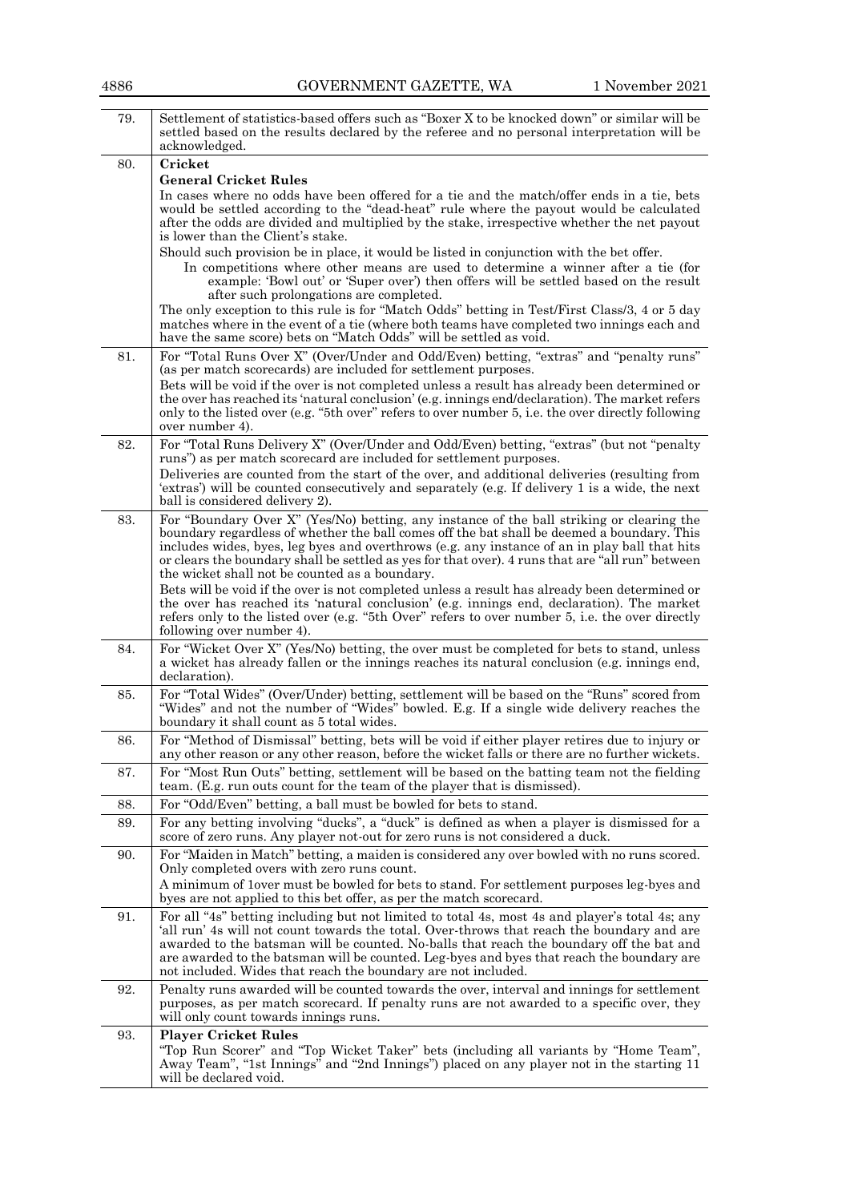| | |
|---|---|
| 79. | Settlement of statistics-based offers such as "Boxer X to be knocked down" or similar will be settled based on the results declared by the referee and no personal interpretation will be acknowledged. |
| 80. | **Cricket**<br>**General Cricket Rules**<br>In cases where no odds have been offered for a tie and the match/offer ends in a tie, bets would be settled according to the "dead-heat" rule where the payout would be calculated after the odds are divided and multiplied by the stake, irrespective whether the net payout is lower than the Client's stake.<br>Should such provision be in place, it would be listed in conjunction with the bet offer.<br>In competitions where other means are used to determine a winner after a tie (for example: 'Bowl out' or 'Super over') then offers will be settled based on the result after such prolongations are completed.<br>The only exception to this rule is for "Match Odds" betting in Test/First Class/3, 4 or 5 day matches where in the event of a tie (where both teams have completed two innings each and have the same score) bets on "Match Odds" will be settled as void. |
| 81. | For "Total Runs Over X" (Over/Under and Odd/Even) betting, "extras" and "penalty runs" (as per match scorecards) are included for settlement purposes.<br>Bets will be void if the over is not completed unless a result has already been determined or the over has reached its 'natural conclusion' (e.g. innings end/declaration). The market refers only to the listed over (e.g. "5th over" refers to over number 5, i.e. the over directly following over number 4). |
| 82. | For "Total Runs Delivery X" (Over/Under and Odd/Even) betting, "extras" (but not "penalty runs") as per match scorecard are included for settlement purposes.<br>Deliveries are counted from the start of the over, and additional deliveries (resulting from 'extras') will be counted consecutively and separately (e.g. If delivery 1 is a wide, the next ball is considered delivery 2). |
| 83. | For "Boundary Over X" (Yes/No) betting, any instance of the ball striking or clearing the boundary regardless of whether the ball comes off the bat shall be deemed a boundary. This includes wides, byes, leg byes and overthrows (e.g. any instance of an in play ball that hits or clears the boundary shall be settled as yes for that over). 4 runs that are "all run" between the wicket shall not be counted as a boundary.<br>Bets will be void if the over is not completed unless a result has already been determined or the over has reached its 'natural conclusion' (e.g. innings end, declaration). The market refers only to the listed over (e.g. "5th Over" refers to over number 5, i.e. the over directly following over number 4). |
| 84. | For "Wicket Over X" (Yes/No) betting, the over must be completed for bets to stand, unless a wicket has already fallen or the innings reaches its natural conclusion (e.g. innings end, declaration). |
| 85. | For "Total Wides" (Over/Under) betting, settlement will be based on the "Runs" scored from "Wides" and not the number of "Wides" bowled. E.g. If a single wide delivery reaches the boundary it shall count as 5 total wides. |
| 86. | For "Method of Dismissal" betting, bets will be void if either player retires due to injury or any other reason or any other reason, before the wicket falls or there are no further wickets. |
| 87. | For "Most Run Outs" betting, settlement will be based on the batting team not the fielding team. (E.g. run outs count for the team of the player that is dismissed). |
| 88. | For "Odd/Even" betting, a ball must be bowled for bets to stand. |
| 89. | For any betting involving "ducks", a "duck" is defined as when a player is dismissed for a score of zero runs. Any player not-out for zero runs is not considered a duck. |
| 90. | For "Maiden in Match" betting, a maiden is considered any over bowled with no runs scored. Only completed overs with zero runs count.<br>A minimum of 1over must be bowled for bets to stand. For settlement purposes leg-byes and byes are not applied to this bet offer, as per the match scorecard. |
| 91. | For all "4s" betting including but not limited to total 4s, most 4s and player's total 4s; any 'all run' 4s will not count towards the total. Over-throws that reach the boundary and are awarded to the batsman will be counted. No-balls that reach the boundary off the bat and are awarded to the batsman will be counted. Leg-byes and byes that reach the boundary are not included. Wides that reach the boundary are not included. |
| 92. | Penalty runs awarded will be counted towards the over, interval and innings for settlement purposes, as per match scorecard. If penalty runs are not awarded to a specific over, they will only count towards innings runs. |
| 93. | **Player Cricket Rules**<br>"Top Run Scorer" and "Top Wicket Taker" bets (including all variants by "Home Team", Away Team", "1st Innings" and "2nd Innings") placed on any player not in the starting 11 will be declared void. |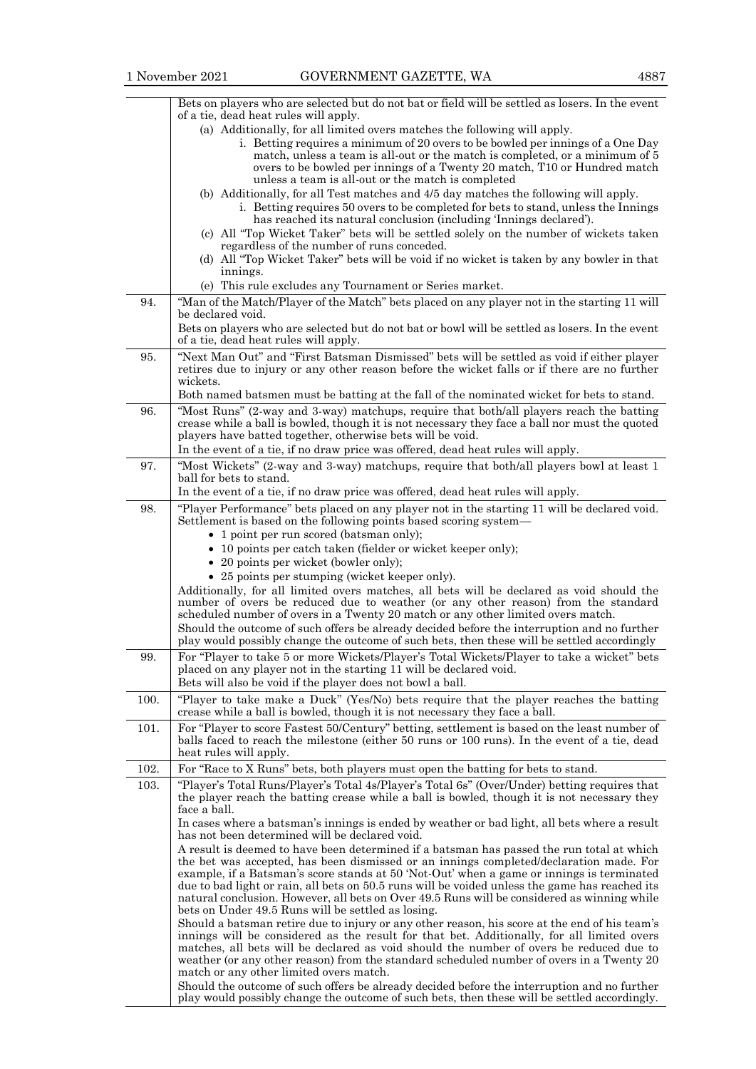| | |
|---|---|
| | Bets on players who are selected but do not bat or field will be settled as losers. In the event of a tie, dead heat rules will apply.<br>(a) Additionally, for all limited overs matches the following will apply.<br>i. Betting requires a minimum of 20 overs to be bowled per innings of a One Day match, unless a team is all-out or the match is completed, or a minimum of 5 overs to be bowled per innings of a Twenty 20 match, T10 or Hundred match unless a team is all-out or the match is completed<br>(b) Additionally, for all Test matches and 4/5 day matches the following will apply.<br>i. Betting requires 50 overs to be completed for bets to stand, unless the Innings has reached its natural conclusion (including 'Innings declared').<br>(c) All "Top Wicket Taker" bets will be settled solely on the number of wickets taken regardless of the number of runs conceded.<br>(d) All "Top Wicket Taker" bets will be void if no wicket is taken by any bowler in that innings.<br>(e) This rule excludes any Tournament or Series market. |
| 94. | "Man of the Match/Player of the Match" bets placed on any player not in the starting 11 will be declared void.<br>Bets on players who are selected but do not bat or bowl will be settled as losers. In the event of a tie, dead heat rules will apply. |
| 95. | "Next Man Out" and "First Batsman Dismissed" bets will be settled as void if either player retires due to injury or any other reason before the wicket falls or if there are no further wickets.<br>Both named batsmen must be batting at the fall of the nominated wicket for bets to stand. |
| 96. | "Most Runs" (2-way and 3-way) matchups, require that both/all players reach the batting crease while a ball is bowled, though it is not necessary they face a ball nor must the quoted players have batted together, otherwise bets will be void.<br>In the event of a tie, if no draw price was offered, dead heat rules will apply. |
| 97. | "Most Wickets" (2-way and 3-way) matchups, require that both/all players bowl at least 1 ball for bets to stand.<br>In the event of a tie, if no draw price was offered, dead heat rules will apply. |
| 98. | "Player Performance" bets placed on any player not in the starting 11 will be declared void. Settlement is based on the following points based scoring system—<br>• 1 point per run scored (batsman only);<br>• 10 points per catch taken (fielder or wicket keeper only);<br>• 20 points per wicket (bowler only);<br>• 25 points per stumping (wicket keeper only).<br>Additionally, for all limited overs matches, all bets will be declared as void should the number of overs be reduced due to weather (or any other reason) from the standard scheduled number of overs in a Twenty 20 match or any other limited overs match.<br>Should the outcome of such offers be already decided before the interruption and no further play would possibly change the outcome of such bets, then these will be settled accordingly |
| 99. | For "Player to take 5 or more Wickets/Player's Total Wickets/Player to take a wicket" bets placed on any player not in the starting 11 will be declared void.<br>Bets will also be void if the player does not bowl a ball. |
| 100. | "Player to take make a Duck" (Yes/No) bets require that the player reaches the batting crease while a ball is bowled, though it is not necessary they face a ball. |
| 101. | For "Player to score Fastest 50/Century" betting, settlement is based on the least number of balls faced to reach the milestone (either 50 runs or 100 runs). In the event of a tie, dead heat rules will apply. |
| 102. | For "Race to X Runs" bets, both players must open the batting for bets to stand. |
| 103. | "Player's Total Runs/Player's Total 4s/Player's Total 6s" (Over/Under) betting requires that the player reach the batting crease while a ball is bowled, though it is not necessary they face a ball.<br>In cases where a batsman's innings is ended by weather or bad light, all bets where a result has not been determined will be declared void.<br>A result is deemed to have been determined if a batsman has passed the run total at which the bet was accepted, has been dismissed or an innings completed/declaration made. For example, if a Batsman's score stands at 50 'Not-Out' when a game or innings is terminated due to bad light or rain, all bets on 50.5 runs will be voided unless the game has reached its natural conclusion. However, all bets on Over 49.5 Runs will be considered as winning while bets on Under 49.5 Runs will be settled as losing.<br>Should a batsman retire due to injury or any other reason, his score at the end of his team's innings will be considered as the result for that bet. Additionally, for all limited overs matches, all bets will be declared as void should the number of overs be reduced due to weather (or any other reason) from the standard scheduled number of overs in a Twenty 20 match or any other limited overs match.<br>Should the outcome of such offers be already decided before the interruption and no further play would possibly change the outcome of such bets, then these will be settled accordingly. |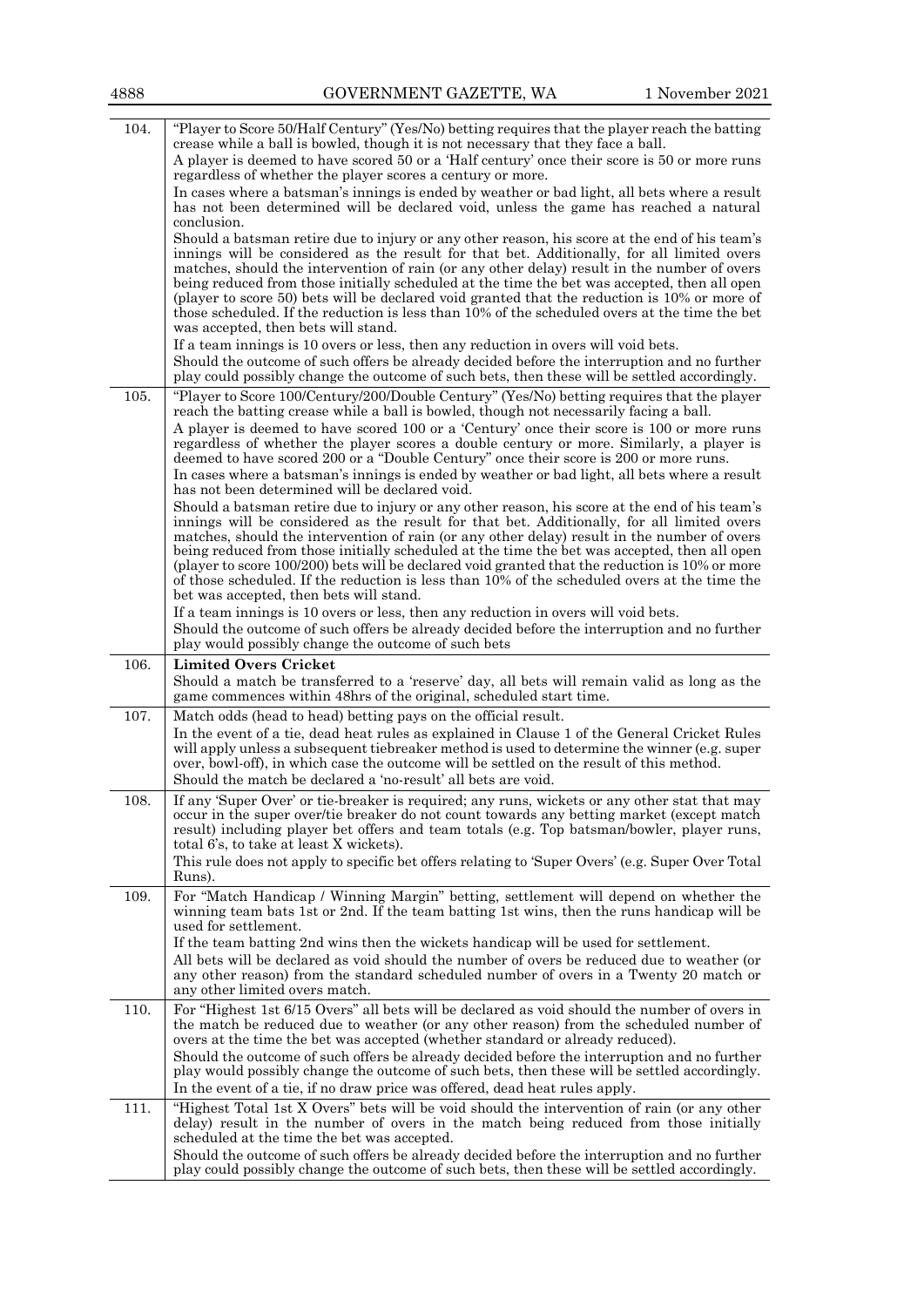| | |
|---|---|
| 104. | "Player to Score 50/Half Century" (Yes/No) betting requires that the player reach the batting crease while a ball is bowled, though it is not necessary that they face a ball.<br>A player is deemed to have scored 50 or a 'Half century' once their score is 50 or more runs regardless of whether the player scores a century or more.<br>In cases where a batsman's innings is ended by weather or bad light, all bets where a result has not been determined will be declared void, unless the game has reached a natural conclusion.<br>Should a batsman retire due to injury or any other reason, his score at the end of his team's innings will be considered as the result for that bet. Additionally, for all limited overs matches, should the intervention of rain (or any other delay) result in the number of overs being reduced from those initially scheduled at the time the bet was accepted, then all open (player to score 50) bets will be declared void granted that the reduction is 10% or more of those scheduled. If the reduction is less than 10% of the scheduled overs at the time the bet was accepted, then bets will stand.<br>If a team innings is 10 overs or less, then any reduction in overs will void bets.<br>Should the outcome of such offers be already decided before the interruption and no further play could possibly change the outcome of such bets, then these will be settled accordingly. |
| 105. | "Player to Score 100/Century/200/Double Century" (Yes/No) betting requires that the player reach the batting crease while a ball is bowled, though not necessarily facing a ball.<br>A player is deemed to have scored 100 or a 'Century' once their score is 100 or more runs regardless of whether the player scores a double century or more. Similarly, a player is deemed to have scored 200 or a "Double Century" once their score is 200 or more runs.<br>In cases where a batsman's innings is ended by weather or bad light, all bets where a result has not been determined will be declared void.<br>Should a batsman retire due to injury or any other reason, his score at the end of his team's innings will be considered as the result for that bet. Additionally, for all limited overs matches, should the intervention of rain (or any other delay) result in the number of overs being reduced from those initially scheduled at the time the bet was accepted, then all open (player to score 100/200) bets will be declared void granted that the reduction is 10% or more of those scheduled. If the reduction is less than 10% of the scheduled overs at the time the bet was accepted, then bets will stand.<br>If a team innings is 10 overs or less, then any reduction in overs will void bets.<br>Should the outcome of such offers be already decided before the interruption and no further play would possibly change the outcome of such bets |
| 106. | **Limited Overs Cricket**<br>Should a match be transferred to a 'reserve' day, all bets will remain valid as long as the game commences within 48hrs of the original, scheduled start time. |
| 107. | Match odds (head to head) betting pays on the official result.<br>In the event of a tie, dead heat rules as explained in Clause 1 of the General Cricket Rules will apply unless a subsequent tiebreaker method is used to determine the winner (e.g. super over, bowl-off), in which case the outcome will be settled on the result of this method.<br>Should the match be declared a 'no-result' all bets are void. |
| 108. | If any 'Super Over' or tie-breaker is required; any runs, wickets or any other stat that may occur in the super over/tie breaker do not count towards any betting market (except match result) including player bet offers and team totals (e.g. Top batsman/bowler, player runs, total 6's, to take at least X wickets).<br>This rule does not apply to specific bet offers relating to 'Super Overs' (e.g. Super Over Total Runs). |
| 109. | For "Match Handicap / Winning Margin" betting, settlement will depend on whether the winning team bats 1st or 2nd. If the team batting 1st wins, then the runs handicap will be used for settlement.<br>If the team batting 2nd wins then the wickets handicap will be used for settlement.<br>All bets will be declared as void should the number of overs be reduced due to weather (or any other reason) from the standard scheduled number of overs in a Twenty 20 match or any other limited overs match. |
| 110. | For "Highest 1st 6/15 Overs" all bets will be declared as void should the number of overs in the match be reduced due to weather (or any other reason) from the scheduled number of overs at the time the bet was accepted (whether standard or already reduced).<br>Should the outcome of such offers be already decided before the interruption and no further play would possibly change the outcome of such bets, then these will be settled accordingly.<br>In the event of a tie, if no draw price was offered, dead heat rules apply. |
| 111. | "Highest Total 1st X Overs" bets will be void should the intervention of rain (or any other delay) result in the number of overs in the match being reduced from those initially scheduled at the time the bet was accepted.<br>Should the outcome of such offers be already decided before the interruption and no further play could possibly change the outcome of such bets, then these will be settled accordingly. |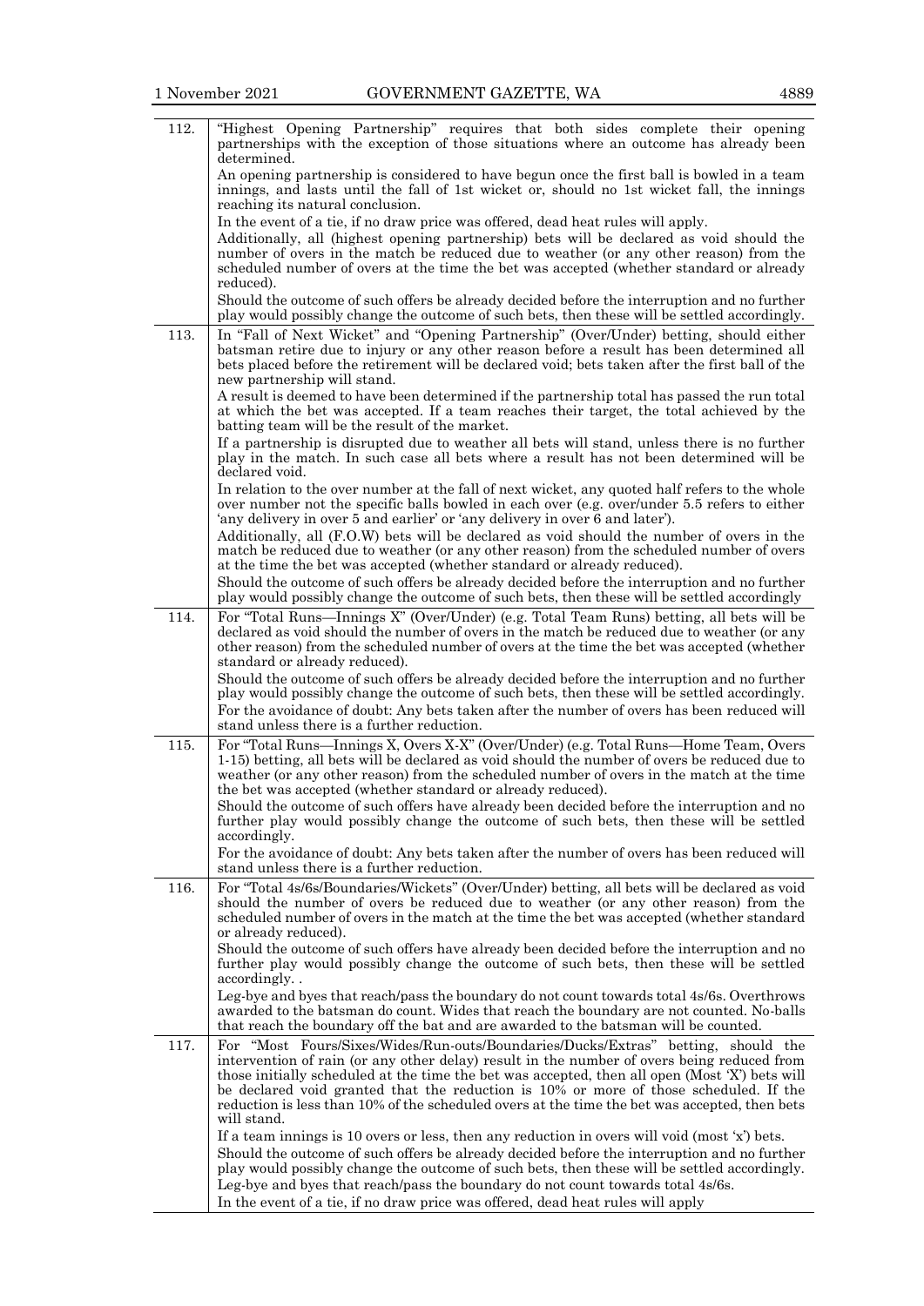| | |
|---|---|
| 112. | "Highest Opening Partnership" requires that both sides complete their opening partnerships with the exception of those situations where an outcome has already been determined.<br>An opening partnership is considered to have begun once the first ball is bowled in a team innings, and lasts until the fall of 1st wicket or, should no 1st wicket fall, the innings reaching its natural conclusion.<br>In the event of a tie, if no draw price was offered, dead heat rules will apply.<br>Additionally, all (highest opening partnership) bets will be declared as void should the number of overs in the match be reduced due to weather (or any other reason) from the scheduled number of overs at the time the bet was accepted (whether standard or already reduced).<br>Should the outcome of such offers be already decided before the interruption and no further play would possibly change the outcome of such bets, then these will be settled accordingly. |
| 113. | In "Fall of Next Wicket" and "Opening Partnership" (Over/Under) betting, should either batsman retire due to injury or any other reason before a result has been determined all bets placed before the retirement will be declared void; bets taken after the first ball of the new partnership will stand.<br>A result is deemed to have been determined if the partnership total has passed the run total at which the bet was accepted. If a team reaches their target, the total achieved by the batting team will be the result of the market.<br>If a partnership is disrupted due to weather all bets will stand, unless there is no further play in the match. In such case all bets where a result has not been determined will be declared void.<br>In relation to the over number at the fall of next wicket, any quoted half refers to the whole over number not the specific balls bowled in each over (e.g. over/under 5.5 refers to either 'any delivery in over 5 and earlier' or 'any delivery in over 6 and later').<br>Additionally, all (F.O.W) bets will be declared as void should the number of overs in the match be reduced due to weather (or any other reason) from the scheduled number of overs at the time the bet was accepted (whether standard or already reduced).<br>Should the outcome of such offers be already decided before the interruption and no further play would possibly change the outcome of such bets, then these will be settled accordingly |
| 114. | For "Total Runs—Innings X" (Over/Under) (e.g. Total Team Runs) betting, all bets will be declared as void should the number of overs in the match be reduced due to weather (or any other reason) from the scheduled number of overs at the time the bet was accepted (whether standard or already reduced).<br>Should the outcome of such offers be already decided before the interruption and no further play would possibly change the outcome of such bets, then these will be settled accordingly.<br>For the avoidance of doubt: Any bets taken after the number of overs has been reduced will stand unless there is a further reduction. |
| 115. | For "Total Runs—Innings X, Overs X-X" (Over/Under) (e.g. Total Runs—Home Team, Overs 1-15) betting, all bets will be declared as void should the number of overs be reduced due to weather (or any other reason) from the scheduled number of overs in the match at the time the bet was accepted (whether standard or already reduced).<br>Should the outcome of such offers have already been decided before the interruption and no further play would possibly change the outcome of such bets, then these will be settled accordingly.<br>For the avoidance of doubt: Any bets taken after the number of overs has been reduced will stand unless there is a further reduction. |
| 116. | For "Total 4s/6s/Boundaries/Wickets" (Over/Under) betting, all bets will be declared as void should the number of overs be reduced due to weather (or any other reason) from the scheduled number of overs in the match at the time the bet was accepted (whether standard or already reduced).<br>Should the outcome of such offers have already been decided before the interruption and no further play would possibly change the outcome of such bets, then these will be settled accordingly. .<br>Leg-bye and byes that reach/pass the boundary do not count towards total 4s/6s. Overthrows awarded to the batsman do count. Wides that reach the boundary are not counted. No-balls that reach the boundary off the bat and are awarded to the batsman will be counted. |
| 117. | For "Most Fours/Sixes/Wides/Run-outs/Boundaries/Ducks/Extras" betting, should the intervention of rain (or any other delay) result in the number of overs being reduced from those initially scheduled at the time the bet was accepted, then all open (Most 'X') bets will be declared void granted that the reduction is 10% or more of those scheduled. If the reduction is less than 10% of the scheduled overs at the time the bet was accepted, then bets will stand.<br>If a team innings is 10 overs or less, then any reduction in overs will void (most 'x') bets.<br>Should the outcome of such offers be already decided before the interruption and no further play would possibly change the outcome of such bets, then these will be settled accordingly.<br>Leg-bye and byes that reach/pass the boundary do not count towards total 4s/6s.<br>In the event of a tie, if no draw price was offered, dead heat rules will apply |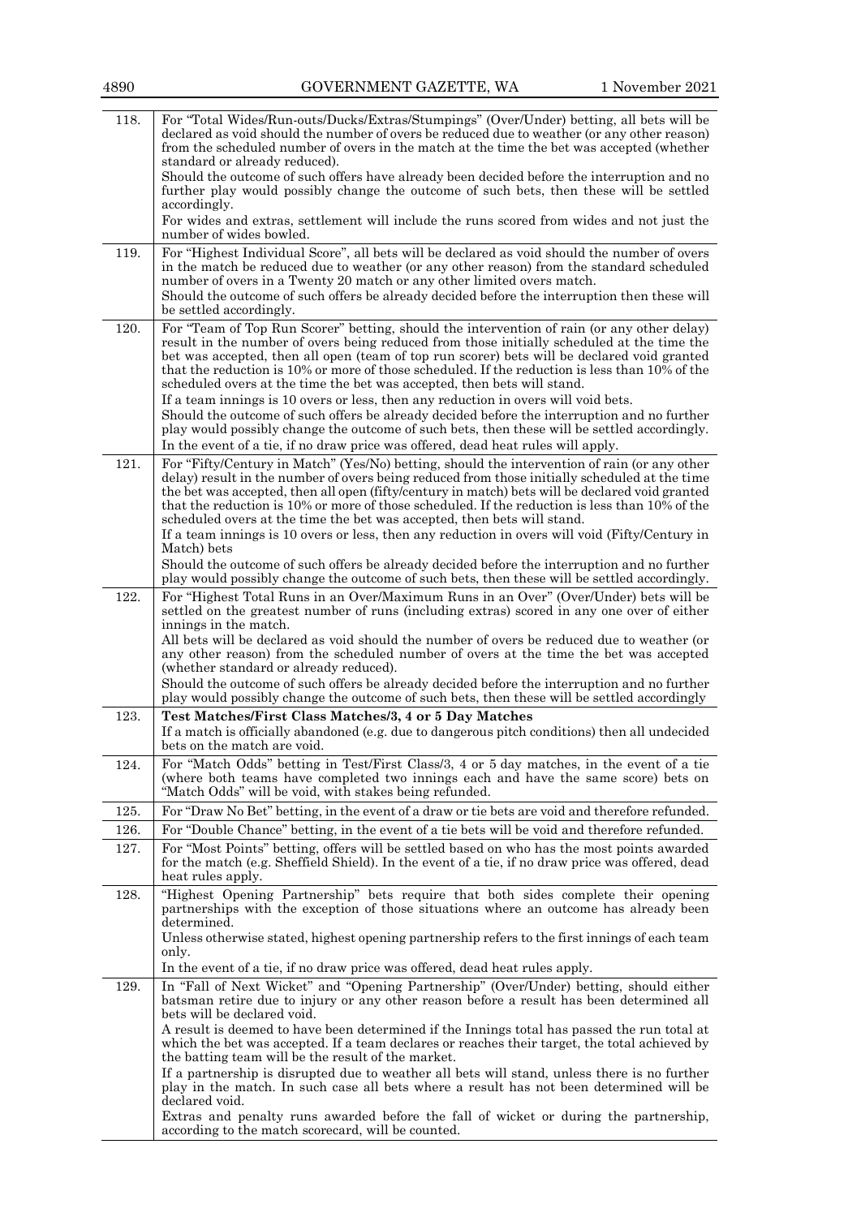| | |
|---|---|
| 118. | For "Total Wides/Run-outs/Ducks/Extras/Stumpings" (Over/Under) betting, all bets will be declared as void should the number of overs be reduced due to weather (or any other reason) from the scheduled number of overs in the match at the time the bet was accepted (whether standard or already reduced).<br>Should the outcome of such offers have already been decided before the interruption and no further play would possibly change the outcome of such bets, then these will be settled accordingly.<br>For wides and extras, settlement will include the runs scored from wides and not just the number of wides bowled. |
| 119. | For "Highest Individual Score", all bets will be declared as void should the number of overs in the match be reduced due to weather (or any other reason) from the standard scheduled number of overs in a Twenty 20 match or any other limited overs match.<br>Should the outcome of such offers be already decided before the interruption then these will be settled accordingly. |
| 120. | For "Team of Top Run Scorer" betting, should the intervention of rain (or any other delay) result in the number of overs being reduced from those initially scheduled at the time the bet was accepted, then all open (team of top run scorer) bets will be declared void granted that the reduction is 10% or more of those scheduled. If the reduction is less than 10% of the scheduled overs at the time the bet was accepted, then bets will stand.<br>If a team innings is 10 overs or less, then any reduction in overs will void bets.<br>Should the outcome of such offers be already decided before the interruption and no further play would possibly change the outcome of such bets, then these will be settled accordingly.<br>In the event of a tie, if no draw price was offered, dead heat rules will apply. |
| 121. | For "Fifty/Century in Match" (Yes/No) betting, should the intervention of rain (or any other delay) result in the number of overs being reduced from those initially scheduled at the time the bet was accepted, then all open (fifty/century in match) bets will be declared void granted that the reduction is 10% or more of those scheduled. If the reduction is less than 10% of the scheduled overs at the time the bet was accepted, then bets will stand.<br>If a team innings is 10 overs or less, then any reduction in overs will void (Fifty/Century in Match) bets<br>Should the outcome of such offers be already decided before the interruption and no further play would possibly change the outcome of such bets, then these will be settled accordingly. |
| 122. | For "Highest Total Runs in an Over/Maximum Runs in an Over" (Over/Under) bets will be settled on the greatest number of runs (including extras) scored in any one over of either innings in the match.<br>All bets will be declared as void should the number of overs be reduced due to weather (or any other reason) from the scheduled number of overs at the time the bet was accepted (whether standard or already reduced).<br>Should the outcome of such offers be already decided before the interruption and no further play would possibly change the outcome of such bets, then these will be settled accordingly |
| 123. | **Test Matches/First Class Matches/3, 4 or 5 Day Matches**<br>If a match is officially abandoned (e.g. due to dangerous pitch conditions) then all undecided bets on the match are void. |
| 124. | For "Match Odds" betting in Test/First Class/3, 4 or 5 day matches, in the event of a tie (where both teams have completed two innings each and have the same score) bets on "Match Odds" will be void, with stakes being refunded. |
| 125. | For "Draw No Bet" betting, in the event of a draw or tie bets are void and therefore refunded. |
| 126. | For "Double Chance" betting, in the event of a tie bets will be void and therefore refunded. |
| 127. | For "Most Points" betting, offers will be settled based on who has the most points awarded for the match (e.g. Sheffield Shield). In the event of a tie, if no draw price was offered, dead heat rules apply. |
| 128. | "Highest Opening Partnership" bets require that both sides complete their opening partnerships with the exception of those situations where an outcome has already been determined.<br>Unless otherwise stated, highest opening partnership refers to the first innings of each team only.<br>In the event of a tie, if no draw price was offered, dead heat rules apply. |
| 129. | In "Fall of Next Wicket" and "Opening Partnership" (Over/Under) betting, should either batsman retire due to injury or any other reason before a result has been determined all bets will be declared void.<br>A result is deemed to have been determined if the Innings total has passed the run total at which the bet was accepted. If a team declares or reaches their target, the total achieved by the batting team will be the result of the market.<br>If a partnership is disrupted due to weather all bets will stand, unless there is no further play in the match. In such case all bets where a result has not been determined will be declared void.<br>Extras and penalty runs awarded before the fall of wicket or during the partnership, according to the match scorecard, will be counted. |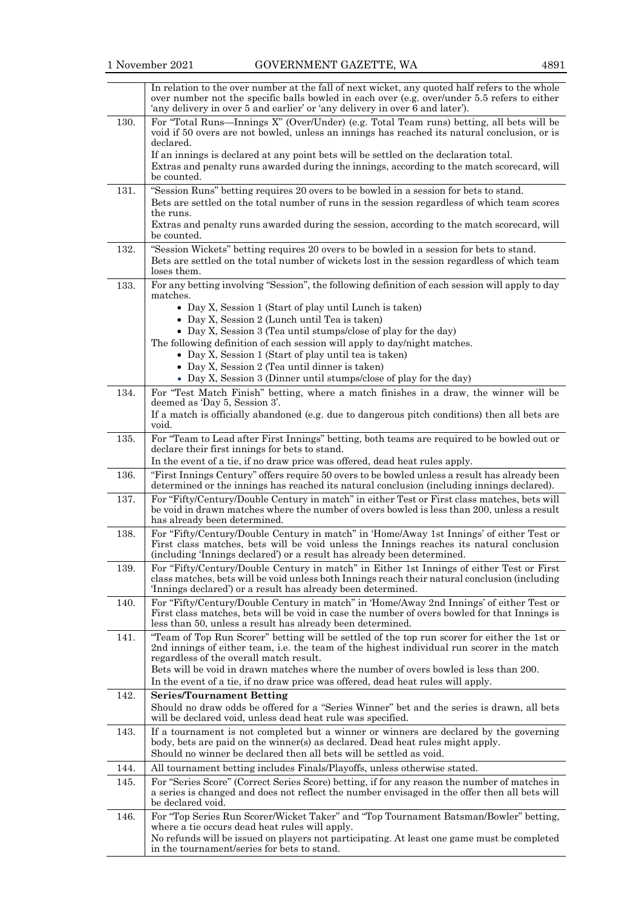| | |
|---|---|
| | In relation to the over number at the fall of next wicket, any quoted half refers to the whole over number not the specific balls bowled in each over (e.g. over/under 5.5 refers to either 'any delivery in over 5 and earlier' or 'any delivery in over 6 and later'). |
| 130. | For "Total Runs—Innings X" (Over/Under) (e.g. Total Team runs) betting, all bets will be void if 50 overs are not bowled, unless an innings has reached its natural conclusion, or is declared.<br>If an innings is declared at any point bets will be settled on the declaration total.<br>Extras and penalty runs awarded during the innings, according to the match scorecard, will be counted. |
| 131. | "Session Runs" betting requires 20 overs to be bowled in a session for bets to stand.<br>Bets are settled on the total number of runs in the session regardless of which team scores the runs.<br>Extras and penalty runs awarded during the session, according to the match scorecard, will be counted. |
| 132. | "Session Wickets" betting requires 20 overs to be bowled in a session for bets to stand.<br>Bets are settled on the total number of wickets lost in the session regardless of which team loses them. |
| 133. | For any betting involving "Session", the following definition of each session will apply to day matches.<br>• Day X, Session 1 (Start of play until Lunch is taken)<br>• Day X, Session 2 (Lunch until Tea is taken)<br>• Day X, Session 3 (Tea until stumps/close of play for the day)<br>The following definition of each session will apply to day/night matches.<br>• Day X, Session 1 (Start of play until tea is taken)<br>• Day X, Session 2 (Tea until dinner is taken)<br>• Day X, Session 3 (Dinner until stumps/close of play for the day) |
| 134. | For "Test Match Finish" betting, where a match finishes in a draw, the winner will be deemed as 'Day 5, Session 3'.<br>If a match is officially abandoned (e.g. due to dangerous pitch conditions) then all bets are void. |
| 135. | For "Team to Lead after First Innings" betting, both teams are required to be bowled out or declare their first innings for bets to stand.<br>In the event of a tie, if no draw price was offered, dead heat rules apply. |
| 136. | "First Innings Century" offers require 50 overs to be bowled unless a result has already been determined or the innings has reached its natural conclusion (including innings declared). |
| 137. | For "Fifty/Century/Double Century in match" in either Test or First class matches, bets will be void in drawn matches where the number of overs bowled is less than 200, unless a result has already been determined. |
| 138. | For "Fifty/Century/Double Century in match" in 'Home/Away 1st Innings' of either Test or First class matches, bets will be void unless the Innings reaches its natural conclusion (including 'Innings declared') or a result has already been determined. |
| 139. | For "Fifty/Century/Double Century in match" in Either 1st Innings of either Test or First class matches, bets will be void unless both Innings reach their natural conclusion (including 'Innings declared') or a result has already been determined. |
| 140. | For "Fifty/Century/Double Century in match" in 'Home/Away 2nd Innings' of either Test or First class matches, bets will be void in case the number of overs bowled for that Innings is less than 50, unless a result has already been determined. |
| 141. | "Team of Top Run Scorer" betting will be settled of the top run scorer for either the 1st or 2nd innings of either team, i.e. the team of the highest individual run scorer in the match regardless of the overall match result.<br>Bets will be void in drawn matches where the number of overs bowled is less than 200.<br>In the event of a tie, if no draw price was offered, dead heat rules will apply. |
| 142. | **Series/Tournament Betting**<br>Should no draw odds be offered for a "Series Winner" bet and the series is drawn, all bets will be declared void, unless dead heat rule was specified. |
| 143. | If a tournament is not completed but a winner or winners are declared by the governing body, bets are paid on the winner(s) as declared. Dead heat rules might apply.<br>Should no winner be declared then all bets will be settled as void. |
| 144. | All tournament betting includes Finals/Playoffs, unless otherwise stated. |
| 145. | For "Series Score" (Correct Series Score) betting, if for any reason the number of matches in a series is changed and does not reflect the number envisaged in the offer then all bets will be declared void. |
| 146. | For "Top Series Run Scorer/Wicket Taker" and "Top Tournament Batsman/Bowler" betting, where a tie occurs dead heat rules will apply.<br>No refunds will be issued on players not participating. At least one game must be completed in the tournament/series for bets to stand. |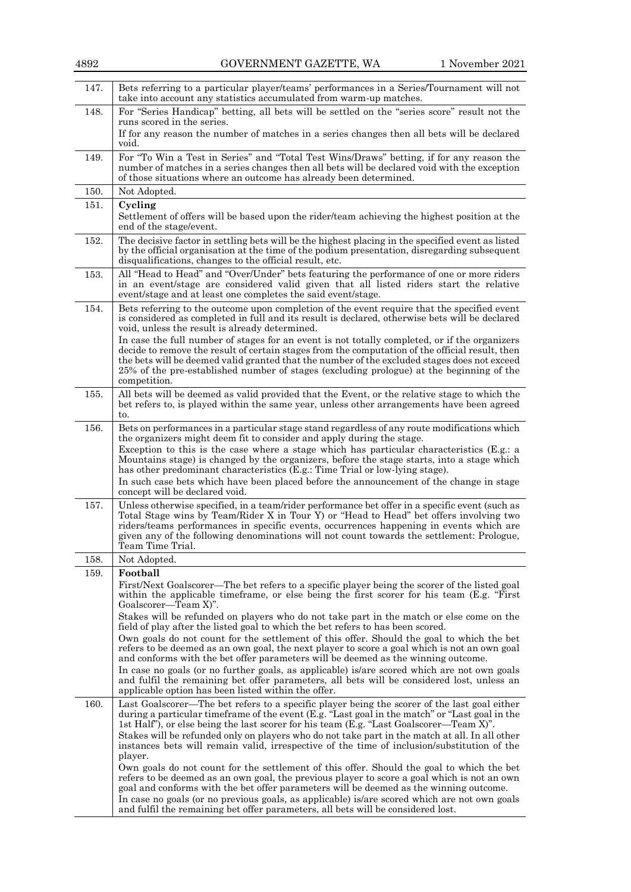| | |
|---|---|
| 147. | Bets referring to a particular player/teams' performances in a Series/Tournament will not take into account any statistics accumulated from warm-up matches. |
| 148. | For "Series Handicap" betting, all bets will be settled on the "series score" result not the runs scored in the series.<br>If for any reason the number of matches in a series changes then all bets will be declared void. |
| 149. | For "To Win a Test in Series" and "Total Test Wins/Draws" betting, if for any reason the number of matches in a series changes then all bets will be declared void with the exception of those situations where an outcome has already been determined. |
| 150. | Not Adopted. |
| 151. | **Cycling**<br>Settlement of offers will be based upon the rider/team achieving the highest position at the end of the stage/event. |
| 152. | The decisive factor in settling bets will be the highest placing in the specified event as listed by the official organisation at the time of the podium presentation, disregarding subsequent disqualifications, changes to the official result, etc. |
| 153. | All "Head to Head" and "Over/Under" bets featuring the performance of one or more riders in an event/stage are considered valid given that all listed riders start the relative event/stage and at least one completes the said event/stage. |
| 154. | Bets referring to the outcome upon completion of the event require that the specified event is considered as completed in full and its result is declared, otherwise bets will be declared void, unless the result is already determined.<br>In case the full number of stages for an event is not totally completed, or if the organizers decide to remove the result of certain stages from the computation of the official result, then the bets will be deemed valid granted that the number of the excluded stages does not exceed 25% of the pre-established number of stages (excluding prologue) at the beginning of the competition. |
| 155. | All bets will be deemed as valid provided that the Event, or the relative stage to which the bet refers to, is played within the same year, unless other arrangements have been agreed to. |
| 156. | Bets on performances in a particular stage stand regardless of any route modifications which the organizers might deem fit to consider and apply during the stage.<br>Exception to this is the case where a stage which has particular characteristics (E.g.: a Mountains stage) is changed by the organizers, before the stage starts, into a stage which has other predominant characteristics (E.g.: Time Trial or low-lying stage).<br>In such case bets which have been placed before the announcement of the change in stage concept will be declared void. |
| 157. | Unless otherwise specified, in a team/rider performance bet offer in a specific event (such as Total Stage wins by Team/Rider X in Tour Y) or "Head to Head" bet offers involving two riders/teams performances in specific events, occurrences happening in events which are given any of the following denominations will not count towards the settlement: Prologue, Team Time Trial. |
| 158. | Not Adopted. |
| 159. | **Football**<br>First/Next Goalscorer—The bet refers to a specific player being the scorer of the listed goal within the applicable timeframe, or else being the first scorer for his team (E.g. "First Goalscorer—Team X)".<br>Stakes will be refunded on players who do not take part in the match or else come on the field of play after the listed goal to which the bet refers to has been scored.<br>Own goals do not count for the settlement of this offer. Should the goal to which the bet refers to be deemed as an own goal, the next player to score a goal which is not an own goal and conforms with the bet offer parameters will be deemed as the winning outcome.<br>In case no goals (or no further goals, as applicable) is/are scored which are not own goals and fulfil the remaining bet offer parameters, all bets will be considered lost, unless an applicable option has been listed within the offer. |
| 160. | Last Goalscorer—The bet refers to a specific player being the scorer of the last goal either during a particular timeframe of the event (E.g. "Last goal in the match" or "Last goal in the 1st Half"), or else being the last scorer for his team (E.g. "Last Goalscorer—Team X)".<br>Stakes will be refunded only on players who do not take part in the match at all. In all other instances bets will remain valid, irrespective of the time of inclusion/substitution of the player.<br>Own goals do not count for the settlement of this offer. Should the goal to which the bet refers to be deemed as an own goal, the previous player to score a goal which is not an own goal and conforms with the bet offer parameters will be deemed as the winning outcome.<br>In case no goals (or no previous goals, as applicable) is/are scored which are not own goals and fulfil the remaining bet offer parameters, all bets will be considered lost. |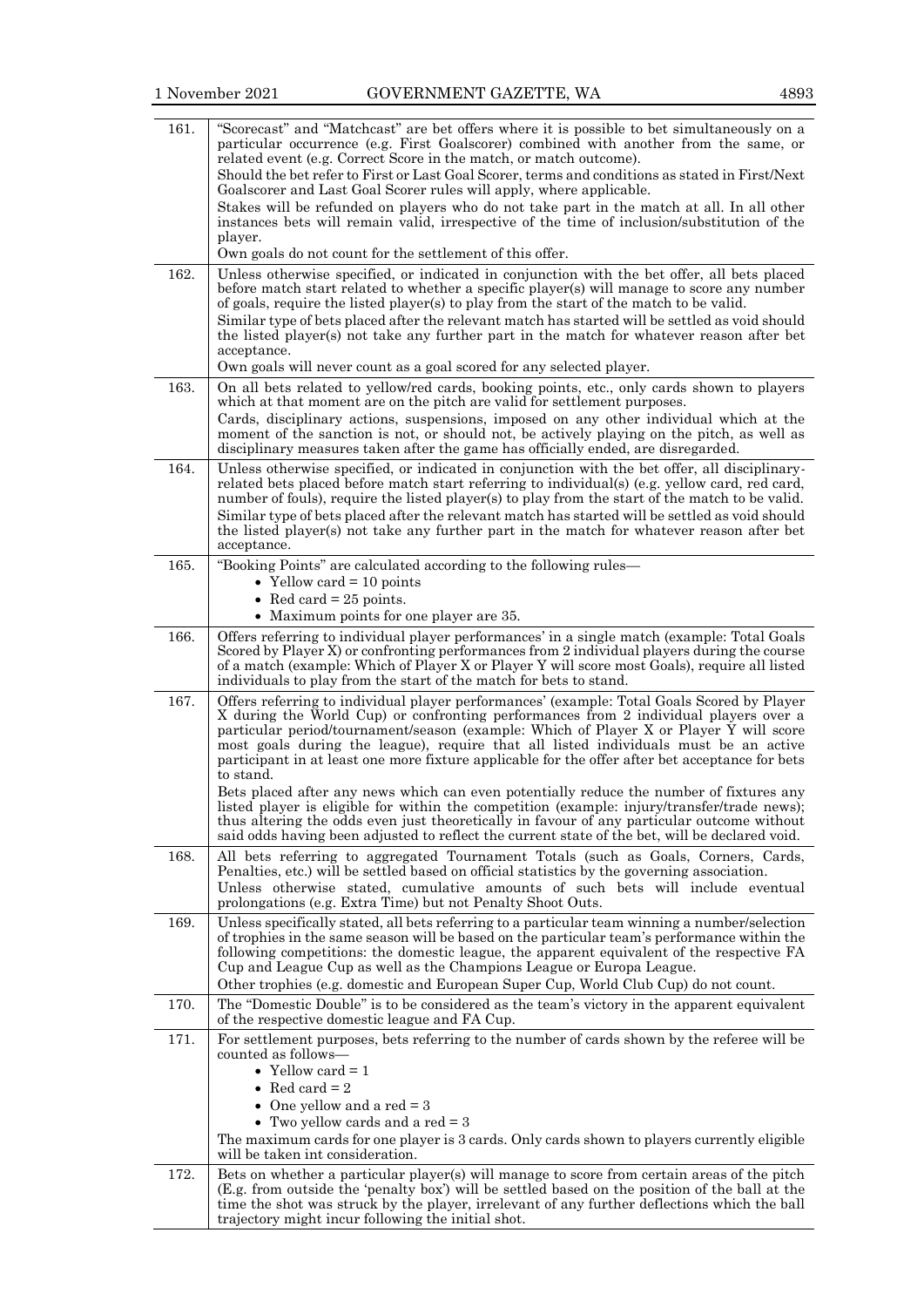| | |
|---|---|
| 161. | "Scorecast" and "Matchcast" are bet offers where it is possible to bet simultaneously on a particular occurrence (e.g. First Goalscorer) combined with another from the same, or related event (e.g. Correct Score in the match, or match outcome).<br>Should the bet refer to First or Last Goal Scorer, terms and conditions as stated in First/Next Goalscorer and Last Goal Scorer rules will apply, where applicable.<br>Stakes will be refunded on players who do not take part in the match at all. In all other instances bets will remain valid, irrespective of the time of inclusion/substitution of the player.<br>Own goals do not count for the settlement of this offer. |
| 162. | Unless otherwise specified, or indicated in conjunction with the bet offer, all bets placed before match start related to whether a specific player(s) will manage to score any number of goals, require the listed player(s) to play from the start of the match to be valid.<br>Similar type of bets placed after the relevant match has started will be settled as void should the listed player(s) not take any further part in the match for whatever reason after bet acceptance.<br>Own goals will never count as a goal scored for any selected player. |
| 163. | On all bets related to yellow/red cards, booking points, etc., only cards shown to players which at that moment are on the pitch are valid for settlement purposes.<br>Cards, disciplinary actions, suspensions, imposed on any other individual which at the moment of the sanction is not, or should not, be actively playing on the pitch, as well as disciplinary measures taken after the game has officially ended, are disregarded. |
| 164. | Unless otherwise specified, or indicated in conjunction with the bet offer, all disciplinary-related bets placed before match start referring to individual(s) (e.g. yellow card, red card, number of fouls), require the listed player(s) to play from the start of the match to be valid.<br>Similar type of bets placed after the relevant match has started will be settled as void should the listed player(s) not take any further part in the match for whatever reason after bet acceptance. |
| 165. | "Booking Points" are calculated according to the following rules—<br>• Yellow card = 10 points<br>• Red card = 25 points.<br>• Maximum points for one player are 35. |
| 166. | Offers referring to individual player performances' in a single match (example: Total Goals Scored by Player X) or confronting performances from 2 individual players during the course of a match (example: Which of Player X or Player Y will score most Goals), require all listed individuals to play from the start of the match for bets to stand. |
| 167. | Offers referring to individual player performances' (example: Total Goals Scored by Player X during the World Cup) or confronting performances from 2 individual players over a particular period/tournament/season (example: Which of Player X or Player Y will score most goals during the league), require that all listed individuals must be an active participant in at least one more fixture applicable for the offer after bet acceptance for bets to stand.<br>Bets placed after any news which can even potentially reduce the number of fixtures any listed player is eligible for within the competition (example: injury/transfer/trade news); thus altering the odds even just theoretically in favour of any particular outcome without said odds having been adjusted to reflect the current state of the bet, will be declared void. |
| 168. | All bets referring to aggregated Tournament Totals (such as Goals, Corners, Cards, Penalties, etc.) will be settled based on official statistics by the governing association.<br>Unless otherwise stated, cumulative amounts of such bets will include eventual prolongations (e.g. Extra Time) but not Penalty Shoot Outs. |
| 169. | Unless specifically stated, all bets referring to a particular team winning a number/selection of trophies in the same season will be based on the particular team's performance within the following competitions: the domestic league, the apparent equivalent of the respective FA Cup and League Cup as well as the Champions League or Europa League.<br>Other trophies (e.g. domestic and European Super Cup, World Club Cup) do not count. |
| 170. | The "Domestic Double" is to be considered as the team's victory in the apparent equivalent of the respective domestic league and FA Cup. |
| 171. | For settlement purposes, bets referring to the number of cards shown by the referee will be counted as follows—<br>• Yellow card = 1<br>• Red card = 2<br>• One yellow and a red = 3<br>• Two yellow cards and a red = 3<br>The maximum cards for one player is 3 cards. Only cards shown to players currently eligible will be taken int consideration. |
| 172. | Bets on whether a particular player(s) will manage to score from certain areas of the pitch (E.g. from outside the 'penalty box') will be settled based on the position of the ball at the time the shot was struck by the player, irrelevant of any further deflections which the ball trajectory might incur following the initial shot. |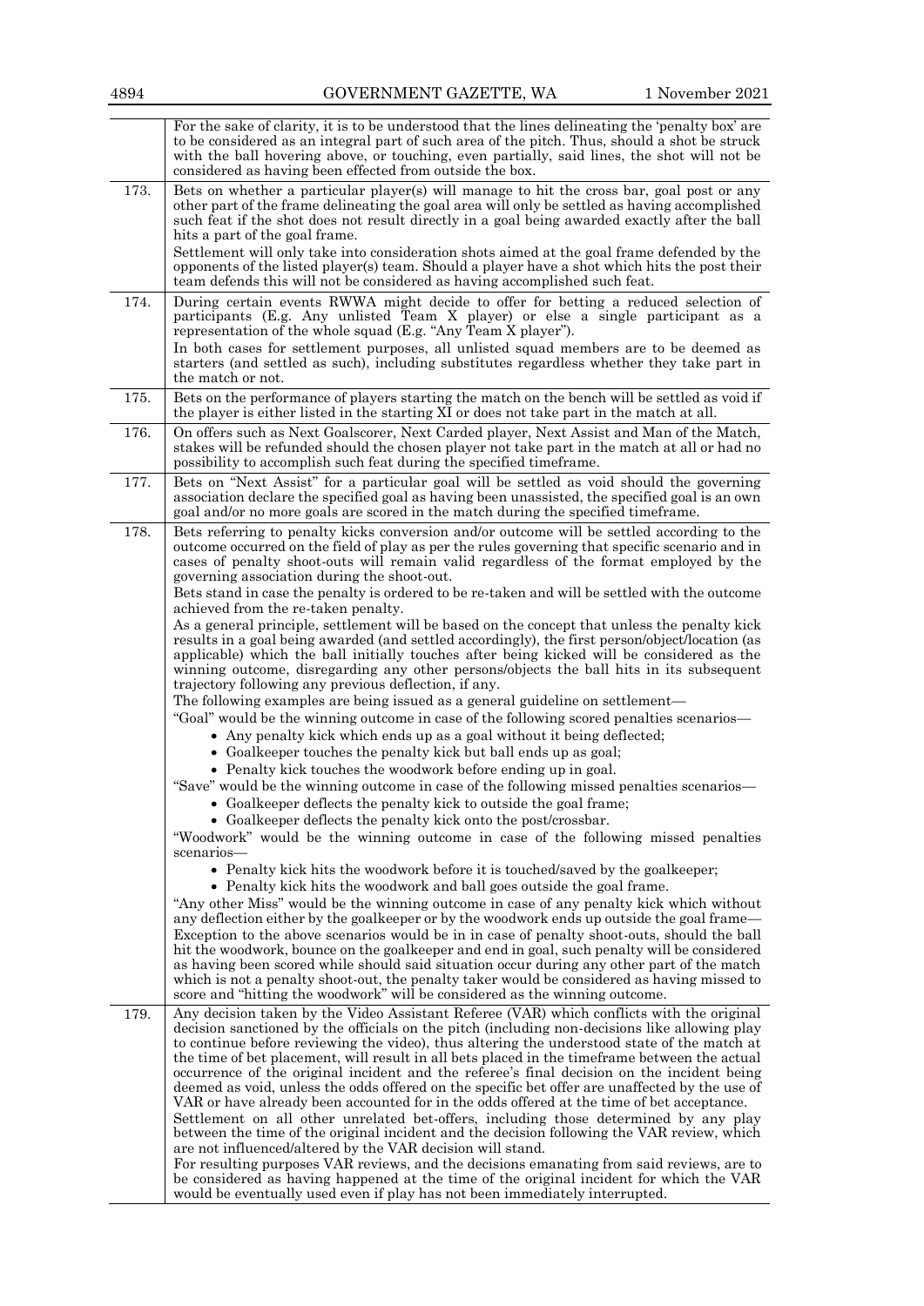| | |
|---|---|
| | For the sake of clarity, it is to be understood that the lines delineating the 'penalty box' are to be considered as an integral part of such area of the pitch. Thus, should a shot be struck with the ball hovering above, or touching, even partially, said lines, the shot will not be considered as having been effected from outside the box. |
| 173. | Bets on whether a particular player(s) will manage to hit the cross bar, goal post or any other part of the frame delineating the goal area will only be settled as having accomplished such feat if the shot does not result directly in a goal being awarded exactly after the ball hits a part of the goal frame.<br>Settlement will only take into consideration shots aimed at the goal frame defended by the opponents of the listed player(s) team. Should a player have a shot which hits the post their team defends this will not be considered as having accomplished such feat. |
| 174. | During certain events RWWA might decide to offer for betting a reduced selection of participants (E.g. Any unlisted Team X player) or else a single participant as a representation of the whole squad (E.g. "Any Team X player").<br>In both cases for settlement purposes, all unlisted squad members are to be deemed as starters (and settled as such), including substitutes regardless whether they take part in the match or not. |
| 175. | Bets on the performance of players starting the match on the bench will be settled as void if the player is either listed in the starting XI or does not take part in the match at all. |
| 176. | On offers such as Next Goalscorer, Next Carded player, Next Assist and Man of the Match, stakes will be refunded should the chosen player not take part in the match at all or had no possibility to accomplish such feat during the specified timeframe. |
| 177. | Bets on "Next Assist" for a particular goal will be settled as void should the governing association declare the specified goal as having been unassisted, the specified goal is an own goal and/or no more goals are scored in the match during the specified timeframe. |
| 178. | Bets referring to penalty kicks conversion and/or outcome will be settled according to the outcome occurred on the field of play as per the rules governing that specific scenario and in cases of penalty shoot-outs will remain valid regardless of the format employed by the governing association during the shoot-out.<br>Bets stand in case the penalty is ordered to be re-taken and will be settled with the outcome achieved from the re-taken penalty.<br>As a general principle, settlement will be based on the concept that unless the penalty kick results in a goal being awarded (and settled accordingly), the first person/object/location (as applicable) which the ball initially touches after being kicked will be considered as the winning outcome, disregarding any other persons/objects the ball hits in its subsequent trajectory following any previous deflection, if any.<br>The following examples are being issued as a general guideline on settlement—<br>"Goal" would be the winning outcome in case of the following scored penalties scenarios—<br>• Any penalty kick which ends up as a goal without it being deflected;<br>• Goalkeeper touches the penalty kick but ball ends up as goal;<br>• Penalty kick touches the woodwork before ending up in goal.<br>"Save" would be the winning outcome in case of the following missed penalties scenarios—<br>• Goalkeeper deflects the penalty kick to outside the goal frame;<br>• Goalkeeper deflects the penalty kick onto the post/crossbar.<br>"Woodwork" would be the winning outcome in case of the following missed penalties scenarios—<br>• Penalty kick hits the woodwork before it is touched/saved by the goalkeeper;<br>• Penalty kick hits the woodwork and ball goes outside the goal frame.<br>"Any other Miss" would be the winning outcome in case of any penalty kick which without any deflection either by the goalkeeper or by the woodwork ends up outside the goal frame—<br>Exception to the above scenarios would be in case of penalty shoot-outs, should the ball hit the woodwork, bounce on the goalkeeper and end in goal, such penalty will be considered as having been scored while should said situation occur during any other part of the match which is not a penalty shoot-out, the penalty taker would be considered as having missed to score and "hitting the woodwork" will be considered as the winning outcome. |
| 179. | Any decision taken by the Video Assistant Referee (VAR) which conflicts with the original decision sanctioned by the officials on the pitch (including non-decisions like allowing play to continue before reviewing the video), thus altering the understood state of the match at the time of bet placement, will result in all bets placed in the timeframe between the actual occurrence of the original incident and the referee's final decision on the incident being deemed as void, unless the odds offered on the specific bet offer are unaffected by the use of VAR or have already been accounted for in the odds offered at the time of bet acceptance.<br>Settlement on all other unrelated bet-offers, including those determined by any play between the time of the original incident and the decision following the VAR review, which are not influenced/altered by the VAR decision will stand.<br>For resulting purposes VAR reviews, and the decisions emanating from said reviews, are to be considered as having happened at the time of the original incident for which the VAR would be eventually used even if play has not been immediately interrupted. |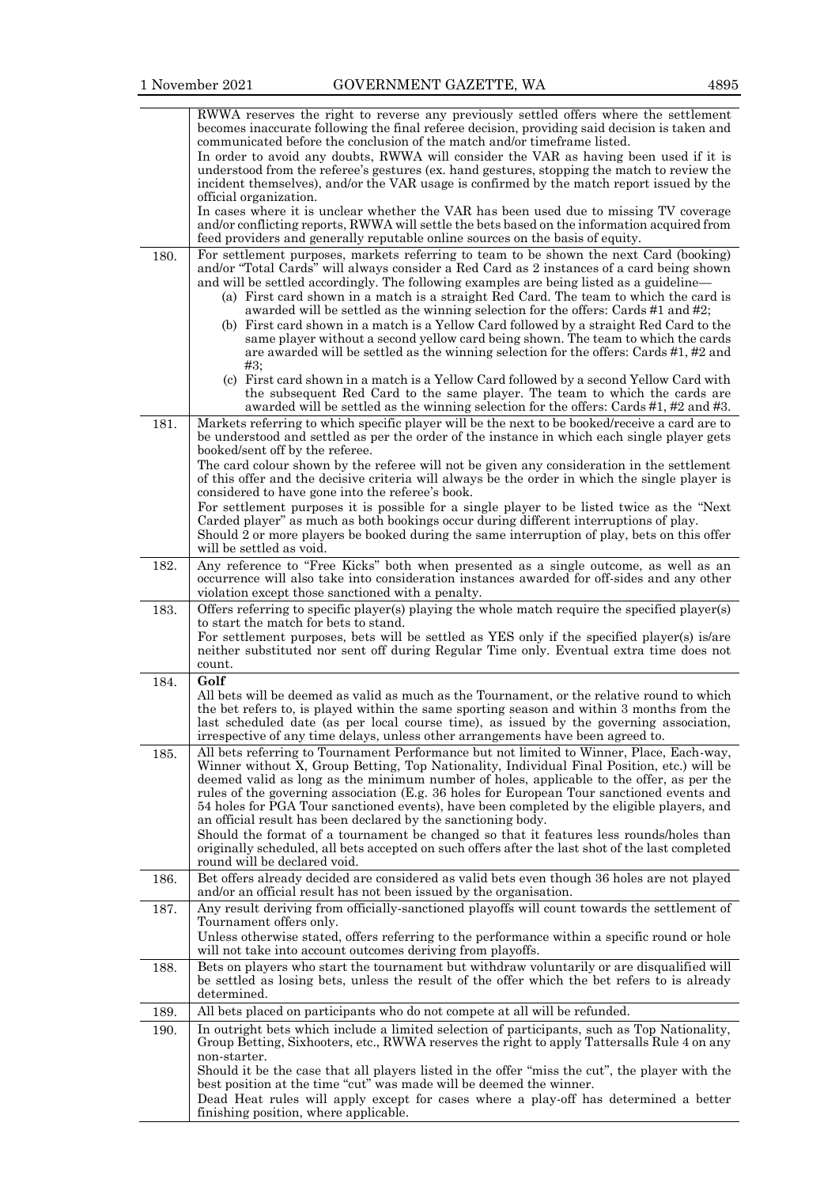| | |
|---|---|
| | RWWA reserves the right to reverse any previously settled offers where the settlement becomes inaccurate following the final referee decision, providing said decision is taken and communicated before the conclusion of the match and/or timeframe listed.<br>In order to avoid any doubts, RWWA will consider the VAR as having been used if it is understood from the referee's gestures (ex. hand gestures, stopping the match to review the incident themselves), and/or the VAR usage is confirmed by the match report issued by the official organization.<br>In cases where it is unclear whether the VAR has been used due to missing TV coverage and/or conflicting reports, RWWA will settle the bets based on the information acquired from feed providers and generally reputable online sources on the basis of equity. |
| 180. | For settlement purposes, markets referring to team to be shown the next Card (booking) and/or "Total Cards" will always consider a Red Card as 2 instances of a card being shown and will be settled accordingly. The following examples are being listed as a guideline—<br>(a) First card shown in a match is a straight Red Card. The team to which the card is awarded will be settled as the winning selection for the offers: Cards #1 and #2;<br>(b) First card shown in a match is a Yellow Card followed by a straight Red Card to the same player without a second yellow card being shown. The team to which the cards are awarded will be settled as the winning selection for the offers: Cards #1, #2 and #3;<br>(c) First card shown in a match is a Yellow Card followed by a second Yellow Card with the subsequent Red Card to the same player. The team to which the cards are awarded will be settled as the winning selection for the offers: Cards #1, #2 and #3. |
| 181. | Markets referring to which specific player will be the next to be booked/receive a card are to be understood and settled as per the order of the instance in which each single player gets booked/sent off by the referee.<br>The card colour shown by the referee will not be given any consideration in the settlement of this offer and the decisive criteria will always be the order in which the single player is considered to have gone into the referee's book.<br>For settlement purposes it is possible for a single player to be listed twice as the "Next Carded player" as much as both bookings occur during different interruptions of play.<br>Should 2 or more players be booked during the same interruption of play, bets on this offer will be settled as void. |
| 182. | Any reference to "Free Kicks" both when presented as a single outcome, as well as an occurrence will also take into consideration instances awarded for off-sides and any other violation except those sanctioned with a penalty. |
| 183. | Offers referring to specific player(s) playing the whole match require the specified player(s) to start the match for bets to stand.<br>For settlement purposes, bets will be settled as YES only if the specified player(s) is/are neither substituted nor sent off during Regular Time only. Eventual extra time does not count. |
| 184. | **Golf**<br>All bets will be deemed as valid as much as the Tournament, or the relative round to which the bet refers to, is played within the same sporting season and within 3 months from the last scheduled date (as per local course time), as issued by the governing association, irrespective of any time delays, unless other arrangements have been agreed to. |
| 185. | All bets referring to Tournament Performance but not limited to Winner, Place, Each-way, Winner without X, Group Betting, Top Nationality, Individual Final Position, etc.) will be deemed valid as long as the minimum number of holes, applicable to the offer, as per the rules of the governing association (E.g. 36 holes for European Tour sanctioned events and 54 holes for PGA Tour sanctioned events), have been completed by the eligible players, and an official result has been declared by the sanctioning body.<br>Should the format of a tournament be changed so that it features less rounds/holes than originally scheduled, all bets accepted on such offers after the last shot of the last completed round will be declared void. |
| 186. | Bet offers already decided are considered as valid bets even though 36 holes are not played and/or an official result has not been issued by the organisation. |
| 187. | Any result deriving from officially-sanctioned playoffs will count towards the settlement of Tournament offers only.<br>Unless otherwise stated, offers referring to the performance within a specific round or hole will not take into account outcomes deriving from playoffs. |
| 188. | Bets on players who start the tournament but withdraw voluntarily or are disqualified will be settled as losing bets, unless the result of the offer which the bet refers to is already determined. |
| 189. | All bets placed on participants who do not compete at all will be refunded. |
| 190. | In outright bets which include a limited selection of participants, such as Top Nationality, Group Betting, Sixhooters, etc., RWWA reserves the right to apply Tattersalls Rule 4 on any non-starter.<br>Should it be the case that all players listed in the offer "miss the cut", the player with the best position at the time "cut" was made will be deemed the winner.<br>Dead Heat rules will apply except for cases where a play-off has determined a better finishing position, where applicable. |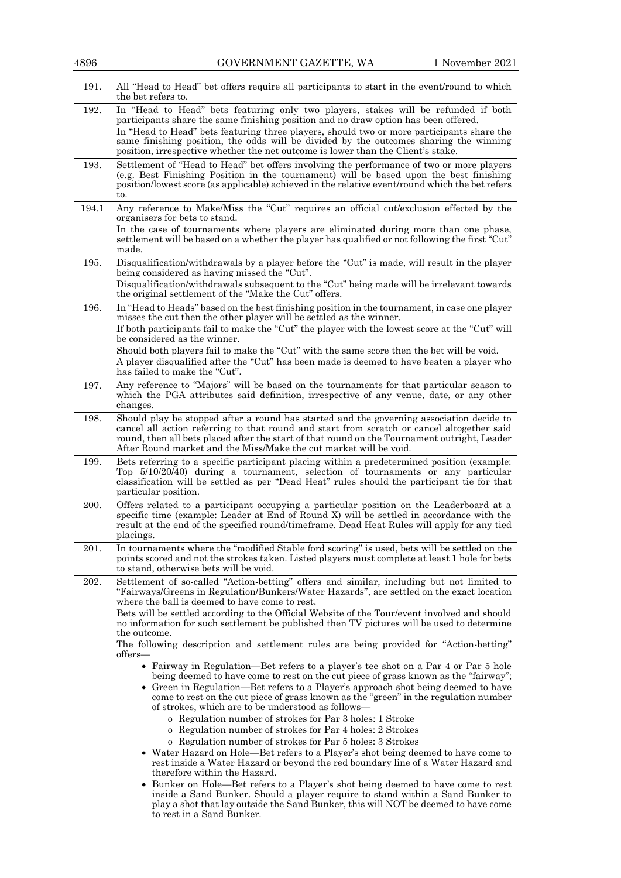| | |
|---|---|
| 191. | All "Head to Head" bet offers require all participants to start in the event/round to which the bet refers to. |
| 192. | In "Head to Head" bets featuring only two players, stakes will be refunded if both participants share the same finishing position and no draw option has been offered.<br>In "Head to Head" bets featuring three players, should two or more participants share the same finishing position, the odds will be divided by the outcomes sharing the winning position, irrespective whether the net outcome is lower than the Client's stake. |
| 193. | Settlement of "Head to Head" bet offers involving the performance of two or more players (e.g. Best Finishing Position in the tournament) will be based upon the best finishing position/lowest score (as applicable) achieved in the relative event/round which the bet refers to. |
| 194.1 | Any reference to Make/Miss the "Cut" requires an official cut/exclusion effected by the organisers for bets to stand.<br>In the case of tournaments where players are eliminated during more than one phase, settlement will be based on a whether the player has qualified or not following the first "Cut" made. |
| 195. | Disqualification/withdrawals by a player before the "Cut" is made, will result in the player being considered as having missed the "Cut".<br>Disqualification/withdrawals subsequent to the "Cut" being made will be irrelevant towards the original settlement of the "Make the Cut" offers. |
| 196. | In "Head to Heads" based on the best finishing position in the tournament, in case one player misses the cut then the other player will be settled as the winner.<br>If both participants fail to make the "Cut" the player with the lowest score at the "Cut" will be considered as the winner.<br>Should both players fail to make the "Cut" with the same score then the bet will be void.<br>A player disqualified after the "Cut" has been made is deemed to have beaten a player who has failed to make the "Cut". |
| 197. | Any reference to "Majors" will be based on the tournaments for that particular season to which the PGA attributes said definition, irrespective of any venue, date, or any other changes. |
| 198. | Should play be stopped after a round has started and the governing association decide to cancel all action referring to that round and start from scratch or cancel altogether said round, then all bets placed after the start of that round on the Tournament outright, Leader After Round market and the Miss/Make the cut market will be void. |
| 199. | Bets referring to a specific participant placing within a predetermined position (example: Top 5/10/20/40) during a tournament, selection of tournaments or any particular classification will be settled as per "Dead Heat" rules should the participant tie for that particular position. |
| 200. | Offers related to a participant occupying a particular position on the Leaderboard at a specific time (example: Leader at End of Round X) will be settled in accordance with the result at the end of the specified round/timeframe. Dead Heat Rules will apply for any tied placings. |
| 201. | In tournaments where the "modified Stable ford scoring" is used, bets will be settled on the points scored and not the strokes taken. Listed players must complete at least 1 hole for bets to stand, otherwise bets will be void. |
| 202. | Settlement of so-called "Action-betting" offers and similar, including but not limited to "Fairways/Greens in Regulation/Bunkers/Water Hazards", are settled on the exact location where the ball is deemed to have come to rest.<br>Bets will be settled according to the Official Website of the Tour/event involved and should no information for such settlement be published then TV pictures will be used to determine the outcome.<br>The following description and settlement rules are being provided for "Action-betting" offers—<br>• Fairway in Regulation—Bet refers to a player's tee shot on a Par 4 or Par 5 hole being deemed to have come to rest on the cut piece of grass known as the "fairway";<br>• Green in Regulation—Bet refers to a Player's approach shot being deemed to have come to rest on the cut piece of grass known as the "green" in the regulation number of strokes, which are to be understood as follows—<br>&nbsp;&nbsp;&nbsp;&nbsp;o Regulation number of strokes for Par 3 holes: 1 Stroke<br>&nbsp;&nbsp;&nbsp;&nbsp;o Regulation number of strokes for Par 4 holes: 2 Strokes<br>&nbsp;&nbsp;&nbsp;&nbsp;o Regulation number of strokes for Par 5 holes: 3 Strokes<br>• Water Hazard on Hole—Bet refers to a Player's shot being deemed to have come to rest inside a Water Hazard or beyond the red boundary line of a Water Hazard and therefore within the Hazard.<br>• Bunker on Hole—Bet refers to a Player's shot being deemed to have come to rest inside a Sand Bunker. Should a player require to stand within a Sand Bunker to play a shot that lay outside the Sand Bunker, this will NOT be deemed to have come to rest in a Sand Bunker. |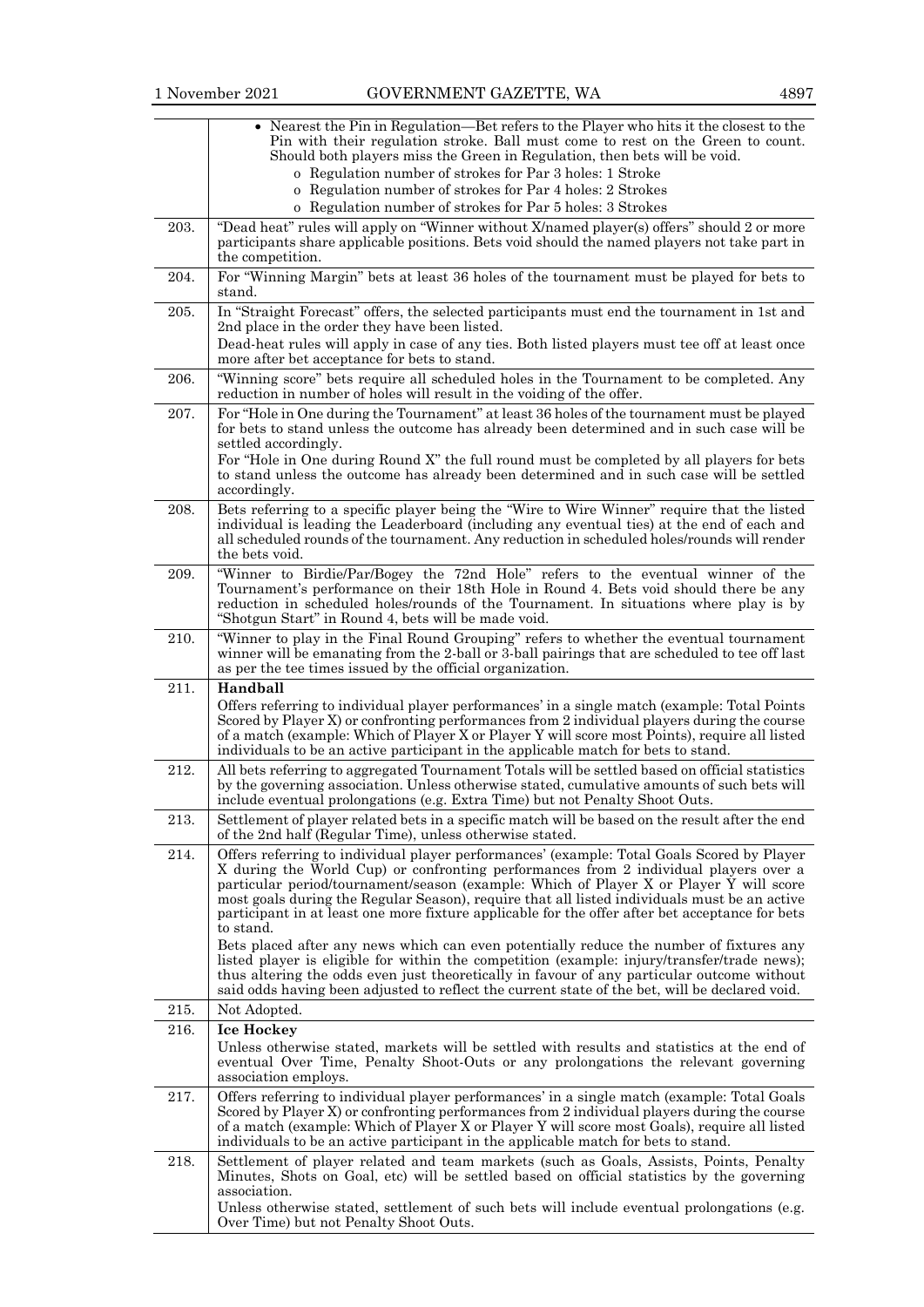| | |
|---|---|
| | • Nearest the Pin in Regulation—Bet refers to the Player who hits it the closest to the Pin with their regulation stroke. Ball must come to rest on the Green to count. Should both players miss the Green in Regulation, then bets will be void.<br>o Regulation number of strokes for Par 3 holes: 1 Stroke<br>o Regulation number of strokes for Par 4 holes: 2 Strokes<br>o Regulation number of strokes for Par 5 holes: 3 Strokes |
| 203. | "Dead heat" rules will apply on "Winner without X/named player(s) offers" should 2 or more participants share applicable positions. Bets void should the named players not take part in the competition. |
| 204. | For "Winning Margin" bets at least 36 holes of the tournament must be played for bets to stand. |
| 205. | In "Straight Forecast" offers, the selected participants must end the tournament in 1st and 2nd place in the order they have been listed.<br>Dead-heat rules will apply in case of any ties. Both listed players must tee off at least once more after bet acceptance for bets to stand. |
| 206. | "Winning score" bets require all scheduled holes in the Tournament to be completed. Any reduction in number of holes will result in the voiding of the offer. |
| 207. | For "Hole in One during the Tournament" at least 36 holes of the tournament must be played for bets to stand unless the outcome has already been determined and in such case will be settled accordingly.<br>For "Hole in One during Round X" the full round must be completed by all players for bets to stand unless the outcome has already been determined and in such case will be settled accordingly. |
| 208. | Bets referring to a specific player being the "Wire to Wire Winner" require that the listed individual is leading the Leaderboard (including any eventual ties) at the end of each and all scheduled rounds of the tournament. Any reduction in scheduled holes/rounds will render the bets void. |
| 209. | "Winner to Birdie/Par/Bogey the 72nd Hole" refers to the eventual winner of the Tournament's performance on their 18th Hole in Round 4. Bets void should there be any reduction in scheduled holes/rounds of the Tournament. In situations where play is by "Shotgun Start" in Round 4, bets will be made void. |
| 210. | "Winner to play in the Final Round Grouping" refers to whether the eventual tournament winner will be emanating from the 2-ball or 3-ball pairings that are scheduled to tee off last as per the tee times issued by the official organization. |
| 211. | **Handball**<br>Offers referring to individual player performances' in a single match (example: Total Points Scored by Player X) or confronting performances from 2 individual players during the course of a match (example: Which of Player X or Player Y will score most Points), require all listed individuals to be an active participant in the applicable match for bets to stand. |
| 212. | All bets referring to aggregated Tournament Totals will be settled based on official statistics by the governing association. Unless otherwise stated, cumulative amounts of such bets will include eventual prolongations (e.g. Extra Time) but not Penalty Shoot Outs. |
| 213. | Settlement of player related bets in a specific match will be based on the result after the end of the 2nd half (Regular Time), unless otherwise stated. |
| 214. | Offers referring to individual player performances' (example: Total Goals Scored by Player X during the World Cup) or confronting performances from 2 individual players over a particular period/tournament/season (example: Which of Player X or Player Y will score most goals during the Regular Season), require that all listed individuals must be an active participant in at least one more fixture applicable for the offer after bet acceptance for bets to stand.<br>Bets placed after any news which can even potentially reduce the number of fixtures any listed player is eligible for within the competition (example: injury/transfer/trade news); thus altering the odds even just theoretically in favour of any particular outcome without said odds having been adjusted to reflect the current state of the bet, will be declared void. |
| 215. | Not Adopted. |
| 216. | **Ice Hockey**<br>Unless otherwise stated, markets will be settled with results and statistics at the end of eventual Over Time, Penalty Shoot-Outs or any prolongations the relevant governing association employs. |
| 217. | Offers referring to individual player performances' in a single match (example: Total Goals Scored by Player X) or confronting performances from 2 individual players during the course of a match (example: Which of Player X or Player Y will score most Goals), require all listed individuals to be an active participant in the applicable match for bets to stand. |
| 218. | Settlement of player related and team markets (such as Goals, Assists, Points, Penalty Minutes, Shots on Goal, etc) will be settled based on official statistics by the governing association.<br>Unless otherwise stated, settlement of such bets will include eventual prolongations (e.g. Over Time) but not Penalty Shoot Outs. |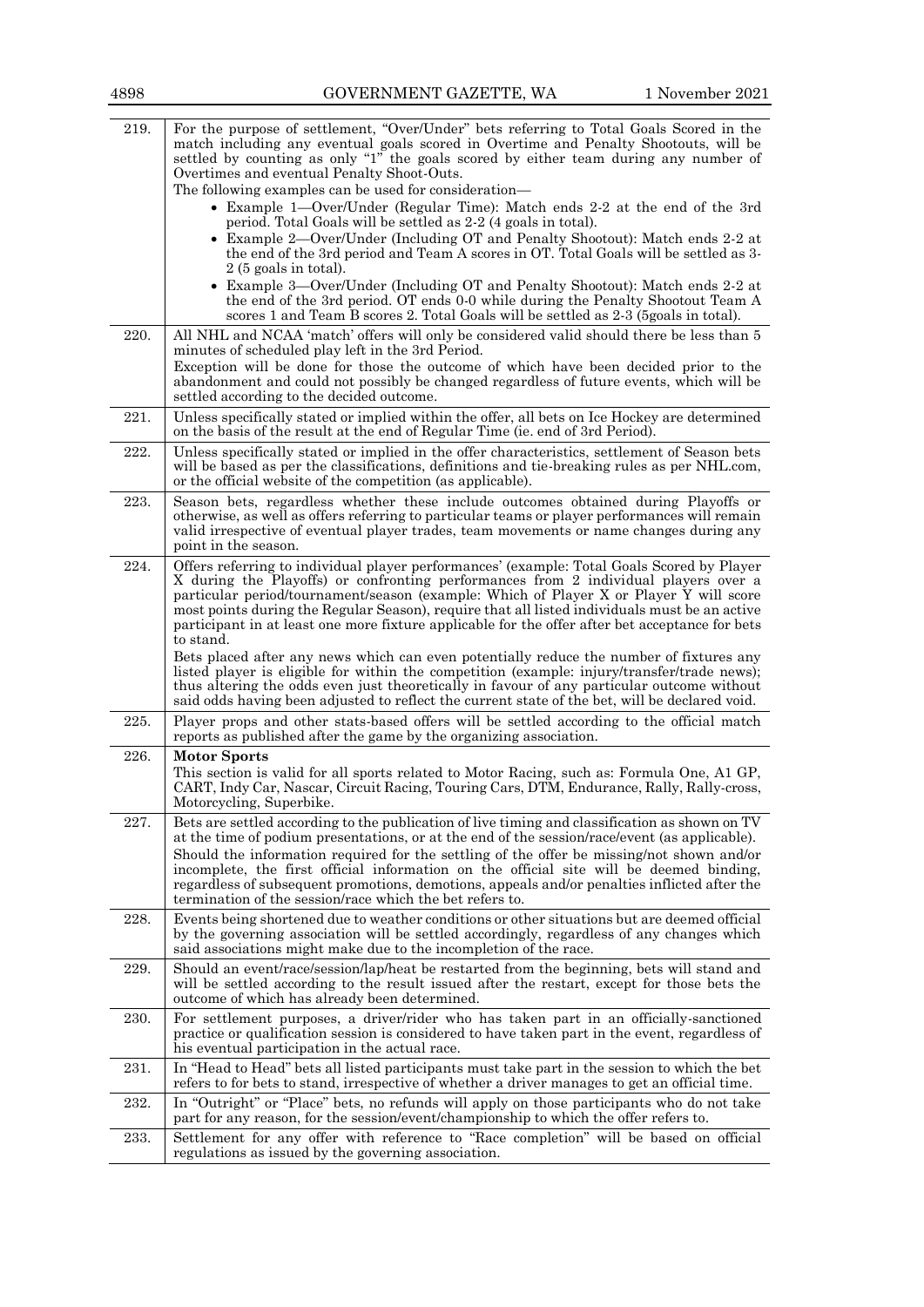| | |
|---|---|
| 219. | For the purpose of settlement, "Over/Under" bets referring to Total Goals Scored in the match including any eventual goals scored in Overtime and Penalty Shootouts, will be settled by counting as only "1" the goals scored by either team during any number of Overtimes and eventual Penalty Shoot-Outs.<br>The following examples can be used for consideration—<br>• Example 1—Over/Under (Regular Time): Match ends 2-2 at the end of the 3rd period. Total Goals will be settled as 2-2 (4 goals in total).<br>• Example 2—Over/Under (Including OT and Penalty Shootout): Match ends 2-2 at the end of the 3rd period and Team A scores in OT. Total Goals will be settled as 3-2 (5 goals in total).<br>• Example 3—Over/Under (Including OT and Penalty Shootout): Match ends 2-2 at the end of the 3rd period. OT ends 0-0 while during the Penalty Shootout Team A scores 1 and Team B scores 2. Total Goals will be settled as 2-3 (5goals in total). |
| 220. | All NHL and NCAA 'match' offers will only be considered valid should there be less than 5 minutes of scheduled play left in the 3rd Period.<br>Exception will be done for those the outcome of which have been decided prior to the abandonment and could not possibly be changed regardless of future events, which will be settled according to the decided outcome. |
| 221. | Unless specifically stated or implied within the offer, all bets on Ice Hockey are determined on the basis of the result at the end of Regular Time (ie. end of 3rd Period). |
| 222. | Unless specifically stated or implied in the offer characteristics, settlement of Season bets will be based as per the classifications, definitions and tie-breaking rules as per NHL.com, or the official website of the competition (as applicable). |
| 223. | Season bets, regardless whether these include outcomes obtained during Playoffs or otherwise, as well as offers referring to particular teams or player performances will remain valid irrespective of eventual player trades, team movements or name changes during any point in the season. |
| 224. | Offers referring to individual player performances' (example: Total Goals Scored by Player X during the Playoffs) or confronting performances from 2 individual players over a particular period/tournament/season (example: Which of Player X or Player Y will score most points during the Regular Season), require that all listed individuals must be an active participant in at least one more fixture applicable for the offer after bet acceptance for bets to stand.<br>Bets placed after any news which can even potentially reduce the number of fixtures any listed player is eligible for within the competition (example: injury/transfer/trade news); thus altering the odds even just theoretically in favour of any particular outcome without said odds having been adjusted to reflect the current state of the bet, will be declared void. |
| 225. | Player props and other stats-based offers will be settled according to the official match reports as published after the game by the organizing association. |
| 226. | **Motor Sports**<br>This section is valid for all sports related to Motor Racing, such as: Formula One, A1 GP, CART, Indy Car, Nascar, Circuit Racing, Touring Cars, DTM, Endurance, Rally, Rally-cross, Motorcycling, Superbike. |
| 227. | Bets are settled according to the publication of live timing and classification as shown on TV at the time of podium presentations, or at the end of the session/race/event (as applicable).<br>Should the information required for the settling of the offer be missing/not shown and/or incomplete, the first official information on the official site will be deemed binding, regardless of subsequent promotions, demotions, appeals and/or penalties inflicted after the termination of the session/race which the bet refers to. |
| 228. | Events being shortened due to weather conditions or other situations but are deemed official by the governing association will be settled accordingly, regardless of any changes which said associations might make due to the incompletion of the race. |
| 229. | Should an event/race/session/lap/heat be restarted from the beginning, bets will stand and will be settled according to the result issued after the restart, except for those bets the outcome of which has already been determined. |
| 230. | For settlement purposes, a driver/rider who has taken part in an officially-sanctioned practice or qualification session is considered to have taken part in the event, regardless of his eventual participation in the actual race. |
| 231. | In "Head to Head" bets all listed participants must take part in the session to which the bet refers to for bets to stand, irrespective of whether a driver manages to get an official time. |
| 232. | In "Outright" or "Place" bets, no refunds will apply on those participants who do not take part for any reason, for the session/event/championship to which the offer refers to. |
| 233. | Settlement for any offer with reference to "Race completion" will be based on official regulations as issued by the governing association. |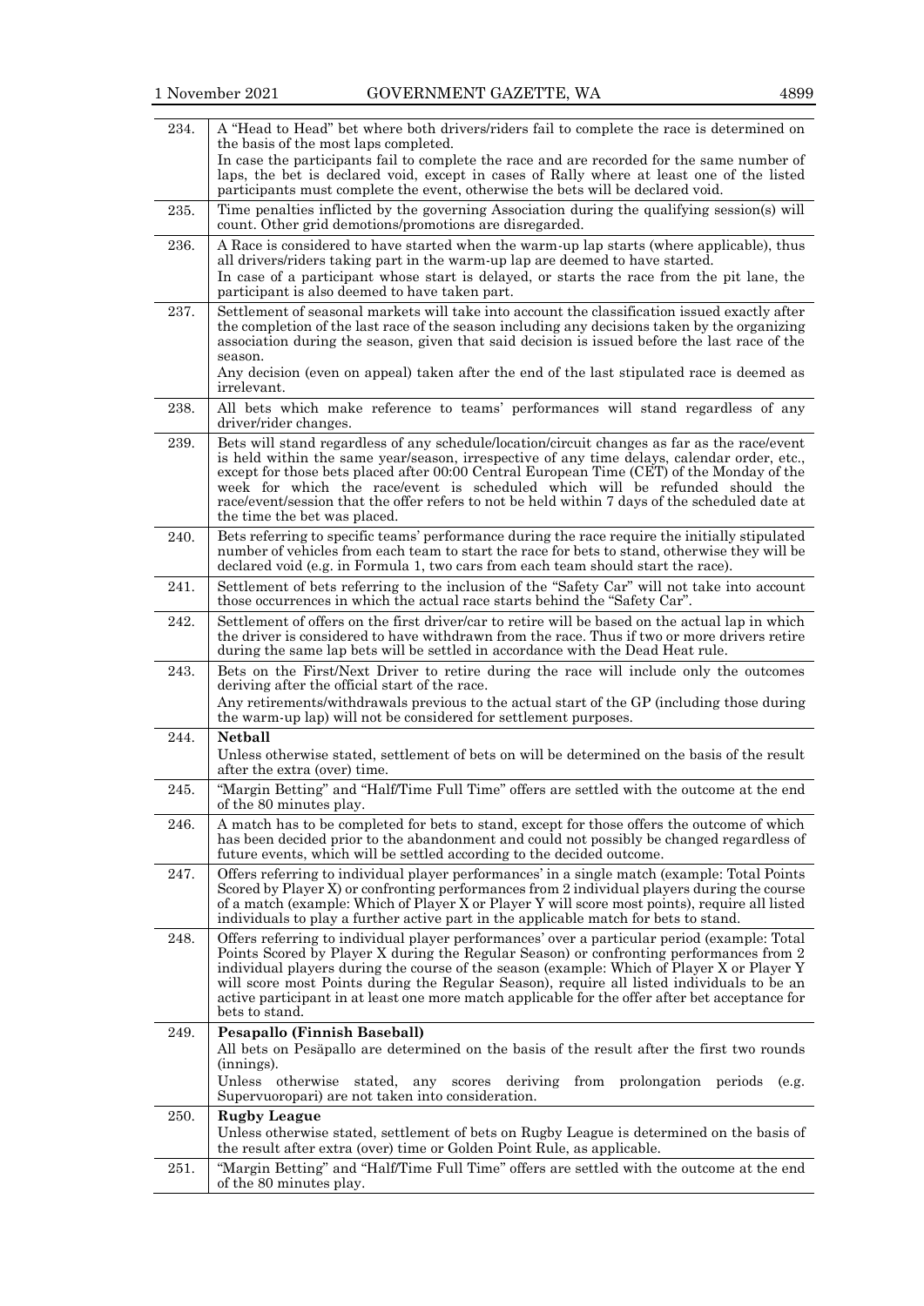| | |
|---|---|
| 234. | A "Head to Head" bet where both drivers/riders fail to complete the race is determined on the basis of the most laps completed.<br>In case the participants fail to complete the race and are recorded for the same number of laps, the bet is declared void, except in cases of Rally where at least one of the listed participants must complete the event, otherwise the bets will be declared void. |
| 235. | Time penalties inflicted by the governing Association during the qualifying session(s) will count. Other grid demotions/promotions are disregarded. |
| 236. | A Race is considered to have started when the warm-up lap starts (where applicable), thus all drivers/riders taking part in the warm-up lap are deemed to have started.<br>In case of a participant whose start is delayed, or starts the race from the pit lane, the participant is also deemed to have taken part. |
| 237. | Settlement of seasonal markets will take into account the classification issued exactly after the completion of the last race of the season including any decisions taken by the organizing association during the season, given that said decision is issued before the last race of the season.<br>Any decision (even on appeal) taken after the end of the last stipulated race is deemed as irrelevant. |
| 238. | All bets which make reference to teams' performances will stand regardless of any driver/rider changes. |
| 239. | Bets will stand regardless of any schedule/location/circuit changes as far as the race/event is held within the same year/season, irrespective of any time delays, calendar order, etc., except for those bets placed after 00:00 Central European Time (CET) of the Monday of the week for which the race/event is scheduled which will be refunded should the race/event/session that the offer refers to not be held within 7 days of the scheduled date at the time the bet was placed. |
| 240. | Bets referring to specific teams' performance during the race require the initially stipulated number of vehicles from each team to start the race for bets to stand, otherwise they will be declared void (e.g. in Formula 1, two cars from each team should start the race). |
| 241. | Settlement of bets referring to the inclusion of the "Safety Car" will not take into account those occurrences in which the actual race starts behind the "Safety Car". |
| 242. | Settlement of offers on the first driver/car to retire will be based on the actual lap in which the driver is considered to have withdrawn from the race. Thus if two or more drivers retire during the same lap bets will be settled in accordance with the Dead Heat rule. |
| 243. | Bets on the First/Next Driver to retire during the race will include only the outcomes deriving after the official start of the race.<br>Any retirements/withdrawals previous to the actual start of the GP (including those during the warm-up lap) will not be considered for settlement purposes. |
| 244. | **Netball**<br>Unless otherwise stated, settlement of bets on will be determined on the basis of the result after the extra (over) time. |
| 245. | "Margin Betting" and "Half/Time Full Time" offers are settled with the outcome at the end of the 80 minutes play. |
| 246. | A match has to be completed for bets to stand, except for those offers the outcome of which has been decided prior to the abandonment and could not possibly be changed regardless of future events, which will be settled according to the decided outcome. |
| 247. | Offers referring to individual player performances' in a single match (example: Total Points Scored by Player X) or confronting performances from 2 individual players during the course of a match (example: Which of Player X or Player Y will score most points), require all listed individuals to play a further active part in the applicable match for bets to stand. |
| 248. | Offers referring to individual player performances' over a particular period (example: Total Points Scored by Player X during the Regular Season) or confronting performances from 2 individual players during the course of the season (example: Which of Player X or Player Y will score most Points during the Regular Season), require all listed individuals to be an active participant in at least one more match applicable for the offer after bet acceptance for bets to stand. |
| 249. | **Pesapallo (Finnish Baseball)**<br>All bets on Pesäpallo are determined on the basis of the result after the first two rounds (innings).<br>Unless otherwise stated, any scores deriving from prolongation periods (e.g. Supervuoropari) are not taken into consideration. |
| 250. | **Rugby League**<br>Unless otherwise stated, settlement of bets on Rugby League is determined on the basis of the result after extra (over) time or Golden Point Rule, as applicable. |
| 251. | "Margin Betting" and "Half/Time Full Time" offers are settled with the outcome at the end of the 80 minutes play. |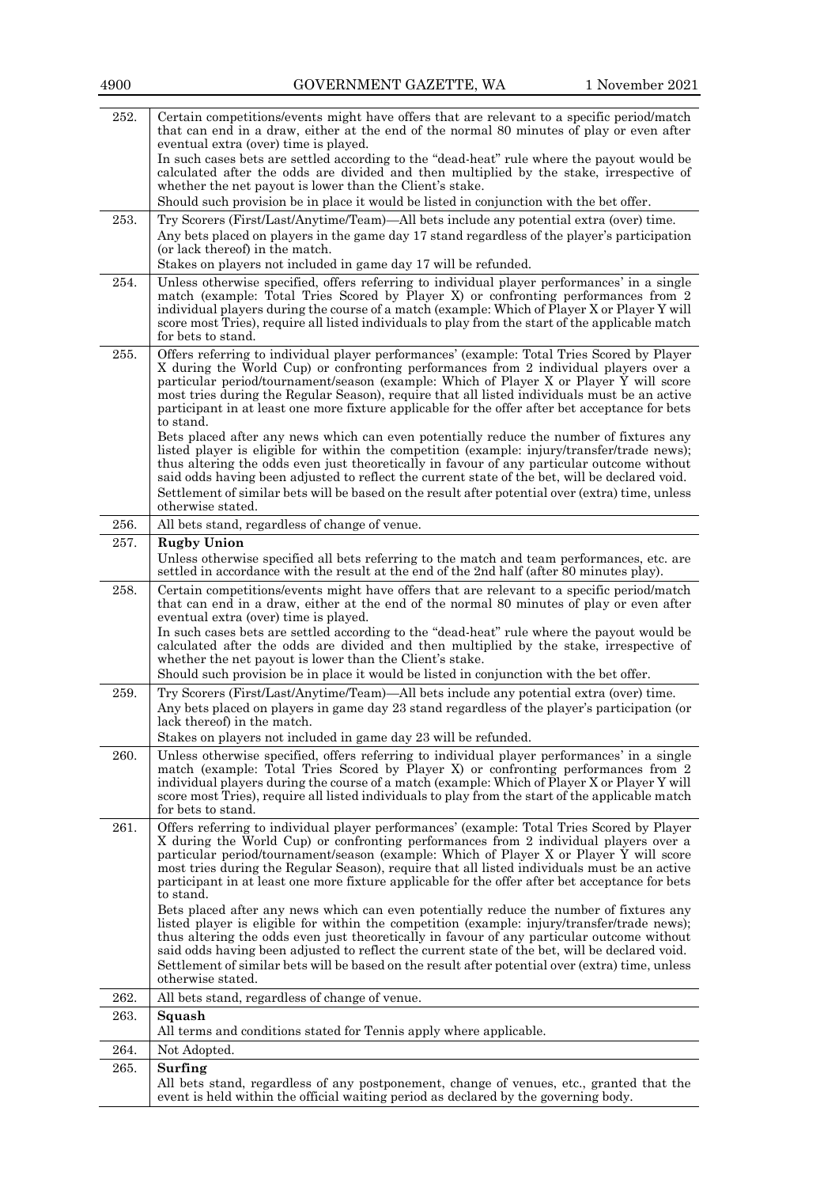| | |
|---|---|
| 252. | Certain competitions/events might have offers that are relevant to a specific period/match that can end in a draw, either at the end of the normal 80 minutes of play or even after eventual extra (over) time is played.<br>In such cases bets are settled according to the "dead-heat" rule where the payout would be calculated after the odds are divided and then multiplied by the stake, irrespective of whether the net payout is lower than the Client's stake.<br>Should such provision be in place it would be listed in conjunction with the bet offer. |
| 253. | Try Scorers (First/Last/Anytime/Team)—All bets include any potential extra (over) time.<br>Any bets placed on players in the game day 17 stand regardless of the player's participation (or lack thereof) in the match.<br>Stakes on players not included in game day 17 will be refunded. |
| 254. | Unless otherwise specified, offers referring to individual player performances' in a single match (example: Total Tries Scored by Player X) or confronting performances from 2 individual players during the course of a match (example: Which of Player X or Player Y will score most Tries), require all listed individuals to play from the start of the applicable match for bets to stand. |
| 255. | Offers referring to individual player performances' (example: Total Tries Scored by Player X during the World Cup) or confronting performances from 2 individual players over a particular period/tournament/season (example: Which of Player X or Player Y will score most tries during the Regular Season), require that all listed individuals must be an active participant in at least one more fixture applicable for the offer after bet acceptance for bets to stand.<br>Bets placed after any news which can even potentially reduce the number of fixtures any listed player is eligible for within the competition (example: injury/transfer/trade news); thus altering the odds even just theoretically in favour of any particular outcome without said odds having been adjusted to reflect the current state of the bet, will be declared void.<br>Settlement of similar bets will be based on the result after potential over (extra) time, unless otherwise stated. |
| 256. | All bets stand, regardless of change of venue. |
| 257. | **Rugby Union**<br>Unless otherwise specified all bets referring to the match and team performances, etc. are settled in accordance with the result at the end of the 2nd half (after 80 minutes play). |
| 258. | Certain competitions/events might have offers that are relevant to a specific period/match that can end in a draw, either at the end of the normal 80 minutes of play or even after eventual extra (over) time is played.<br>In such cases bets are settled according to the "dead-heat" rule where the payout would be calculated after the odds are divided and then multiplied by the stake, irrespective of whether the net payout is lower than the Client's stake.<br>Should such provision be in place it would be listed in conjunction with the bet offer. |
| 259. | Try Scorers (First/Last/Anytime/Team)—All bets include any potential extra (over) time.<br>Any bets placed on players in game day 23 stand regardless of the player's participation (or lack thereof) in the match.<br>Stakes on players not included in game day 23 will be refunded. |
| 260. | Unless otherwise specified, offers referring to individual player performances' in a single match (example: Total Tries Scored by Player X) or confronting performances from 2 individual players during the course of a match (example: Which of Player X or Player Y will score most Tries), require all listed individuals to play from the start of the applicable match for bets to stand. |
| 261. | Offers referring to individual player performances' (example: Total Tries Scored by Player X during the World Cup) or confronting performances from 2 individual players over a particular period/tournament/season (example: Which of Player X or Player Y will score most tries during the Regular Season), require that all listed individuals must be an active participant in at least one more fixture applicable for the offer after bet acceptance for bets to stand.<br>Bets placed after any news which can even potentially reduce the number of fixtures any listed player is eligible for within the competition (example: injury/transfer/trade news); thus altering the odds even just theoretically in favour of any particular outcome without said odds having been adjusted to reflect the current state of the bet, will be declared void.<br>Settlement of similar bets will be based on the result after potential over (extra) time, unless otherwise stated. |
| 262. | All bets stand, regardless of change of venue. |
| 263. | **Squash**<br>All terms and conditions stated for Tennis apply where applicable. |
| 264. | Not Adopted. |
| 265. | **Surfing**<br>All bets stand, regardless of any postponement, change of venues, etc., granted that the event is held within the official waiting period as declared by the governing body. |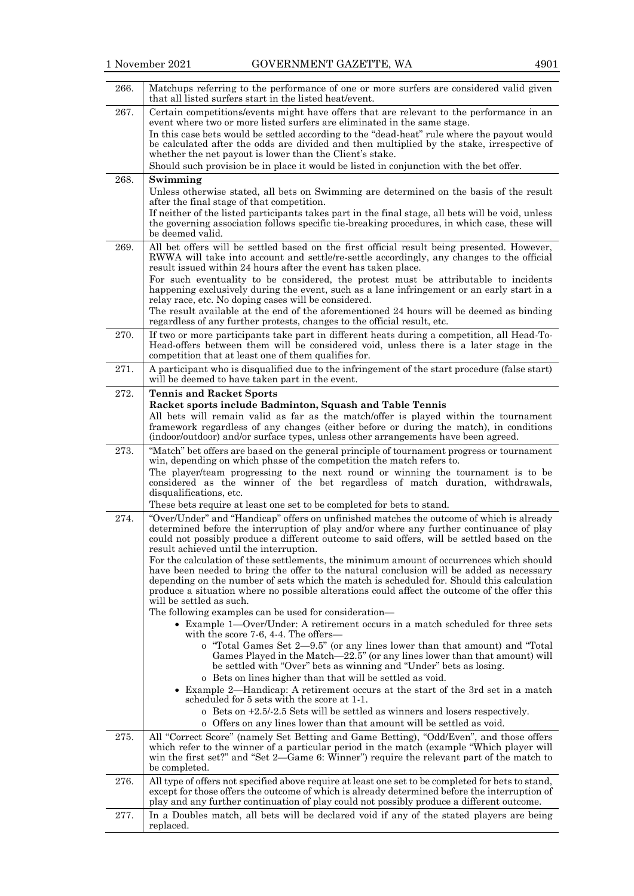| | |
|---|---|
| 266. | Matchups referring to the performance of one or more surfers are considered valid given that all listed surfers start in the listed heat/event. |
| 267. | Certain competitions/events might have offers that are relevant to the performance in an event where two or more listed surfers are eliminated in the same stage.<br>In this case bets would be settled according to the "dead-heat" rule where the payout would be calculated after the odds are divided and then multiplied by the stake, irrespective of whether the net payout is lower than the Client's stake.<br>Should such provision be in place it would be listed in conjunction with the bet offer. |
| 268. | **Swimming**<br>Unless otherwise stated, all bets on Swimming are determined on the basis of the result after the final stage of that competition.<br>If neither of the listed participants takes part in the final stage, all bets will be void, unless the governing association follows specific tie-breaking procedures, in which case, these will be deemed valid. |
| 269. | All bet offers will be settled based on the first official result being presented. However, RWWA will take into account and settle/re-settle accordingly, any changes to the official result issued within 24 hours after the event has taken place.<br>For such eventuality to be considered, the protest must be attributable to incidents happening exclusively during the event, such as a lane infringement or an early start in a relay race, etc. No doping cases will be considered.<br>The result available at the end of the aforementioned 24 hours will be deemed as binding regardless of any further protests, changes to the official result, etc. |
| 270. | If two or more participants take part in different heats during a competition, all Head-To-Head-offers between them will be considered void, unless there is a later stage in the competition that at least one of them qualifies for. |
| 271. | A participant who is disqualified due to the infringement of the start procedure (false start) will be deemed to have taken part in the event. |
| 272. | **Tennis and Racket Sports**<br>**Racket sports include Badminton, Squash and Table Tennis**<br>All bets will remain valid as far as the match/offer is played within the tournament framework regardless of any changes (either before or during the match), in conditions (indoor/outdoor) and/or surface types, unless other arrangements have been agreed. |
| 273. | "Match" bet offers are based on the general principle of tournament progress or tournament win, depending on which phase of the competition the match refers to.<br>The player/team progressing to the next round or winning the tournament is to be considered as the winner of the bet regardless of match duration, withdrawals, disqualifications, etc.<br>These bets require at least one set to be completed for bets to stand. |
| 274. | "Over/Under" and "Handicap" offers on unfinished matches the outcome of which is already determined before the interruption of play and/or where any further continuance of play could not possibly produce a different outcome to said offers, will be settled based on the result achieved until the interruption.<br>For the calculation of these settlements, the minimum amount of occurrences which should have been needed to bring the offer to the natural conclusion will be added as necessary depending on the number of sets which the match is scheduled for. Should this calculation produce a situation where no possible alterations could affect the outcome of the offer this will be settled as such.<br>The following examples can be used for consideration—<br>• Example 1—Over/Under: A retirement occurs in a match scheduled for three sets with the score 7-6, 4-4. The offers—<br>&nbsp;&nbsp;&nbsp;&nbsp;o "Total Games Set 2—9.5" (or any lines lower than that amount) and "Total Games Played in the Match—22.5" (or any lines lower than that amount) will be settled with "Over" bets as winning and "Under" bets as losing.<br>&nbsp;&nbsp;&nbsp;&nbsp;o Bets on lines higher than that will be settled as void.<br>• Example 2—Handicap: A retirement occurs at the start of the 3rd set in a match scheduled for 5 sets with the score at 1-1.<br>&nbsp;&nbsp;&nbsp;&nbsp;o Bets on +2.5/-2.5 Sets will be settled as winners and losers respectively.<br>&nbsp;&nbsp;&nbsp;&nbsp;o Offers on any lines lower than that amount will be settled as void. |
| 275. | All "Correct Score" (namely Set Betting and Game Betting), "Odd/Even", and those offers which refer to the winner of a particular period in the match (example "Which player will win the first set?" and "Set 2—Game 6: Winner") require the relevant part of the match to be completed. |
| 276. | All type of offers not specified above require at least one set to be completed for bets to stand, except for those offers the outcome of which is already determined before the interruption of play and any further continuation of play could not possibly produce a different outcome. |
| 277. | In a Doubles match, all bets will be declared void if any of the stated players are being replaced. |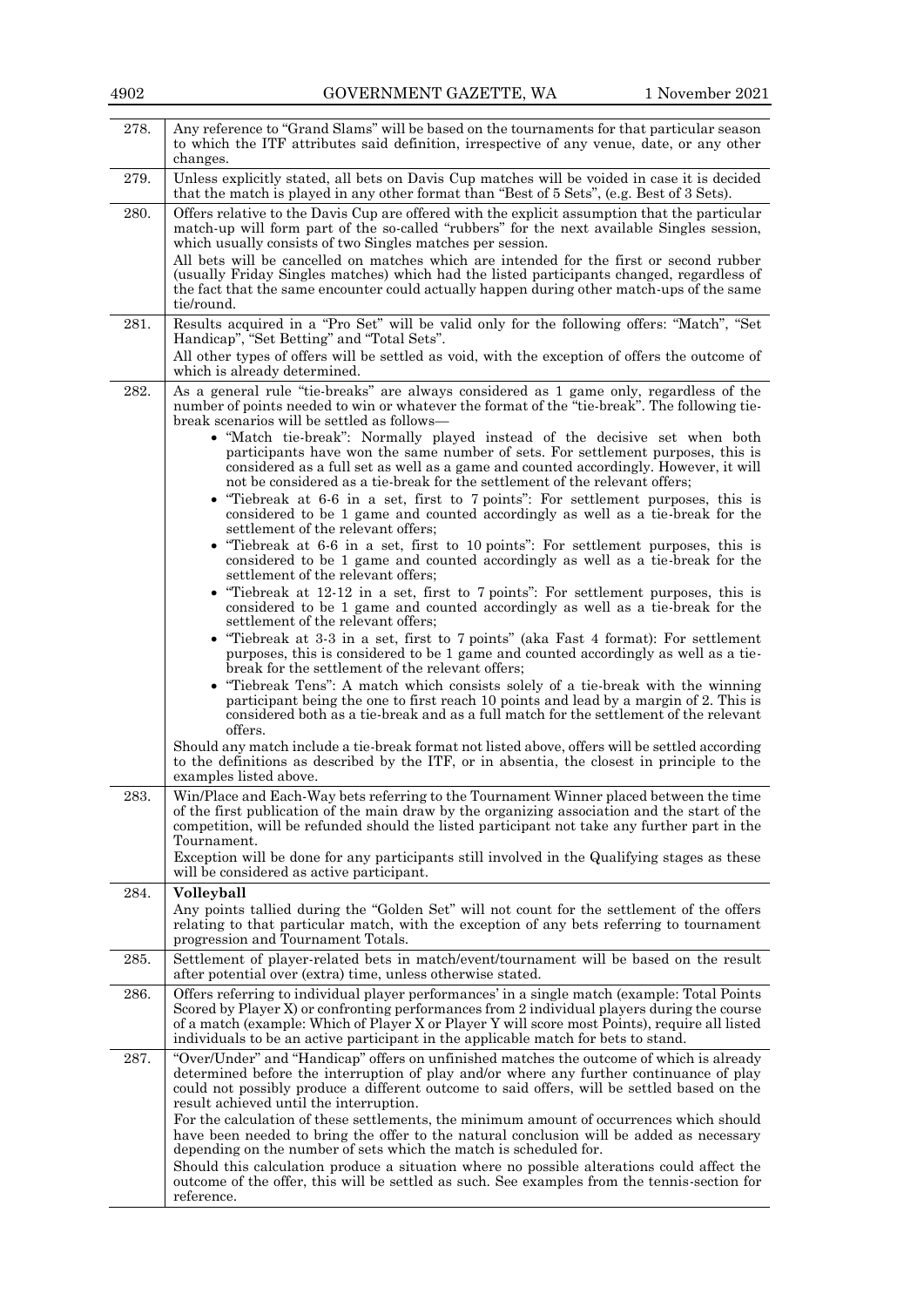| | |
|---|---|
| 278. | Any reference to "Grand Slams" will be based on the tournaments for that particular season to which the ITF attributes said definition, irrespective of any venue, date, or any other changes. |
| 279. | Unless explicitly stated, all bets on Davis Cup matches will be voided in case it is decided that the match is played in any other format than "Best of 5 Sets", (e.g. Best of 3 Sets). |
| 280. | Offers relative to the Davis Cup are offered with the explicit assumption that the particular match-up will form part of the so-called "rubbers" for the next available Singles session, which usually consists of two Singles matches per session.<br>All bets will be cancelled on matches which are intended for the first or second rubber (usually Friday Singles matches) which had the listed participants changed, regardless of the fact that the same encounter could actually happen during other match-ups of the same tie/round. |
| 281. | Results acquired in a "Pro Set" will be valid only for the following offers: "Match", "Set Handicap", "Set Betting" and "Total Sets".<br>All other types of offers will be settled as void, with the exception of offers the outcome of which is already determined. |
| 282. | As a general rule "tie-breaks" are always considered as 1 game only, regardless of the number of points needed to win or whatever the format of the "tie-break". The following tie-break scenarios will be settled as follows—<br>• "Match tie-break": Normally played instead of the decisive set when both participants have won the same number of sets. For settlement purposes, this is considered as a full set as well as a game and counted accordingly. However, it will not be considered as a tie-break for the settlement of the relevant offers;<br>• "Tiebreak at 6-6 in a set, first to 7 points": For settlement purposes, this is considered to be 1 game and counted accordingly as well as a tie-break for the settlement of the relevant offers;<br>• "Tiebreak at 6-6 in a set, first to 10 points": For settlement purposes, this is considered to be 1 game and counted accordingly as well as a tie-break for the settlement of the relevant offers;<br>• "Tiebreak at 12-12 in a set, first to 7 points": For settlement purposes, this is considered to be 1 game and counted accordingly as well as a tie-break for the settlement of the relevant offers;<br>• "Tiebreak at 3-3 in a set, first to 7 points" (aka Fast 4 format): For settlement purposes, this is considered to be 1 game and counted accordingly as well as a tie-break for the settlement of the relevant offers;<br>• "Tiebreak Tens": A match which consists solely of a tie-break with the winning participant being the one to first reach 10 points and lead by a margin of 2. This is considered both as a tie-break and as a full match for the settlement of the relevant offers.<br>Should any match include a tie-break format not listed above, offers will be settled according to the definitions as described by the ITF, or in absentia, the closest in principle to the examples listed above. |
| 283. | Win/Place and Each-Way bets referring to the Tournament Winner placed between the time of the first publication of the main draw by the organizing association and the start of the competition, will be refunded should the listed participant not take any further part in the Tournament.<br>Exception will be done for any participants still involved in the Qualifying stages as these will be considered as active participant. |
| 284. | **Volleyball**<br>Any points tallied during the "Golden Set" will not count for the settlement of the offers relating to that particular match, with the exception of any bets referring to tournament progression and Tournament Totals. |
| 285. | Settlement of player-related bets in match/event/tournament will be based on the result after potential over (extra) time, unless otherwise stated. |
| 286. | Offers referring to individual player performances' in a single match (example: Total Points Scored by Player X) or confronting performances from 2 individual players during the course of a match (example: Which of Player X or Player Y will score most Points), require all listed individuals to be an active participant in the applicable match for bets to stand. |
| 287. | "Over/Under" and "Handicap" offers on unfinished matches the outcome of which is already determined before the interruption of play and/or where any further continuance of play could not possibly produce a different outcome to said offers, will be settled based on the result achieved until the interruption.<br>For the calculation of these settlements, the minimum amount of occurrences which should have been needed to bring the offer to the natural conclusion will be added as necessary depending on the number of sets which the match is scheduled for.<br>Should this calculation produce a situation where no possible alterations could affect the outcome of the offer, this will be settled as such. See examples from the tennis-section for reference. |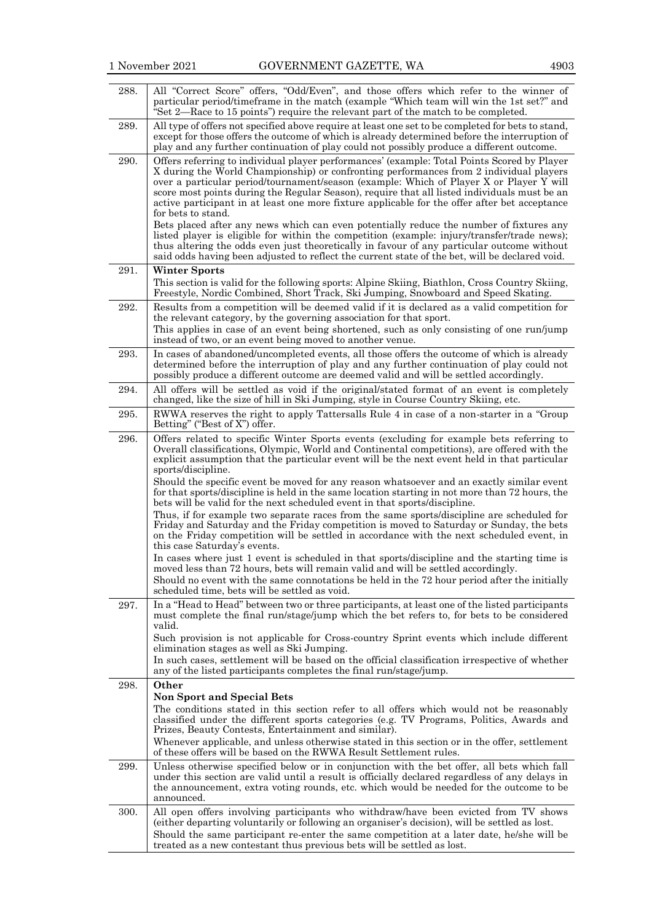| | |
|---|---|
| 288. | All "Correct Score" offers, "Odd/Even", and those offers which refer to the winner of particular period/timeframe in the match (example "Which team will win the 1st set?" and "Set 2—Race to 15 points") require the relevant part of the match to be completed. |
| 289. | All type of offers not specified above require at least one set to be completed for bets to stand, except for those offers the outcome of which is already determined before the interruption of play and any further continuation of play could not possibly produce a different outcome. |
| 290. | Offers referring to individual player performances' (example: Total Points Scored by Player X during the World Championship) or confronting performances from 2 individual players over a particular period/tournament/season (example: Which of Player X or Player Y will score most points during the Regular Season), require that all listed individuals must be an active participant in at least one more fixture applicable for the offer after bet acceptance for bets to stand.<br>Bets placed after any news which can even potentially reduce the number of fixtures any listed player is eligible for within the competition (example: injury/transfer/trade news); thus altering the odds even just theoretically in favour of any particular outcome without said odds having been adjusted to reflect the current state of the bet, will be declared void. |
| 291. | **Winter Sports**<br>This section is valid for the following sports: Alpine Skiing, Biathlon, Cross Country Skiing, Freestyle, Nordic Combined, Short Track, Ski Jumping, Snowboard and Speed Skating. |
| 292. | Results from a competition will be deemed valid if it is declared as a valid competition for the relevant category, by the governing association for that sport.<br>This applies in case of an event being shortened, such as only consisting of one run/jump instead of two, or an event being moved to another venue. |
| 293. | In cases of abandoned/uncompleted events, all those offers the outcome of which is already determined before the interruption of play and any further continuation of play could not possibly produce a different outcome are deemed valid and will be settled accordingly. |
| 294. | All offers will be settled as void if the original/stated format of an event is completely changed, like the size of hill in Ski Jumping, style in Course Country Skiing, etc. |
| 295. | RWWA reserves the right to apply Tattersalls Rule 4 in case of a non-starter in a "Group Betting" ("Best of X") offer. |
| 296. | Offers related to specific Winter Sports events (excluding for example bets referring to Overall classifications, Olympic, World and Continental competitions), are offered with the explicit assumption that the particular event will be the next event held in that particular sports/discipline.<br>Should the specific event be moved for any reason whatsoever and an exactly similar event for that sports/discipline is held in the same location starting in not more than 72 hours, the bets will be valid for the next scheduled event in that sports/discipline.<br>Thus, if for example two separate races from the same sports/discipline are scheduled for Friday and Saturday and the Friday competition is moved to Saturday or Sunday, the bets on the Friday competition will be settled in accordance with the next scheduled event, in this case Saturday's events.<br>In cases where just 1 event is scheduled in that sports/discipline and the starting time is moved less than 72 hours, bets will remain valid and will be settled accordingly.<br>Should no event with the same connotations be held in the 72 hour period after the initially scheduled time, bets will be settled as void. |
| 297. | In a "Head to Head" between two or three participants, at least one of the listed participants must complete the final run/stage/jump which the bet refers to, for bets to be considered valid.<br>Such provision is not applicable for Cross-country Sprint events which include different elimination stages as well as Ski Jumping.<br>In such cases, settlement will be based on the official classification irrespective of whether any of the listed participants completes the final run/stage/jump. |
| 298. | **Other**<br>**Non Sport and Special Bets**<br>The conditions stated in this section refer to all offers which would not be reasonably classified under the different sports categories (e.g. TV Programs, Politics, Awards and Prizes, Beauty Contests, Entertainment and similar).<br>Whenever applicable, and unless otherwise stated in this section or in the offer, settlement of these offers will be based on the RWWA Result Settlement rules. |
| 299. | Unless otherwise specified below or in conjunction with the bet offer, all bets which fall under this section are valid until a result is officially declared regardless of any delays in the announcement, extra voting rounds, etc. which would be needed for the outcome to be announced. |
| 300. | All open offers involving participants who withdraw/have been evicted from TV shows (either departing voluntarily or following an organiser's decision), will be settled as lost.<br>Should the same participant re-enter the same competition at a later date, he/she will be treated as a new contestant thus previous bets will be settled as lost. |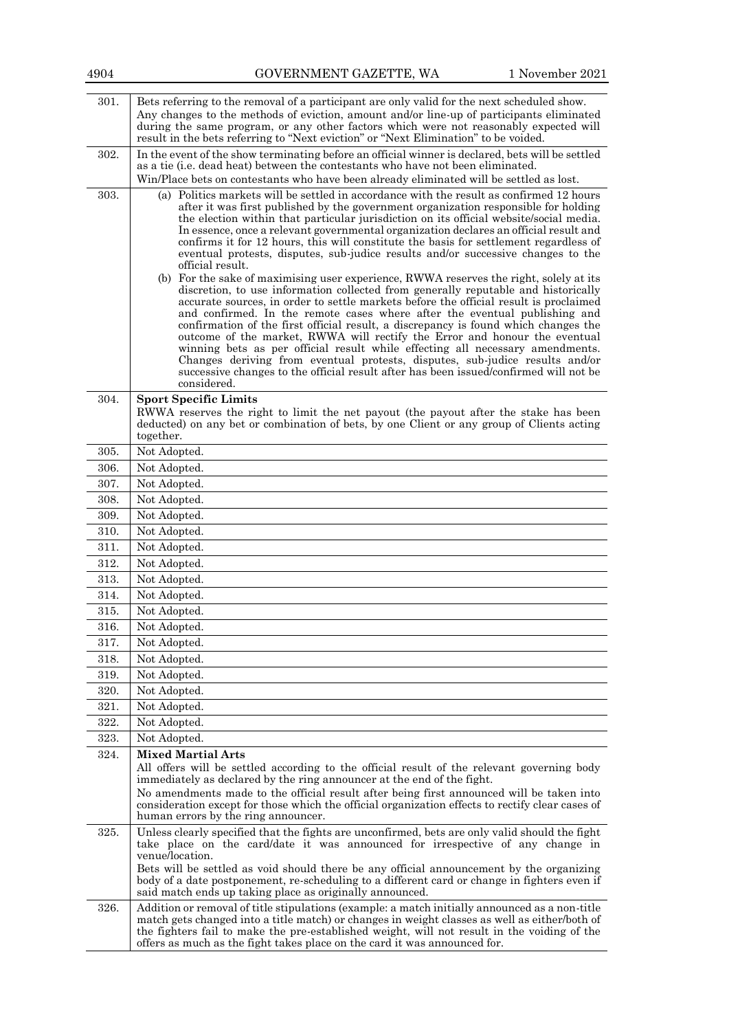| | |
|---|---|
| 301. | Bets referring to the removal of a participant are only valid for the next scheduled show. Any changes to the methods of eviction, amount and/or line-up of participants eliminated during the same program, or any other factors which were not reasonably expected will result in the bets referring to "Next eviction" or "Next Elimination" to be voided. |
| 302. | In the event of the show terminating before an official winner is declared, bets will be settled as a tie (i.e. dead heat) between the contestants who have not been eliminated. Win/Place bets on contestants who have been already eliminated will be settled as lost. |
| 303. | (a) Politics markets will be settled in accordance with the result as confirmed 12 hours after it was first published by the government organization responsible for holding the election within that particular jurisdiction on its official website/social media. In essence, once a relevant governmental organization declares an official result and confirms it for 12 hours, this will constitute the basis for settlement regardless of eventual protests, disputes, sub-judice results and/or successive changes to the official result.<br>(b) For the sake of maximising user experience, RWWA reserves the right, solely at its discretion, to use information collected from generally reputable and historically accurate sources, in order to settle markets before the official result is proclaimed and confirmed. In the remote cases where after the eventual publishing and confirmation of the first official result, a discrepancy is found which changes the outcome of the market, RWWA will rectify the Error and honour the eventual winning bets as per official result while effecting all necessary amendments. Changes deriving from eventual protests, disputes, sub-judice results and/or successive changes to the official result after has been issued/confirmed will not be considered. |
| 304. | **Sport Specific Limits**<br>RWWA reserves the right to limit the net payout (the payout after the stake has been deducted) on any bet or combination of bets, by one Client or any group of Clients acting together. |
| 305. | Not Adopted. |
| 306. | Not Adopted. |
| 307. | Not Adopted. |
| 308. | Not Adopted. |
| 309. | Not Adopted. |
| 310. | Not Adopted. |
| 311. | Not Adopted. |
| 312. | Not Adopted. |
| 313. | Not Adopted. |
| 314. | Not Adopted. |
| 315. | Not Adopted. |
| 316. | Not Adopted. |
| 317. | Not Adopted. |
| 318. | Not Adopted. |
| 319. | Not Adopted. |
| 320. | Not Adopted. |
| 321. | Not Adopted. |
| 322. | Not Adopted. |
| 323. | Not Adopted. |
| 324. | **Mixed Martial Arts**<br>All offers will be settled according to the official result of the relevant governing body immediately as declared by the ring announcer at the end of the fight.<br>No amendments made to the official result after being first announced will be taken into consideration except for those which the official organization effects to rectify clear cases of human errors by the ring announcer. |
| 325. | Unless clearly specified that the fights are unconfirmed, bets are only valid should the fight take place on the card/date it was announced for irrespective of any change in venue/location.<br>Bets will be settled as void should there be any official announcement by the organizing body of a date postponement, re-scheduling to a different card or change in fighters even if said match ends up taking place as originally announced. |
| 326. | Addition or removal of title stipulations (example: a match initially announced as a non-title match gets changed into a title match) or changes in weight classes as well as either/both of the fighters fail to make the pre-established weight, will not result in the voiding of the offers as much as the fight takes place on the card it was announced for. |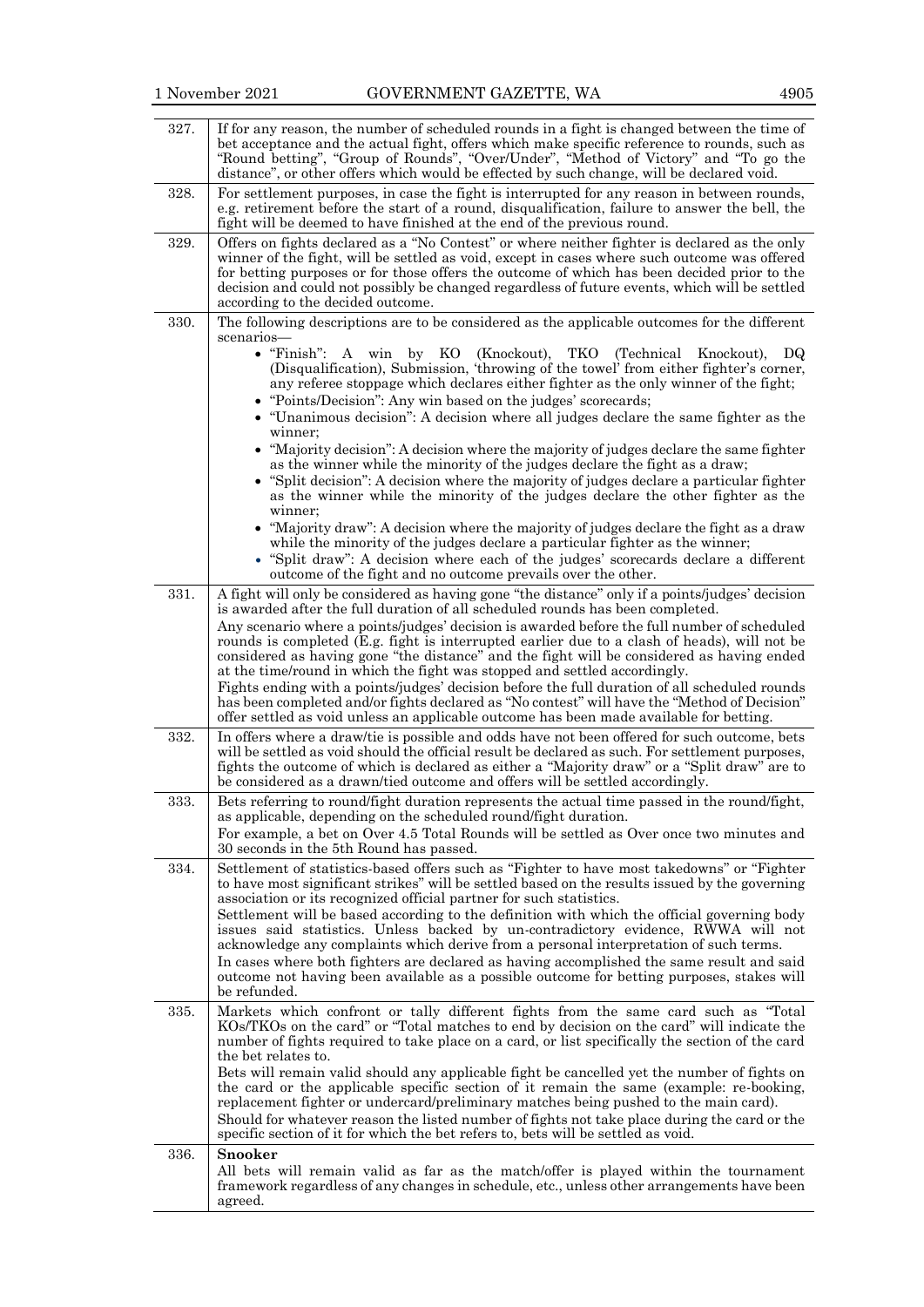| | |
|---|---|
| 327. | If for any reason, the number of scheduled rounds in a fight is changed between the time of bet acceptance and the actual fight, offers which make specific reference to rounds, such as "Round betting", "Group of Rounds", "Over/Under", "Method of Victory" and "To go the distance", or other offers which would be effected by such change, will be declared void. |
| 328. | For settlement purposes, in case the fight is interrupted for any reason in between rounds, e.g. retirement before the start of a round, disqualification, failure to answer the bell, the fight will be deemed to have finished at the end of the previous round. |
| 329. | Offers on fights declared as a "No Contest" or where neither fighter is declared as the only winner of the fight, will be settled as void, except in cases where such outcome was offered for betting purposes or for those offers the outcome of which has been decided prior to the decision and could not possibly be changed regardless of future events, which will be settled according to the decided outcome. |
| 330. | The following descriptions are to be considered as the applicable outcomes for the different scenarios— <br>• "Finish": A win by KO (Knockout), TKO (Technical Knockout), DQ (Disqualification), Submission, 'throwing of the towel' from either fighter's corner, any referee stoppage which declares either fighter as the only winner of the fight; <br>• "Points/Decision": Any win based on the judges' scorecards; <br>• "Unanimous decision": A decision where all judges declare the same fighter as the winner; <br>• "Majority decision": A decision where the majority of judges declare the same fighter as the winner while the minority of the judges declare the fight as a draw; <br>• "Split decision": A decision where the majority of judges declare a particular fighter as the winner while the minority of the judges declare the other fighter as the winner; <br>• "Majority draw": A decision where the majority of judges declare the fight as a draw while the minority of the judges declare a particular fighter as the winner; <br>• "Split draw": A decision where each of the judges' scorecards declare a different outcome of the fight and no outcome prevails over the other. |
| 331. | A fight will only be considered as having gone "the distance" only if a points/judges' decision is awarded after the full duration of all scheduled rounds has been completed. <br>Any scenario where a points/judges' decision is awarded before the full number of scheduled rounds is completed (E.g. fight is interrupted earlier due to a clash of heads), will not be considered as having gone "the distance" and the fight will be considered as having ended at the time/round in which the fight was stopped and settled accordingly. <br>Fights ending with a points/judges' decision before the full duration of all scheduled rounds has been completed and/or fights declared as "No contest" will have the "Method of Decision" offer settled as void unless an applicable outcome has been made available for betting. |
| 332. | In offers where a draw/tie is possible and odds have not been offered for such outcome, bets will be settled as void should the official result be declared as such. For settlement purposes, fights the outcome of which is declared as either a "Majority draw" or a "Split draw" are to be considered as a drawn/tied outcome and offers will be settled accordingly. |
| 333. | Bets referring to round/fight duration represents the actual time passed in the round/fight, as applicable, depending on the scheduled round/fight duration. <br>For example, a bet on Over 4.5 Total Rounds will be settled as Over once two minutes and 30 seconds in the 5th Round has passed. |
| 334. | Settlement of statistics-based offers such as "Fighter to have most takedowns" or "Fighter to have most significant strikes" will be settled based on the results issued by the governing association or its recognized official partner for such statistics. <br>Settlement will be based according to the definition with which the official governing body issues said statistics. Unless backed by un-contradictory evidence, RWWA will not acknowledge any complaints which derive from a personal interpretation of such terms. <br>In cases where both fighters are declared as having accomplished the same result and said outcome not having been available as a possible outcome for betting purposes, stakes will be refunded. |
| 335. | Markets which confront or tally different fights from the same card such as "Total KOs/TKOs on the card" or "Total matches to end by decision on the card" will indicate the number of fights required to take place on a card, or list specifically the section of the card the bet relates to. <br>Bets will remain valid should any applicable fight be cancelled yet the number of fights on the card or the applicable specific section of it remain the same (example: re-booking, replacement fighter or undercard/preliminary matches being pushed to the main card). <br>Should for whatever reason the listed number of fights not take place during the card or the specific section of it for which the bet refers to, bets will be settled as void. |
| 336. | **Snooker** <br>All bets will remain valid as far as the match/offer is played within the tournament framework regardless of any changes in schedule, etc., unless other arrangements have been agreed. |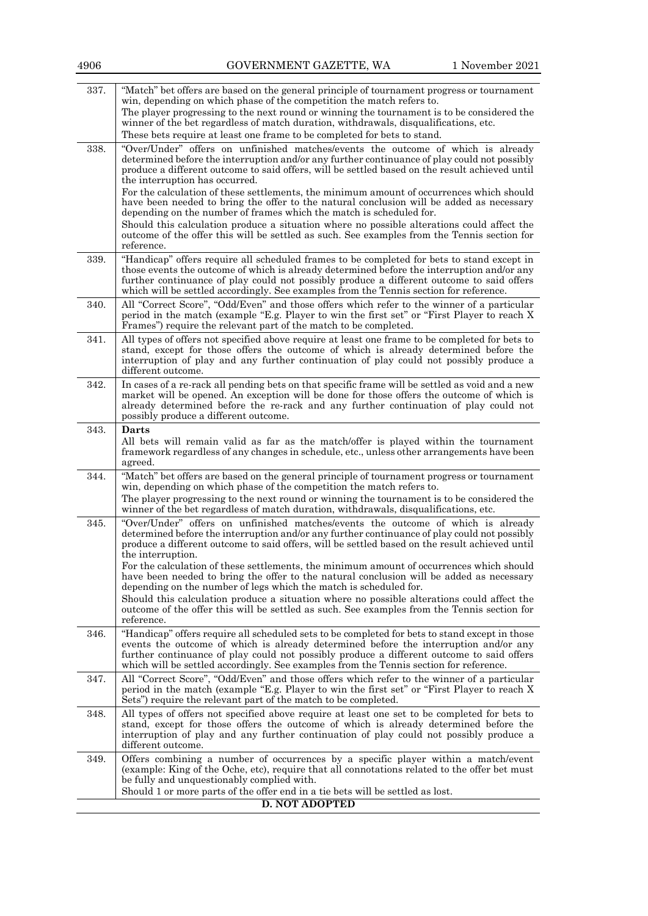| | |
|---|---|
| 337. | "Match" bet offers are based on the general principle of tournament progress or tournament win, depending on which phase of the competition the match refers to.<br>The player progressing to the next round or winning the tournament is to be considered the winner of the bet regardless of match duration, withdrawals, disqualifications, etc.<br>These bets require at least one frame to be completed for bets to stand. |
| 338. | "Over/Under" offers on unfinished matches/events the outcome of which is already determined before the interruption and/or any further continuance of play could not possibly produce a different outcome to said offers, will be settled based on the result achieved until the interruption has occurred.<br>For the calculation of these settlements, the minimum amount of occurrences which should have been needed to bring the offer to the natural conclusion will be added as necessary depending on the number of frames which the match is scheduled for.<br>Should this calculation produce a situation where no possible alterations could affect the outcome of the offer this will be settled as such. See examples from the Tennis section for reference. |
| 339. | "Handicap" offers require all scheduled frames to be completed for bets to stand except in those events the outcome of which is already determined before the interruption and/or any further continuance of play could not possibly produce a different outcome to said offers which will be settled accordingly. See examples from the Tennis section for reference. |
| 340. | All "Correct Score", "Odd/Even" and those offers which refer to the winner of a particular period in the match (example "E.g. Player to win the first set" or "First Player to reach X Frames") require the relevant part of the match to be completed. |
| 341. | All types of offers not specified above require at least one frame to be completed for bets to stand, except for those offers the outcome of which is already determined before the interruption of play and any further continuation of play could not possibly produce a different outcome. |
| 342. | In cases of a re-rack all pending bets on that specific frame will be settled as void and a new market will be opened. An exception will be done for those offers the outcome of which is already determined before the re-rack and any further continuation of play could not possibly produce a different outcome. |
| 343. | **Darts**<br>All bets will remain valid as far as the match/offer is played within the tournament framework regardless of any changes in schedule, etc., unless other arrangements have been agreed. |
| 344. | "Match" bet offers are based on the general principle of tournament progress or tournament win, depending on which phase of the competition the match refers to.<br>The player progressing to the next round or winning the tournament is to be considered the winner of the bet regardless of match duration, withdrawals, disqualifications, etc. |
| 345. | "Over/Under" offers on unfinished matches/events the outcome of which is already determined before the interruption and/or any further continuance of play could not possibly produce a different outcome to said offers, will be settled based on the result achieved until the interruption.<br>For the calculation of these settlements, the minimum amount of occurrences which should have been needed to bring the offer to the natural conclusion will be added as necessary depending on the number of legs which the match is scheduled for.<br>Should this calculation produce a situation where no possible alterations could affect the outcome of the offer this will be settled as such. See examples from the Tennis section for reference. |
| 346. | "Handicap" offers require all scheduled sets to be completed for bets to stand except in those events the outcome of which is already determined before the interruption and/or any further continuance of play could not possibly produce a different outcome to said offers which will be settled accordingly. See examples from the Tennis section for reference. |
| 347. | All "Correct Score", "Odd/Even" and those offers which refer to the winner of a particular period in the match (example "E.g. Player to win the first set" or "First Player to reach X Sets") require the relevant part of the match to be completed. |
| 348. | All types of offers not specified above require at least one set to be completed for bets to stand, except for those offers the outcome of which is already determined before the interruption of play and any further continuation of play could not possibly produce a different outcome. |
| 349. | Offers combining a number of occurrences by a specific player within a match/event (example: King of the Oche, etc), require that all connotations related to the offer bet must be fully and unquestionably complied with.<br>Should 1 or more parts of the offer end in a tie bets will be settled as lost. |

**D. NOT ADOPTED**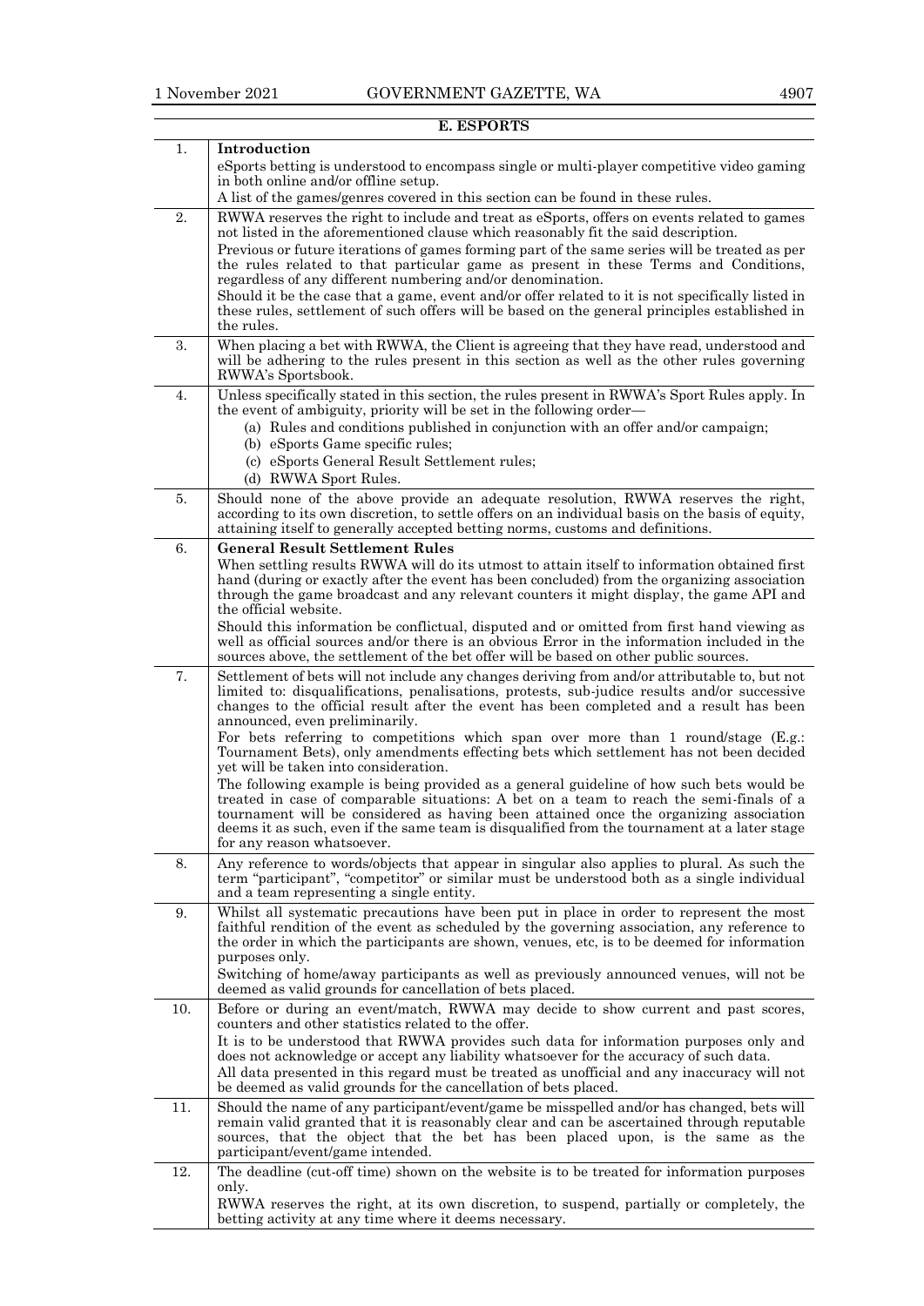## E. ESPORTS

| | |
|---|---|
| 1. | **Introduction**<br>eSports betting is understood to encompass single or multi-player competitive video gaming in both online and/or offline setup.<br>A list of the games/genres covered in this section can be found in these rules. |
| 2. | RWWA reserves the right to include and treat as eSports, offers on events related to games not listed in the aforementioned clause which reasonably fit the said description.<br>Previous or future iterations of games forming part of the same series will be treated as per the rules related to that particular game as present in these Terms and Conditions, regardless of any different numbering and/or denomination.<br>Should it be the case that a game, event and/or offer related to it is not specifically listed in these rules, settlement of such offers will be based on the general principles established in the rules. |
| 3. | When placing a bet with RWWA, the Client is agreeing that they have read, understood and will be adhering to the rules present in this section as well as the other rules governing RWWA's Sportsbook. |
| 4. | Unless specifically stated in this section, the rules present in RWWA's Sport Rules apply. In the event of ambiguity, priority will be set in the following order—<br>(a) Rules and conditions published in conjunction with an offer and/or campaign;<br>(b) eSports Game specific rules;<br>(c) eSports General Result Settlement rules;<br>(d) RWWA Sport Rules. |
| 5. | Should none of the above provide an adequate resolution, RWWA reserves the right, according to its own discretion, to settle offers on an individual basis on the basis of equity, attaining itself to generally accepted betting norms, customs and definitions. |
| 6. | **General Result Settlement Rules**<br>When settling results RWWA will do its utmost to attain itself to information obtained first hand (during or exactly after the event has been concluded) from the organizing association through the game broadcast and any relevant counters it might display, the game API and the official website.<br>Should this information be conflictual, disputed and or omitted from first hand viewing as well as official sources and/or there is an obvious Error in the information included in the sources above, the settlement of the bet offer will be based on other public sources. |
| 7. | Settlement of bets will not include any changes deriving from and/or attributable to, but not limited to: disqualifications, penalisations, protests, sub-judice results and/or successive changes to the official result after the event has been completed and a result has been announced, even preliminarily.<br>For bets referring to competitions which span over more than 1 round/stage (E.g.: Tournament Bets), only amendments effecting bets which settlement has not been decided yet will be taken into consideration.<br>The following example is being provided as a general guideline of how such bets would be treated in case of comparable situations: A bet on a team to reach the semi-finals of a tournament will be considered as having been attained once the organizing association deems it as such, even if the same team is disqualified from the tournament at a later stage for any reason whatsoever. |
| 8. | Any reference to words/objects that appear in singular also applies to plural. As such the term "participant", "competitor" or similar must be understood both as a single individual and a team representing a single entity. |
| 9. | Whilst all systematic precautions have been put in place in order to represent the most faithful rendition of the event as scheduled by the governing association, any reference to the order in which the participants are shown, venues, etc, is to be deemed for information purposes only.<br>Switching of home/away participants as well as previously announced venues, will not be deemed as valid grounds for cancellation of bets placed. |
| 10. | Before or during an event/match, RWWA may decide to show current and past scores, counters and other statistics related to the offer.<br>It is to be understood that RWWA provides such data for information purposes only and does not acknowledge or accept any liability whatsoever for the accuracy of such data.<br>All data presented in this regard must be treated as unofficial and any inaccuracy will not be deemed as valid grounds for the cancellation of bets placed. |
| 11. | Should the name of any participant/event/game be misspelled and/or has changed, bets will remain valid granted that it is reasonably clear and can be ascertained through reputable sources, that the object that the bet has been placed upon, is the same as the participant/event/game intended. |
| 12. | The deadline (cut-off time) shown on the website is to be treated for information purposes only.<br>RWWA reserves the right, at its own discretion, to suspend, partially or completely, the betting activity at any time where it deems necessary. |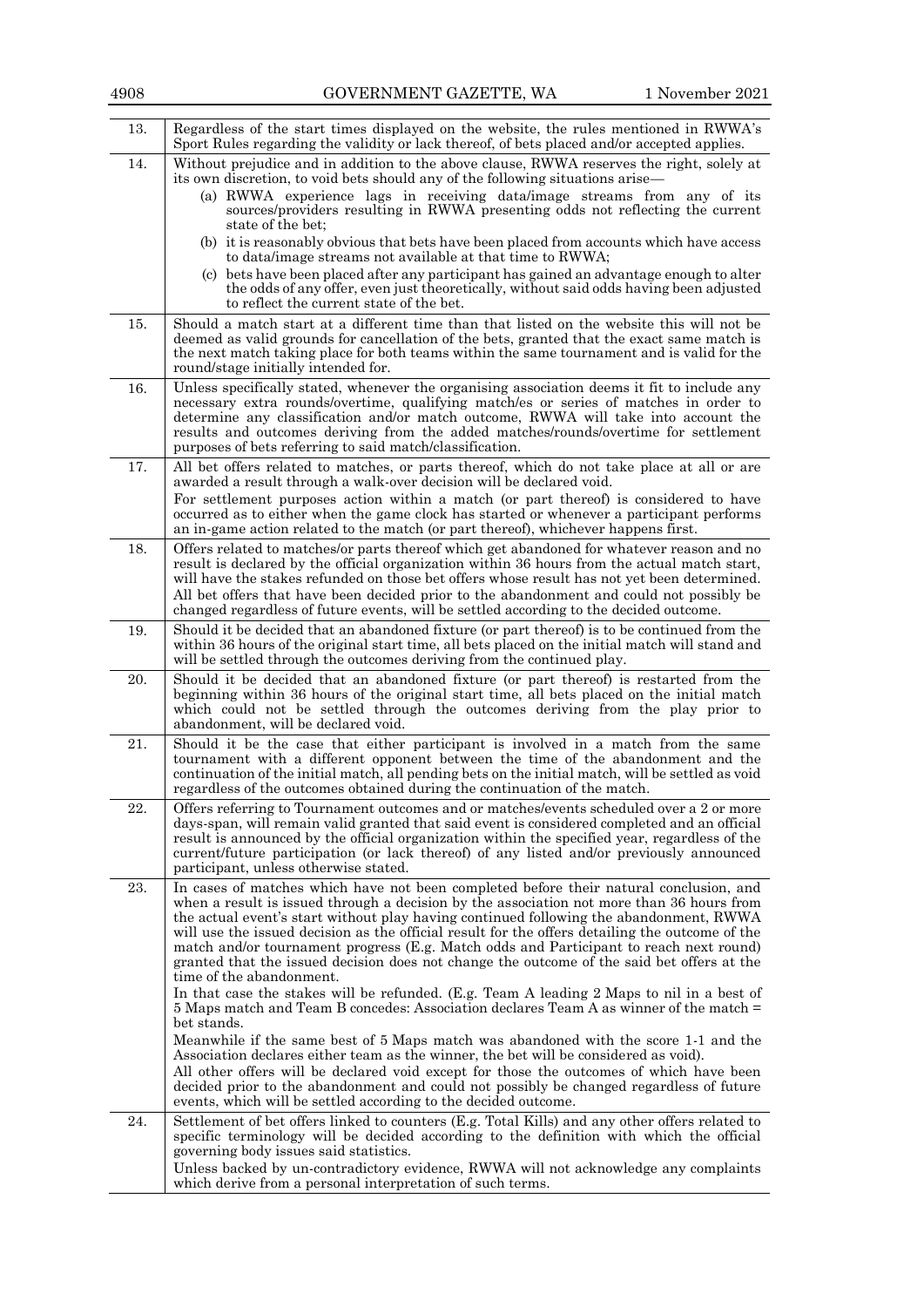| | |
|---|---|
| 13. | Regardless of the start times displayed on the website, the rules mentioned in RWWA's Sport Rules regarding the validity or lack thereof, of bets placed and/or accepted applies. |
| 14. | Without prejudice and in addition to the above clause, RWWA reserves the right, solely at its own discretion, to void bets should any of the following situations arise— <br>(a) RWWA experience lags in receiving data/image streams from any of its sources/providers resulting in RWWA presenting odds not reflecting the current state of the bet; <br>(b) it is reasonably obvious that bets have been placed from accounts which have access to data/image streams not available at that time to RWWA; <br>(c) bets have been placed after any participant has gained an advantage enough to alter the odds of any offer, even just theoretically, without said odds having been adjusted to reflect the current state of the bet. |
| 15. | Should a match start at a different time than that listed on the website this will not be deemed as valid grounds for cancellation of the bets, granted that the exact same match is the next match taking place for both teams within the same tournament and is valid for the round/stage initially intended for. |
| 16. | Unless specifically stated, whenever the organising association deems it fit to include any necessary extra rounds/overtime, qualifying match/es or series of matches in order to determine any classification and/or match outcome, RWWA will take into account the results and outcomes deriving from the added matches/rounds/overtime for settlement purposes of bets referring to said match/classification. |
| 17. | All bet offers related to matches, or parts thereof, which do not take place at all or are awarded a result through a walk-over decision will be declared void. <br>For settlement purposes action within a match (or part thereof) is considered to have occurred as to either when the game clock has started or whenever a participant performs an in-game action related to the match (or part thereof), whichever happens first. |
| 18. | Offers related to matches/or parts thereof which get abandoned for whatever reason and no result is declared by the official organization within 36 hours from the actual match start, will have the stakes refunded on those bet offers whose result has not yet been determined. All bet offers that have been decided prior to the abandonment and could not possibly be changed regardless of future events, will be settled according to the decided outcome. |
| 19. | Should it be decided that an abandoned fixture (or part thereof) is to be continued from the within 36 hours of the original start time, all bets placed on the initial match will stand and will be settled through the outcomes deriving from the continued play. |
| 20. | Should it be decided that an abandoned fixture (or part thereof) is restarted from the beginning within 36 hours of the original start time, all bets placed on the initial match which could not be settled through the outcomes deriving from the play prior to abandonment, will be declared void. |
| 21. | Should it be the case that either participant is involved in a match from the same tournament with a different opponent between the time of the abandonment and the continuation of the initial match, all pending bets on the initial match, will be settled as void regardless of the outcomes obtained during the continuation of the match. |
| 22. | Offers referring to Tournament outcomes and or matches/events scheduled over a 2 or more days-span, will remain valid granted that said event is considered completed and an official result is announced by the official organization within the specified year, regardless of the current/future participation (or lack thereof) of any listed and/or previously announced participant, unless otherwise stated. |
| 23. | In cases of matches which have not been completed before their natural conclusion, and when a result is issued through a decision by the association not more than 36 hours from the actual event's start without play having continued following the abandonment, RWWA will use the issued decision as the official result for the offers detailing the outcome of the match and/or tournament progress (E.g. Match odds and Participant to reach next round) granted that the issued decision does not change the outcome of the said bet offers at the time of the abandonment. <br>In that case the stakes will be refunded. (E.g. Team A leading 2 Maps to nil in a best of 5 Maps match and Team B concedes: Association declares Team A as winner of the match = bet stands. <br>Meanwhile if the same best of 5 Maps match was abandoned with the score 1-1 and the Association declares either team as the winner, the bet will be considered as void). <br>All other offers will be declared void except for those the outcomes of which have been decided prior to the abandonment and could not possibly be changed regardless of future events, which will be settled according to the decided outcome. |
| 24. | Settlement of bet offers linked to counters (E.g. Total Kills) and any other offers related to specific terminology will be decided according to the definition with which the official governing body issues said statistics. <br>Unless backed by un-contradictory evidence, RWWA will not acknowledge any complaints which derive from a personal interpretation of such terms. |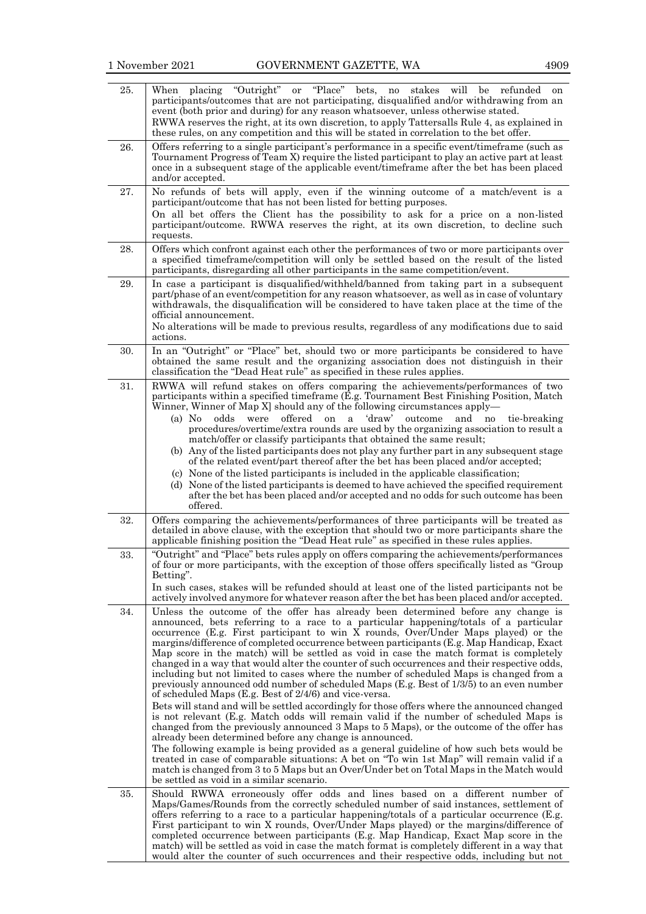| | |
|---|---|
| 25. | When placing "Outright" or "Place" bets, no stakes will be refunded on participants/outcomes that are not participating, disqualified and/or withdrawing from an event (both prior and during) for any reason whatsoever, unless otherwise stated.<br>RWWA reserves the right, at its own discretion, to apply Tattersalls Rule 4, as explained in these rules, on any competition and this will be stated in correlation to the bet offer. |
| 26. | Offers referring to a single participant's performance in a specific event/timeframe (such as Tournament Progress of Team X) require the listed participant to play an active part at least once in a subsequent stage of the applicable event/timeframe after the bet has been placed and/or accepted. |
| 27. | No refunds of bets will apply, even if the winning outcome of a match/event is a participant/outcome that has not been listed for betting purposes.<br>On all bet offers the Client has the possibility to ask for a price on a non-listed participant/outcome. RWWA reserves the right, at its own discretion, to decline such requests. |
| 28. | Offers which confront against each other the performances of two or more participants over a specified timeframe/competition will only be settled based on the result of the listed participants, disregarding all other participants in the same competition/event. |
| 29. | In case a participant is disqualified/withheld/banned from taking part in a subsequent part/phase of an event/competition for any reason whatsoever, as well as in case of voluntary withdrawals, the disqualification will be considered to have taken place at the time of the official announcement.<br>No alterations will be made to previous results, regardless of any modifications due to said actions. |
| 30. | In an "Outright" or "Place" bet, should two or more participants be considered to have obtained the same result and the organizing association does not distinguish in their classification the "Dead Heat rule" as specified in these rules applies. |
| 31. | RWWA will refund stakes on offers comparing the achievements/performances of two participants within a specified timeframe (E.g. Tournament Best Finishing Position, Match Winner, Winner of Map X] should any of the following circumstances apply—<br>(a) No odds were offered on a 'draw' outcome and no tie-breaking procedures/overtime/extra rounds are used by the organizing association to result a match/offer or classify participants that obtained the same result;<br>(b) Any of the listed participants does not play any further part in any subsequent stage of the related event/part thereof after the bet has been placed and/or accepted;<br>(c) None of the listed participants is included in the applicable classification;<br>(d) None of the listed participants is deemed to have achieved the specified requirement after the bet has been placed and/or accepted and no odds for such outcome has been offered. |
| 32. | Offers comparing the achievements/performances of three participants will be treated as detailed in above clause, with the exception that should two or more participants share the applicable finishing position the "Dead Heat rule" as specified in these rules applies. |
| 33. | "Outright" and "Place" bets rules apply on offers comparing the achievements/performances of four or more participants, with the exception of those offers specifically listed as "Group Betting".<br>In such cases, stakes will be refunded should at least one of the listed participants not be actively involved anymore for whatever reason after the bet has been placed and/or accepted. |
| 34. | Unless the outcome of the offer has already been determined before any change is announced, bets referring to a race to a particular happening/totals of a particular occurrence (E.g. First participant to win X rounds, Over/Under Maps played) or the margins/difference of completed occurrence between participants (E.g. Map Handicap, Exact Map score in the match) will be settled as void in case the match format is completely changed in a way that would alter the counter of such occurrences and their respective odds, including but not limited to cases where the number of scheduled Maps is changed from a previously announced odd number of scheduled Maps (E.g. Best of 1/3/5) to an even number of scheduled Maps (E.g. Best of 2/4/6) and vice-versa.<br>Bets will stand and will be settled accordingly for those offers where the announced changed is not relevant (E.g. Match odds will remain valid if the number of scheduled Maps is changed from the previously announced 3 Maps to 5 Maps), or the outcome of the offer has already been determined before any change is announced.<br>The following example is being provided as a general guideline of how such bets would be treated in case of comparable situations: A bet on "To win 1st Map" will remain valid if a match is changed from 3 to 5 Maps but an Over/Under bet on Total Maps in the Match would be settled as void in a similar scenario. |
| 35. | Should RWWA erroneously offer odds and lines based on a different number of Maps/Games/Rounds from the correctly scheduled number of said instances, settlement of offers referring to a race to a particular happening/totals of a particular occurrence (E.g. First participant to win X rounds, Over/Under Maps played) or the margins/difference of completed occurrence between participants (E.g. Map Handicap, Exact Map score in the match) will be settled as void in case the match format is completely different in a way that would alter the counter of such occurrences and their respective odds, including but not |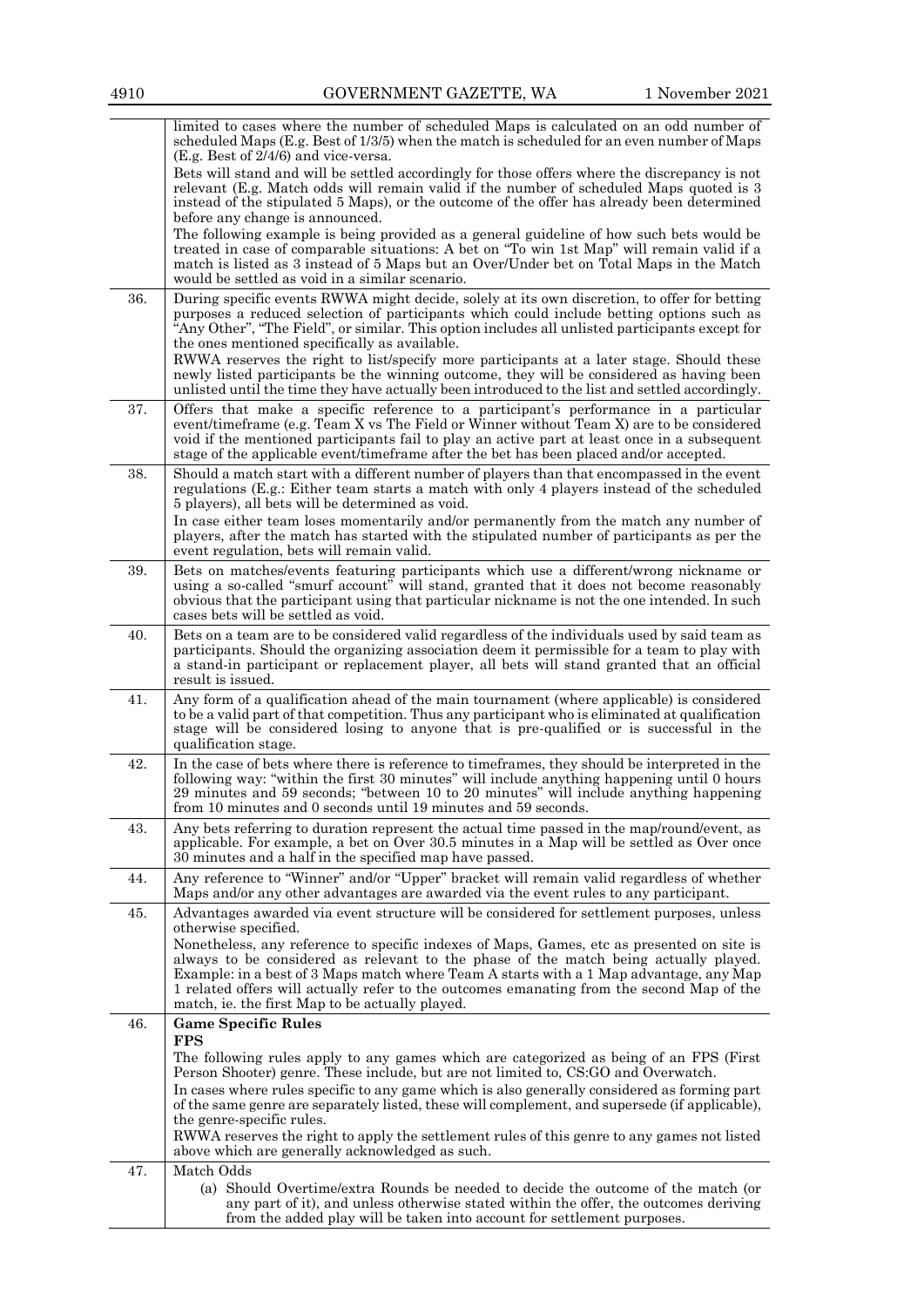| | |
|---|---|
| | limited to cases where the number of scheduled Maps is calculated on an odd number of scheduled Maps (E.g. Best of 1/3/5) when the match is scheduled for an even number of Maps (E.g. Best of 2/4/6) and vice-versa.<br>Bets will stand and will be settled accordingly for those offers where the discrepancy is not relevant (E.g. Match odds will remain valid if the number of scheduled Maps quoted is 3 instead of the stipulated 5 Maps), or the outcome of the offer has already been determined before any change is announced.<br>The following example is being provided as a general guideline of how such bets would be treated in case of comparable situations: A bet on "To win 1st Map" will remain valid if a match is listed as 3 instead of 5 Maps but an Over/Under bet on Total Maps in the Match would be settled as void in a similar scenario. |
| 36. | During specific events RWWA might decide, solely at its own discretion, to offer for betting purposes a reduced selection of participants which could include betting options such as "Any Other", "The Field", or similar. This option includes all unlisted participants except for the ones mentioned specifically as available.<br>RWWA reserves the right to list/specify more participants at a later stage. Should these newly listed participants be the winning outcome, they will be considered as having been unlisted until the time they have actually been introduced to the list and settled accordingly. |
| 37. | Offers that make a specific reference to a participant's performance in a particular event/timeframe (e.g. Team X vs The Field or Winner without Team X) are to be considered void if the mentioned participants fail to play an active part at least once in a subsequent stage of the applicable event/timeframe after the bet has been placed and/or accepted. |
| 38. | Should a match start with a different number of players than that encompassed in the event regulations (E.g.: Either team starts a match with only 4 players instead of the scheduled 5 players), all bets will be determined as void.<br>In case either team loses momentarily and/or permanently from the match any number of players, after the match has started with the stipulated number of participants as per the event regulation, bets will remain valid. |
| 39. | Bets on matches/events featuring participants which use a different/wrong nickname or using a so-called "smurf account" will stand, granted that it does not become reasonably obvious that the participant using that particular nickname is not the one intended. In such cases bets will be settled as void. |
| 40. | Bets on a team are to be considered valid regardless of the individuals used by said team as participants. Should the organizing association deem it permissible for a team to play with a stand-in participant or replacement player, all bets will stand granted that an official result is issued. |
| 41. | Any form of a qualification ahead of the main tournament (where applicable) is considered to be a valid part of that competition. Thus any participant who is eliminated at qualification stage will be considered losing to anyone that is pre-qualified or is successful in the qualification stage. |
| 42. | In the case of bets where there is reference to timeframes, they should be interpreted in the following way: "within the first 30 minutes" will include anything happening until 0 hours 29 minutes and 59 seconds; "between 10 to 20 minutes" will include anything happening from 10 minutes and 0 seconds until 19 minutes and 59 seconds. |
| 43. | Any bets referring to duration represent the actual time passed in the map/round/event, as applicable. For example, a bet on Over 30.5 minutes in a Map will be settled as Over once 30 minutes and a half in the specified map have passed. |
| 44. | Any reference to "Winner" and/or "Upper" bracket will remain valid regardless of whether Maps and/or any other advantages are awarded via the event rules to any participant. |
| 45. | Advantages awarded via event structure will be considered for settlement purposes, unless otherwise specified.<br>Nonetheless, any reference to specific indexes of Maps, Games, etc as presented on site is always to be considered as relevant to the phase of the match being actually played. Example: in a best of 3 Maps match where Team A starts with a 1 Map advantage, any Map 1 related offers will actually refer to the outcomes emanating from the second Map of the match, ie. the first Map to be actually played. |
| 46. | **Game Specific Rules**<br>**FPS**<br>The following rules apply to any games which are categorized as being of an FPS (First Person Shooter) genre. These include, but are not limited to, CS:GO and Overwatch.<br>In cases where rules specific to any game which is also generally considered as forming part of the same genre are separately listed, these will complement, and supersede (if applicable), the genre-specific rules.<br>RWWA reserves the right to apply the settlement rules of this genre to any games not listed above which are generally acknowledged as such. |
| 47. | Match Odds<br>(a) Should Overtime/extra Rounds be needed to decide the outcome of the match (or any part of it), and unless otherwise stated within the offer, the outcomes deriving from the added play will be taken into account for settlement purposes. |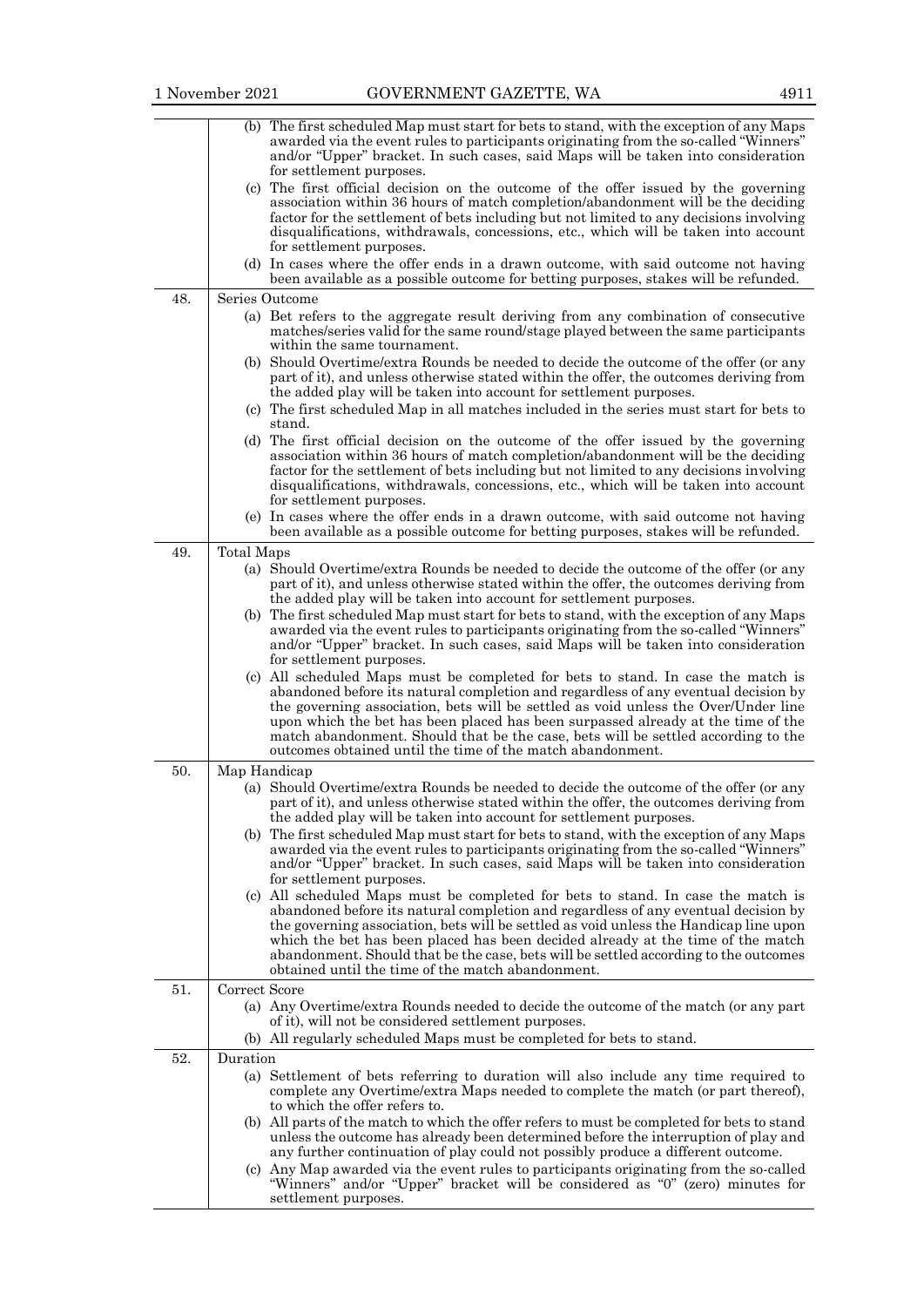| | |
|---|---|
| | (b) The first scheduled Map must start for bets to stand, with the exception of any Maps awarded via the event rules to participants originating from the so-called "Winners" and/or "Upper" bracket. In such cases, said Maps will be taken into consideration for settlement purposes.<br>(c) The first official decision on the outcome of the offer issued by the governing association within 36 hours of match completion/abandonment will be the deciding factor for the settlement of bets including but not limited to any decisions involving disqualifications, withdrawals, concessions, etc., which will be taken into account for settlement purposes.<br>(d) In cases where the offer ends in a drawn outcome, with said outcome not having been available as a possible outcome for betting purposes, stakes will be refunded. |
| 48. | Series Outcome<br>(a) Bet refers to the aggregate result deriving from any combination of consecutive matches/series valid for the same round/stage played between the same participants within the same tournament.<br>(b) Should Overtime/extra Rounds be needed to decide the outcome of the offer (or any part of it), and unless otherwise stated within the offer, the outcomes deriving from the added play will be taken into account for settlement purposes.<br>(c) The first scheduled Map in all matches included in the series must start for bets to stand.<br>(d) The first official decision on the outcome of the offer issued by the governing association within 36 hours of match completion/abandonment will be the deciding factor for the settlement of bets including but not limited to any decisions involving disqualifications, withdrawals, concessions, etc., which will be taken into account for settlement purposes.<br>(e) In cases where the offer ends in a drawn outcome, with said outcome not having been available as a possible outcome for betting purposes, stakes will be refunded. |
| 49. | Total Maps<br>(a) Should Overtime/extra Rounds be needed to decide the outcome of the offer (or any part of it), and unless otherwise stated within the offer, the outcomes deriving from the added play will be taken into account for settlement purposes.<br>(b) The first scheduled Map must start for bets to stand, with the exception of any Maps awarded via the event rules to participants originating from the so-called "Winners" and/or "Upper" bracket. In such cases, said Maps will be taken into consideration for settlement purposes.<br>(c) All scheduled Maps must be completed for bets to stand. In case the match is abandoned before its natural completion and regardless of any eventual decision by the governing association, bets will be settled as void unless the Over/Under line upon which the bet has been placed has been surpassed already at the time of the match abandonment. Should that be the case, bets will be settled according to the outcomes obtained until the time of the match abandonment. |
| 50. | Map Handicap<br>(a) Should Overtime/extra Rounds be needed to decide the outcome of the offer (or any part of it), and unless otherwise stated within the offer, the outcomes deriving from the added play will be taken into account for settlement purposes.<br>(b) The first scheduled Map must start for bets to stand, with the exception of any Maps awarded via the event rules to participants originating from the so-called "Winners" and/or "Upper" bracket. In such cases, said Maps will be taken into consideration for settlement purposes.<br>(c) All scheduled Maps must be completed for bets to stand. In case the match is abandoned before its natural completion and regardless of any eventual decision by the governing association, bets will be settled as void unless the Handicap line upon which the bet has been placed has been decided already at the time of the match abandonment. Should that be the case, bets will be settled according to the outcomes obtained until the time of the match abandonment. |
| 51. | Correct Score<br>(a) Any Overtime/extra Rounds needed to decide the outcome of the match (or any part of it), will not be considered settlement purposes.<br>(b) All regularly scheduled Maps must be completed for bets to stand. |
| 52. | Duration<br>(a) Settlement of bets referring to duration will also include any time required to complete any Overtime/extra Maps needed to complete the match (or part thereof), to which the offer refers to.<br>(b) All parts of the match to which the offer refers to must be completed for bets to stand unless the outcome has already been determined before the interruption of play and any further continuation of play could not possibly produce a different outcome.<br>(c) Any Map awarded via the event rules to participants originating from the so-called "Winners" and/or "Upper" bracket will be considered as "0" (zero) minutes for settlement purposes. |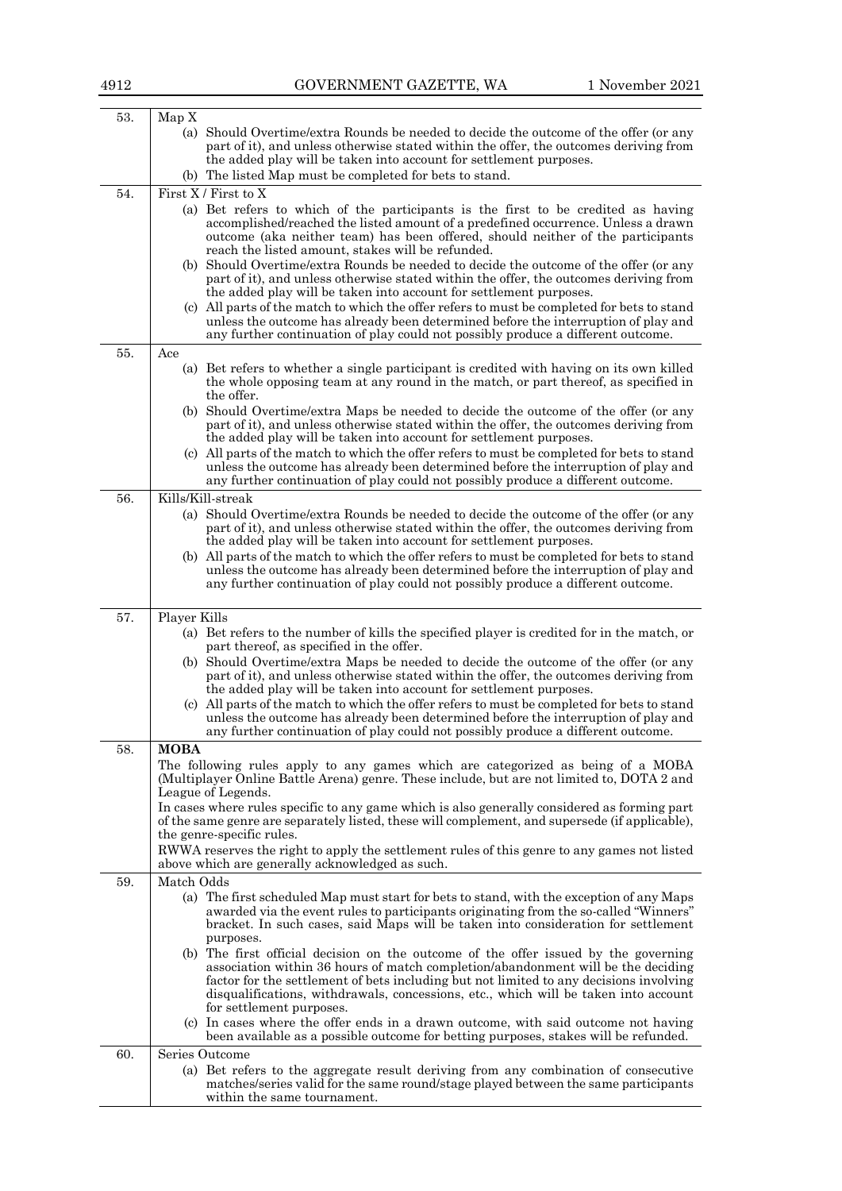| | |
|---|---|
| 53. | Map X<br>(a) Should Overtime/extra Rounds be needed to decide the outcome of the offer (or any part of it), and unless otherwise stated within the offer, the outcomes deriving from the added play will be taken into account for settlement purposes.<br>(b) The listed Map must be completed for bets to stand. |
| 54. | First X / First to X<br>(a) Bet refers to which of the participants is the first to be credited as having accomplished/reached the listed amount of a predefined occurrence. Unless a drawn outcome (aka neither team) has been offered, should neither of the participants reach the listed amount, stakes will be refunded.<br>(b) Should Overtime/extra Rounds be needed to decide the outcome of the offer (or any part of it), and unless otherwise stated within the offer, the outcomes deriving from the added play will be taken into account for settlement purposes.<br>(c) All parts of the match to which the offer refers to must be completed for bets to stand unless the outcome has already been determined before the interruption of play and any further continuation of play could not possibly produce a different outcome. |
| 55. | Ace<br>(a) Bet refers to whether a single participant is credited with having on its own killed the whole opposing team at any round in the match, or part thereof, as specified in the offer.<br>(b) Should Overtime/extra Maps be needed to decide the outcome of the offer (or any part of it), and unless otherwise stated within the offer, the outcomes deriving from the added play will be taken into account for settlement purposes.<br>(c) All parts of the match to which the offer refers to must be completed for bets to stand unless the outcome has already been determined before the interruption of play and any further continuation of play could not possibly produce a different outcome. |
| 56. | Kills/Kill-streak<br>(a) Should Overtime/extra Rounds be needed to decide the outcome of the offer (or any part of it), and unless otherwise stated within the offer, the outcomes deriving from the added play will be taken into account for settlement purposes.<br>(b) All parts of the match to which the offer refers to must be completed for bets to stand unless the outcome has already been determined before the interruption of play and any further continuation of play could not possibly produce a different outcome. |
| 57. | Player Kills<br>(a) Bet refers to the number of kills the specified player is credited for in the match, or part thereof, as specified in the offer.<br>(b) Should Overtime/extra Maps be needed to decide the outcome of the offer (or any part of it), and unless otherwise stated within the offer, the outcomes deriving from the added play will be taken into account for settlement purposes.<br>(c) All parts of the match to which the offer refers to must be completed for bets to stand unless the outcome has already been determined before the interruption of play and any further continuation of play could not possibly produce a different outcome. |
| 58. | **MOBA**<br>The following rules apply to any games which are categorized as being of a MOBA (Multiplayer Online Battle Arena) genre. These include, but are not limited to, DOTA 2 and League of Legends.<br>In cases where rules specific to any game which is also generally considered as forming part of the same genre are separately listed, these will complement, and supersede (if applicable), the genre-specific rules.<br>RWWA reserves the right to apply the settlement rules of this genre to any games not listed above which are generally acknowledged as such. |
| 59. | Match Odds<br>(a) The first scheduled Map must start for bets to stand, with the exception of any Maps awarded via the event rules to participants originating from the so-called "Winners" bracket. In such cases, said Maps will be taken into consideration for settlement purposes.<br>(b) The first official decision on the outcome of the offer issued by the governing association within 36 hours of match completion/abandonment will be the deciding factor for the settlement of bets including but not limited to any decisions involving disqualifications, withdrawals, concessions, etc., which will be taken into account for settlement purposes.<br>(c) In cases where the offer ends in a drawn outcome, with said outcome not having been available as a possible outcome for betting purposes, stakes will be refunded. |
| 60. | Series Outcome<br>(a) Bet refers to the aggregate result deriving from any combination of consecutive matches/series valid for the same round/stage played between the same participants within the same tournament. |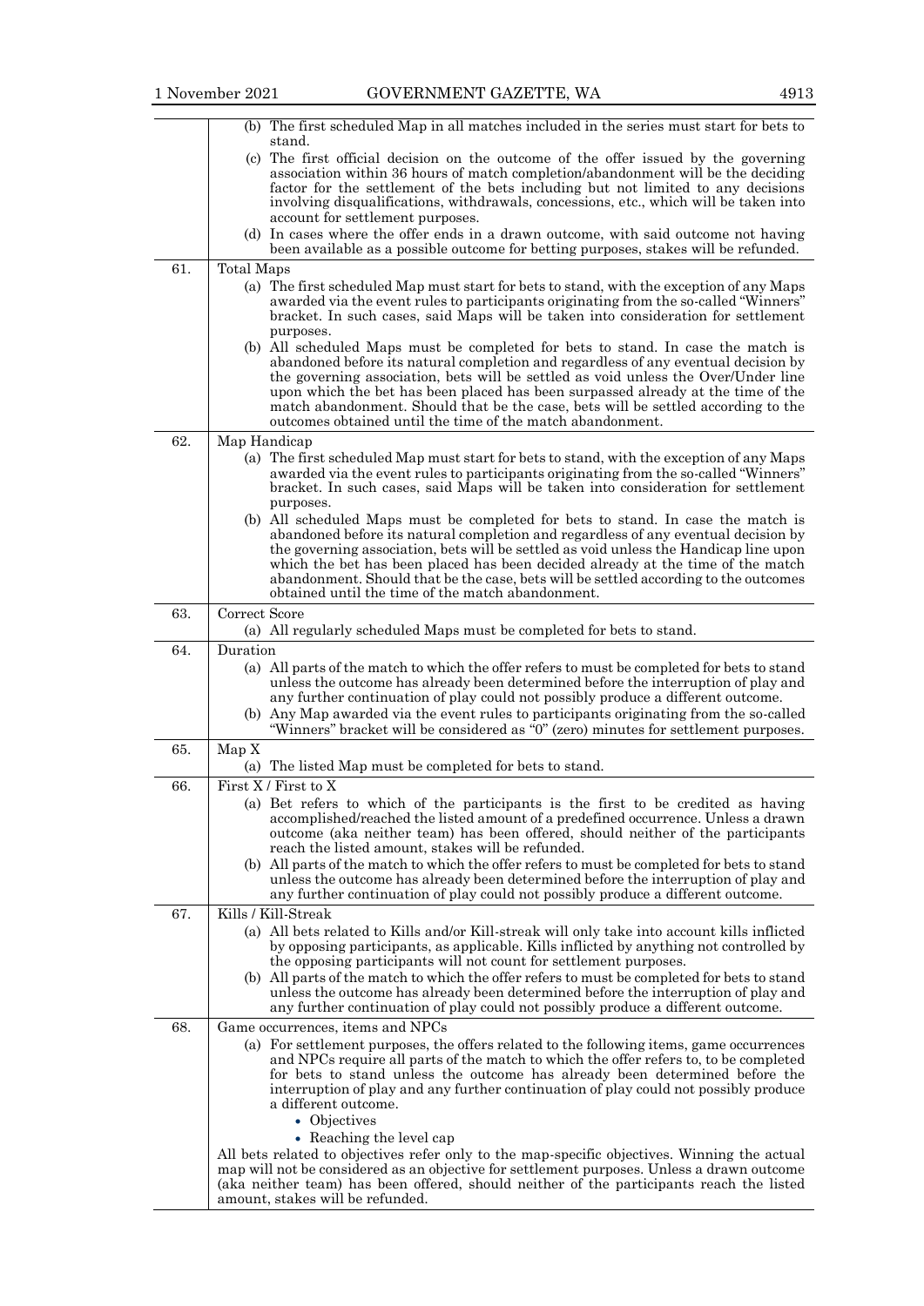| | |
|---|---|
| | (b) The first scheduled Map in all matches included in the series must start for bets to stand.<br>(c) The first official decision on the outcome of the offer issued by the governing association within 36 hours of match completion/abandonment will be the deciding factor for the settlement of the bets including but not limited to any decisions involving disqualifications, withdrawals, concessions, etc., which will be taken into account for settlement purposes.<br>(d) In cases where the offer ends in a drawn outcome, with said outcome not having been available as a possible outcome for betting purposes, stakes will be refunded. |
| 61. | Total Maps<br>(a) The first scheduled Map must start for bets to stand, with the exception of any Maps awarded via the event rules to participants originating from the so-called "Winners" bracket. In such cases, said Maps will be taken into consideration for settlement purposes.<br>(b) All scheduled Maps must be completed for bets to stand. In case the match is abandoned before its natural completion and regardless of any eventual decision by the governing association, bets will be settled as void unless the Over/Under line upon which the bet has been placed has been surpassed already at the time of the match abandonment. Should that be the case, bets will be settled according to the outcomes obtained until the time of the match abandonment. |
| 62. | Map Handicap<br>(a) The first scheduled Map must start for bets to stand, with the exception of any Maps awarded via the event rules to participants originating from the so-called "Winners" bracket. In such cases, said Maps will be taken into consideration for settlement purposes.<br>(b) All scheduled Maps must be completed for bets to stand. In case the match is abandoned before its natural completion and regardless of any eventual decision by the governing association, bets will be settled as void unless the Handicap line upon which the bet has been placed has been decided already at the time of the match abandonment. Should that be the case, bets will be settled according to the outcomes obtained until the time of the match abandonment. |
| 63. | Correct Score<br>(a) All regularly scheduled Maps must be completed for bets to stand. |
| 64. | Duration<br>(a) All parts of the match to which the offer refers to must be completed for bets to stand unless the outcome has already been determined before the interruption of play and any further continuation of play could not possibly produce a different outcome.<br>(b) Any Map awarded via the event rules to participants originating from the so-called "Winners" bracket will be considered as "0" (zero) minutes for settlement purposes. |
| 65. | Map X<br>(a) The listed Map must be completed for bets to stand. |
| 66. | First X / First to X<br>(a) Bet refers to which of the participants is the first to be credited as having accomplished/reached the listed amount of a predefined occurrence. Unless a drawn outcome (aka neither team) has been offered, should neither of the participants reach the listed amount, stakes will be refunded.<br>(b) All parts of the match to which the offer refers to must be completed for bets to stand unless the outcome has already been determined before the interruption of play and any further continuation of play could not possibly produce a different outcome. |
| 67. | Kills / Kill-Streak<br>(a) All bets related to Kills and/or Kill-streak will only take into account kills inflicted by opposing participants, as applicable. Kills inflicted by anything not controlled by the opposing participants will not count for settlement purposes.<br>(b) All parts of the match to which the offer refers to must be completed for bets to stand unless the outcome has already been determined before the interruption of play and any further continuation of play could not possibly produce a different outcome. |
| 68. | Game occurrences, items and NPCs<br>(a) For settlement purposes, the offers related to the following items, game occurrences and NPCs require all parts of the match to which the offer refers to, to be completed for bets to stand unless the outcome has already been determined before the interruption of play and any further continuation of play could not possibly produce a different outcome.<br>• Objectives<br>• Reaching the level cap<br>All bets related to objectives refer only to the map-specific objectives. Winning the actual map will not be considered as an objective for settlement purposes. Unless a drawn outcome (aka neither team) has been offered, should neither of the participants reach the listed amount, stakes will be refunded. |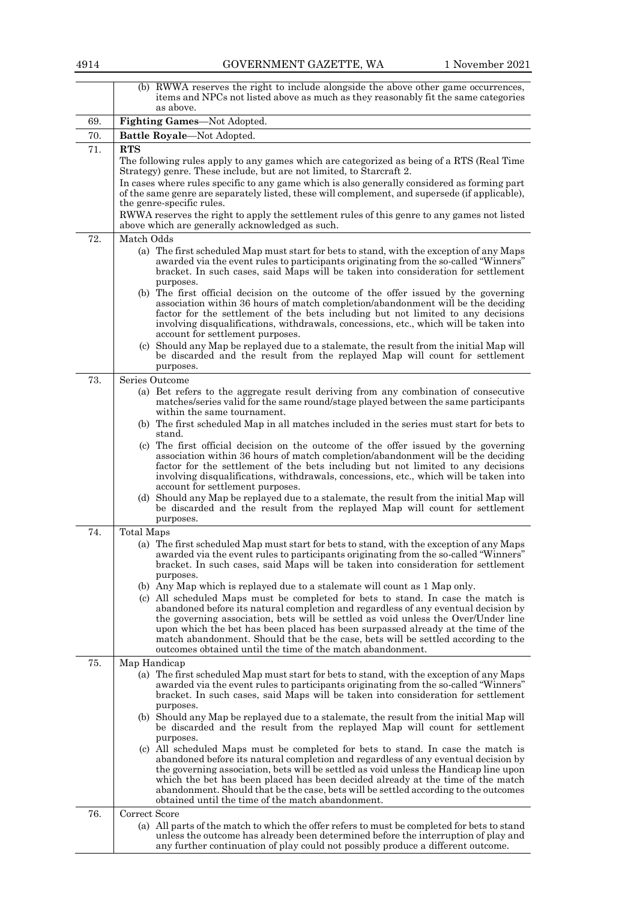| | |
|---|---|
| | (b) RWWA reserves the right to include alongside the above other game occurrences, items and NPCs not listed above as much as they reasonably fit the same categories as above. |
| 69. | **Fighting Games**—Not Adopted. |
| 70. | **Battle Royale**—Not Adopted. |
| 71. | **RTS**<br>The following rules apply to any games which are categorized as being of a RTS (Real Time Strategy) genre. These include, but are not limited, to Starcraft 2.<br>In cases where rules specific to any game which is also generally considered as forming part of the same genre are separately listed, these will complement, and supersede (if applicable), the genre-specific rules.<br>RWWA reserves the right to apply the settlement rules of this genre to any games not listed above which are generally acknowledged as such. |
| 72. | Match Odds<br>(a) The first scheduled Map must start for bets to stand, with the exception of any Maps awarded via the event rules to participants originating from the so-called "Winners" bracket. In such cases, said Maps will be taken into consideration for settlement purposes.<br>(b) The first official decision on the outcome of the offer issued by the governing association within 36 hours of match completion/abandonment will be the deciding factor for the settlement of the bets including but not limited to any decisions involving disqualifications, withdrawals, concessions, etc., which will be taken into account for settlement purposes.<br>(c) Should any Map be replayed due to a stalemate, the result from the initial Map will be discarded and the result from the replayed Map will count for settlement purposes. |
| 73. | Series Outcome<br>(a) Bet refers to the aggregate result deriving from any combination of consecutive matches/series valid for the same round/stage played between the same participants within the same tournament.<br>(b) The first scheduled Map in all matches included in the series must start for bets to stand.<br>(c) The first official decision on the outcome of the offer issued by the governing association within 36 hours of match completion/abandonment will be the deciding factor for the settlement of the bets including but not limited to any decisions involving disqualifications, withdrawals, concessions, etc., which will be taken into account for settlement purposes.<br>(d) Should any Map be replayed due to a stalemate, the result from the initial Map will be discarded and the result from the replayed Map will count for settlement purposes. |
| 74. | Total Maps<br>(a) The first scheduled Map must start for bets to stand, with the exception of any Maps awarded via the event rules to participants originating from the so-called "Winners" bracket. In such cases, said Maps will be taken into consideration for settlement purposes.<br>(b) Any Map which is replayed due to a stalemate will count as 1 Map only.<br>(c) All scheduled Maps must be completed for bets to stand. In case the match is abandoned before its natural completion and regardless of any eventual decision by the governing association, bets will be settled as void unless the Over/Under line upon which the bet has been placed has been surpassed already at the time of the match abandonment. Should that be the case, bets will be settled according to the outcomes obtained until the time of the match abandonment. |
| 75. | Map Handicap<br>(a) The first scheduled Map must start for bets to stand, with the exception of any Maps awarded via the event rules to participants originating from the so-called "Winners" bracket. In such cases, said Maps will be taken into consideration for settlement purposes.<br>(b) Should any Map be replayed due to a stalemate, the result from the initial Map will be discarded and the result from the replayed Map will count for settlement purposes.<br>(c) All scheduled Maps must be completed for bets to stand. In case the match is abandoned before its natural completion and regardless of any eventual decision by the governing association, bets will be settled as void unless the Handicap line upon which the bet has been placed has been decided already at the time of the match abandonment. Should that be the case, bets will be settled according to the outcomes obtained until the time of the match abandonment. |
| 76. | Correct Score<br>(a) All parts of the match to which the offer refers to must be completed for bets to stand unless the outcome has already been determined before the interruption of play and any further continuation of play could not possibly produce a different outcome. |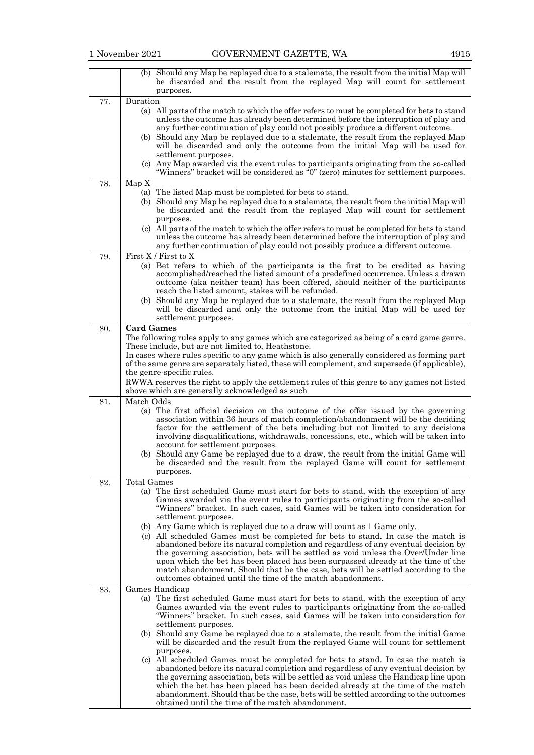|  |  |
|---|---|
|  | (b) Should any Map be replayed due to a stalemate, the result from the initial Map will be discarded and the result from the replayed Map will count for settlement purposes. |
| 77. | Duration<br>(a) All parts of the match to which the offer refers to must be completed for bets to stand unless the outcome has already been determined before the interruption of play and any further continuation of play could not possibly produce a different outcome.<br>(b) Should any Map be replayed due to a stalemate, the result from the replayed Map will be discarded and only the outcome from the initial Map will be used for settlement purposes.<br>(c) Any Map awarded via the event rules to participants originating from the so-called "Winners" bracket will be considered as "0" (zero) minutes for settlement purposes. |
| 78. | Map X<br>(a) The listed Map must be completed for bets to stand.<br>(b) Should any Map be replayed due to a stalemate, the result from the initial Map will be discarded and the result from the replayed Map will count for settlement purposes.<br>(c) All parts of the match to which the offer refers to must be completed for bets to stand unless the outcome has already been determined before the interruption of play and any further continuation of play could not possibly produce a different outcome. |
| 79. | First X / First to X<br>(a) Bet refers to which of the participants is the first to be credited as having accomplished/reached the listed amount of a predefined occurrence. Unless a drawn outcome (aka neither team) has been offered, should neither of the participants reach the listed amount, stakes will be refunded.<br>(b) Should any Map be replayed due to a stalemate, the result from the replayed Map will be discarded and only the outcome from the initial Map will be used for settlement purposes. |
| 80. | **Card Games**<br>The following rules apply to any games which are categorized as being of a card game genre. These include, but are not limited to, Heathstone.<br>In cases where rules specific to any game which is also generally considered as forming part of the same genre are separately listed, these will complement, and supersede (if applicable), the genre-specific rules.<br>RWWA reserves the right to apply the settlement rules of this genre to any games not listed above which are generally acknowledged as such |
| 81. | Match Odds<br>(a) The first official decision on the outcome of the offer issued by the governing association within 36 hours of match completion/abandonment will be the deciding factor for the settlement of the bets including but not limited to any decisions involving disqualifications, withdrawals, concessions, etc., which will be taken into account for settlement purposes.<br>(b) Should any Game be replayed due to a draw, the result from the initial Game will be discarded and the result from the replayed Game will count for settlement purposes. |
| 82. | Total Games<br>(a) The first scheduled Game must start for bets to stand, with the exception of any Games awarded via the event rules to participants originating from the so-called "Winners" bracket. In such cases, said Games will be taken into consideration for settlement purposes.<br>(b) Any Game which is replayed due to a draw will count as 1 Game only.<br>(c) All scheduled Games must be completed for bets to stand. In case the match is abandoned before its natural completion and regardless of any eventual decision by the governing association, bets will be settled as void unless the Over/Under line upon which the bet has been placed has been surpassed already at the time of the match abandonment. Should that be the case, bets will be settled according to the outcomes obtained until the time of the match abandonment. |
| 83. | Games Handicap<br>(a) The first scheduled Game must start for bets to stand, with the exception of any Games awarded via the event rules to participants originating from the so-called "Winners" bracket. In such cases, said Games will be taken into consideration for settlement purposes.<br>(b) Should any Game be replayed due to a stalemate, the result from the initial Game will be discarded and the result from the replayed Game will count for settlement purposes.<br>(c) All scheduled Games must be completed for bets to stand. In case the match is abandoned before its natural completion and regardless of any eventual decision by the governing association, bets will be settled as void unless the Handicap line upon which the bet has been placed has been decided already at the time of the match abandonment. Should that be the case, bets will be settled according to the outcomes obtained until the time of the match abandonment. |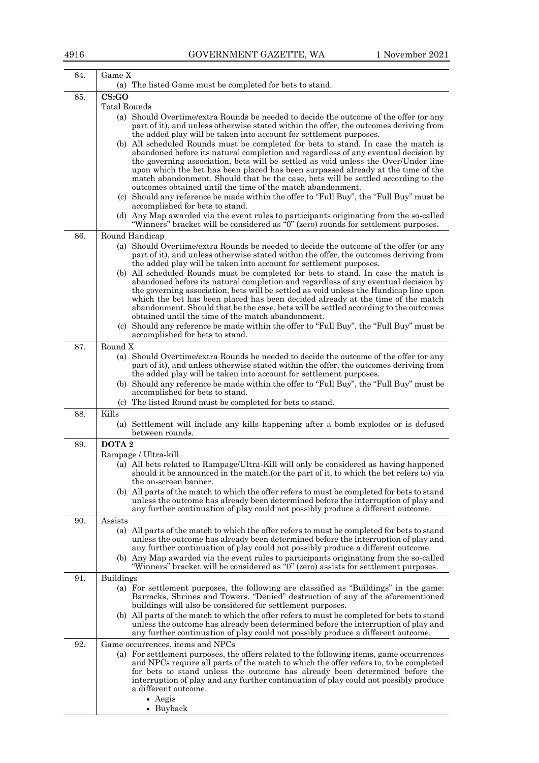| | |
|---|---|
| 84. | Game X<br>(a) The listed Game must be completed for bets to stand. |
| 85. | **CS:GO**<br>Total Rounds<br>(a) Should Overtime/extra Rounds be needed to decide the outcome of the offer (or any part of it), and unless otherwise stated within the offer, the outcomes deriving from the added play will be taken into account for settlement purposes.<br>(b) All scheduled Rounds must be completed for bets to stand. In case the match is abandoned before its natural completion and regardless of any eventual decision by the governing association, bets will be settled as void unless the Over/Under line upon which the bet has been placed has been surpassed already at the time of the match abandonment. Should that be the case, bets will be settled according to the outcomes obtained until the time of the match abandonment.<br>(c) Should any reference be made within the offer to "Full Buy", the "Full Buy" must be accomplished for bets to stand.<br>(d) Any Map awarded via the event rules to participants originating from the so-called "Winners" bracket will be considered as "0" (zero) rounds for settlement purposes. |
| 86. | Round Handicap<br>(a) Should Overtime/extra Rounds be needed to decide the outcome of the offer (or any part of it), and unless otherwise stated within the offer, the outcomes deriving from the added play will be taken into account for settlement purposes.<br>(b) All scheduled Rounds must be completed for bets to stand. In case the match is abandoned before its natural completion and regardless of any eventual decision by the governing association, bets will be settled as void unless the Handicap line upon which the bet has been placed has been decided already at the time of the match abandonment. Should that be the case, bets will be settled according to the outcomes obtained until the time of the match abandonment.<br>(c) Should any reference be made within the offer to "Full Buy", the "Full Buy" must be accomplished for bets to stand. |
| 87. | Round X<br>(a) Should Overtime/extra Rounds be needed to decide the outcome of the offer (or any part of it), and unless otherwise stated within the offer, the outcomes deriving from the added play will be taken into account for settlement purposes.<br>(b) Should any reference be made within the offer to "Full Buy", the "Full Buy" must be accomplished for bets to stand.<br>(c) The listed Round must be completed for bets to stand. |
| 88. | Kills<br>(a) Settlement will include any kills happening after a bomb explodes or is defused between rounds. |
| 89. | **DOTA 2**<br>Rampage / Ultra-kill<br>(a) All bets related to Rampage/Ultra-Kill will only be considered as having happened should it be announced in the match.(or the part of it, to which the bet refers to) via the on-screen banner.<br>(b) All parts of the match to which the offer refers to must be completed for bets to stand unless the outcome has already been determined before the interruption of play and any further continuation of play could not possibly produce a different outcome. |
| 90. | Assists<br>(a) All parts of the match to which the offer refers to must be completed for bets to stand unless the outcome has already been determined before the interruption of play and any further continuation of play could not possibly produce a different outcome.<br>(b) Any Map awarded via the event rules to participants originating from the so-called "Winners" bracket will be considered as "0" (zero) assists for settlement purposes. |
| 91. | Buildings<br>(a) For settlement purposes, the following are classified as "Buildings" in the game: Barracks, Shrines and Towers. "Denied" destruction of any of the aforementioned buildings will also be considered for settlement purposes.<br>(b) All parts of the match to which the offer refers to must be completed for bets to stand unless the outcome has already been determined before the interruption of play and any further continuation of play could not possibly produce a different outcome. |
| 92. | Game occurrences, items and NPCs<br>(a) For settlement purposes, the offers related to the following items, game occurrences and NPCs require all parts of the match to which the offer refers to, to be completed for bets to stand unless the outcome has already been determined before the interruption of play and any further continuation of play could not possibly produce a different outcome.<br>• Aegis<br>• Buyback |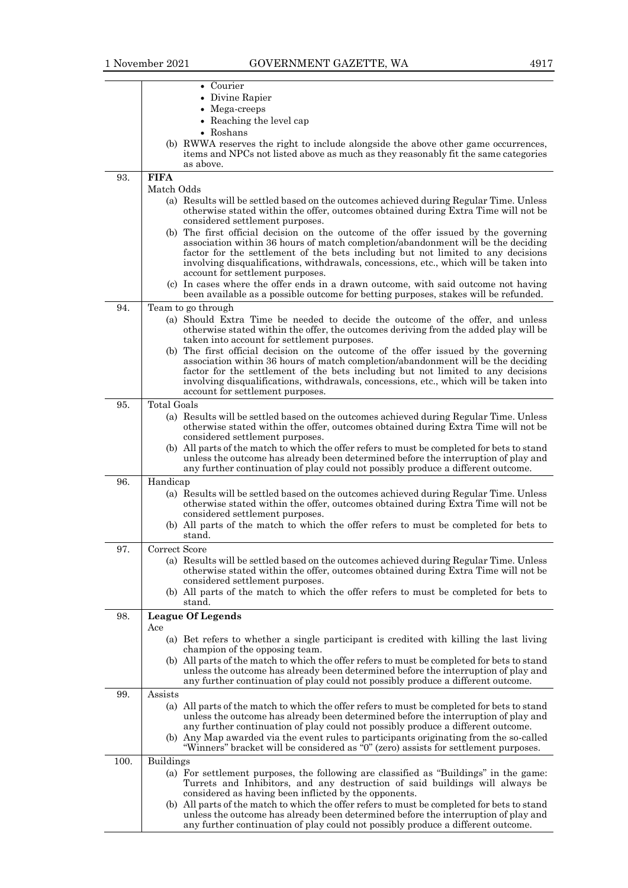| | |
|---|---|
| | • Courier<br>• Divine Rapier<br>• Mega-creeps<br>• Reaching the level cap<br>• Roshans<br>(b) RWWA reserves the right to include alongside the above other game occurrences, items and NPCs not listed above as much as they reasonably fit the same categories as above. |
| 93. | **FIFA**<br>Match Odds<br>(a) Results will be settled based on the outcomes achieved during Regular Time. Unless otherwise stated within the offer, outcomes obtained during Extra Time will not be considered settlement purposes.<br>(b) The first official decision on the outcome of the offer issued by the governing association within 36 hours of match completion/abandonment will be the deciding factor for the settlement of the bets including but not limited to any decisions involving disqualifications, withdrawals, concessions, etc., which will be taken into account for settlement purposes.<br>(c) In cases where the offer ends in a drawn outcome, with said outcome not having been available as a possible outcome for betting purposes, stakes will be refunded. |
| 94. | Team to go through<br>(a) Should Extra Time be needed to decide the outcome of the offer, and unless otherwise stated within the offer, the outcomes deriving from the added play will be taken into account for settlement purposes.<br>(b) The first official decision on the outcome of the offer issued by the governing association within 36 hours of match completion/abandonment will be the deciding factor for the settlement of the bets including but not limited to any decisions involving disqualifications, withdrawals, concessions, etc., which will be taken into account for settlement purposes. |
| 95. | Total Goals<br>(a) Results will be settled based on the outcomes achieved during Regular Time. Unless otherwise stated within the offer, outcomes obtained during Extra Time will not be considered settlement purposes.<br>(b) All parts of the match to which the offer refers to must be completed for bets to stand unless the outcome has already been determined before the interruption of play and any further continuation of play could not possibly produce a different outcome. |
| 96. | Handicap<br>(a) Results will be settled based on the outcomes achieved during Regular Time. Unless otherwise stated within the offer, outcomes obtained during Extra Time will not be considered settlement purposes.<br>(b) All parts of the match to which the offer refers to must be completed for bets to stand. |
| 97. | Correct Score<br>(a) Results will be settled based on the outcomes achieved during Regular Time. Unless otherwise stated within the offer, outcomes obtained during Extra Time will not be considered settlement purposes.<br>(b) All parts of the match to which the offer refers to must be completed for bets to stand. |
| 98. | **League Of Legends**<br>Ace<br>(a) Bet refers to whether a single participant is credited with killing the last living champion of the opposing team.<br>(b) All parts of the match to which the offer refers to must be completed for bets to stand unless the outcome has already been determined before the interruption of play and any further continuation of play could not possibly produce a different outcome. |
| 99. | Assists<br>(a) All parts of the match to which the offer refers to must be completed for bets to stand unless the outcome has already been determined before the interruption of play and any further continuation of play could not possibly produce a different outcome.<br>(b) Any Map awarded via the event rules to participants originating from the so-called "Winners" bracket will be considered as "0" (zero) assists for settlement purposes. |
| 100. | Buildings<br>(a) For settlement purposes, the following are classified as "Buildings" in the game: Turrets and Inhibitors, and any destruction of said buildings will always be considered as having been inflicted by the opponents.<br>(b) All parts of the match to which the offer refers to must be completed for bets to stand unless the outcome has already been determined before the interruption of play and any further continuation of play could not possibly produce a different outcome. |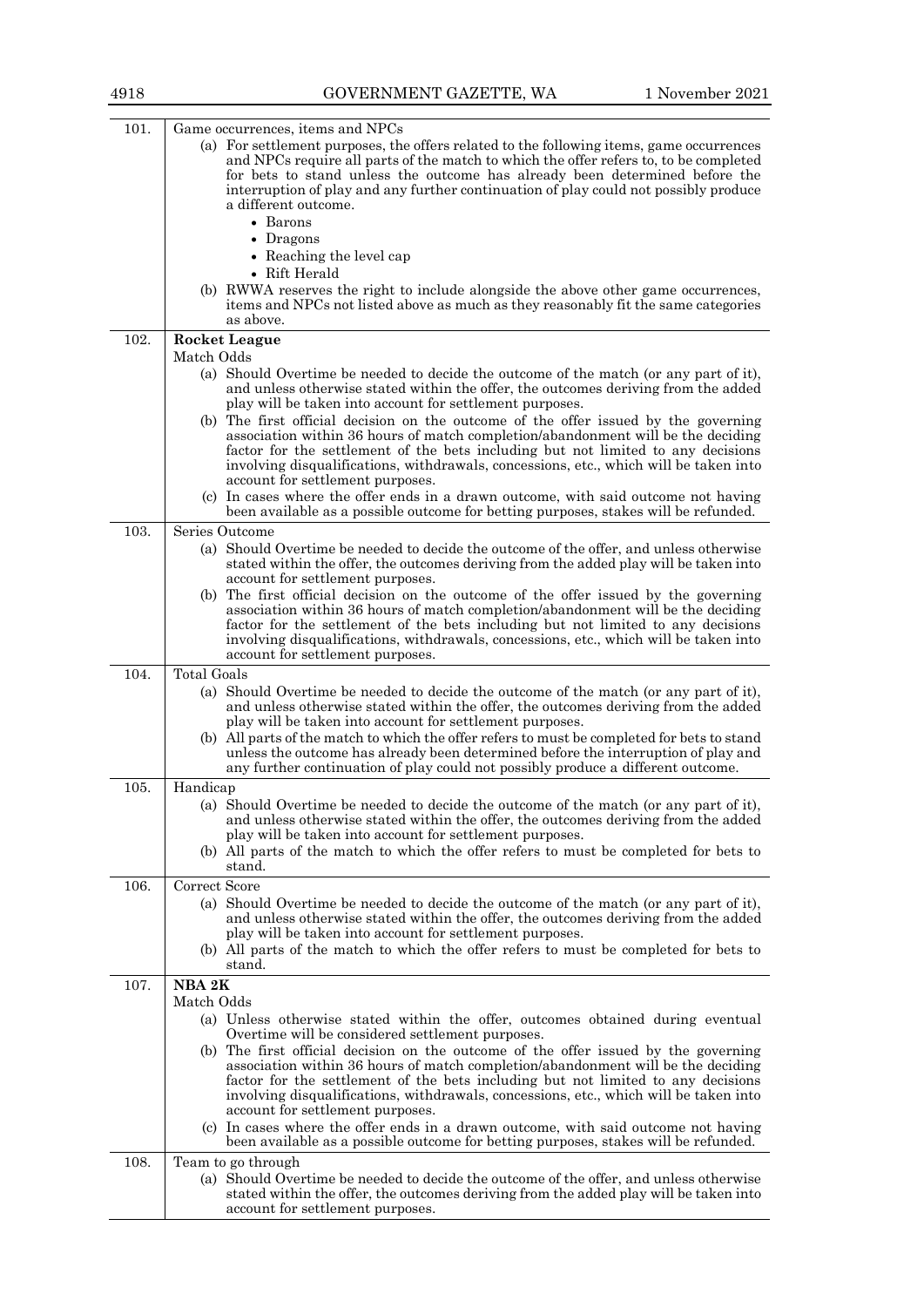| | |
|---|---|
| 101. | Game occurrences, items and NPCs<br>(a) For settlement purposes, the offers related to the following items, game occurrences and NPCs require all parts of the match to which the offer refers to, to be completed for bets to stand unless the outcome has already been determined before the interruption of play and any further continuation of play could not possibly produce a different outcome.<br>• Barons<br>• Dragons<br>• Reaching the level cap<br>• Rift Herald<br>(b) RWWA reserves the right to include alongside the above other game occurrences, items and NPCs not listed above as much as they reasonably fit the same categories as above. |
| 102. | **Rocket League**<br>Match Odds<br>(a) Should Overtime be needed to decide the outcome of the match (or any part of it), and unless otherwise stated within the offer, the outcomes deriving from the added play will be taken into account for settlement purposes.<br>(b) The first official decision on the outcome of the offer issued by the governing association within 36 hours of match completion/abandonment will be the deciding factor for the settlement of the bets including but not limited to any decisions involving disqualifications, withdrawals, concessions, etc., which will be taken into account for settlement purposes.<br>(c) In cases where the offer ends in a drawn outcome, with said outcome not having been available as a possible outcome for betting purposes, stakes will be refunded. |
| 103. | Series Outcome<br>(a) Should Overtime be needed to decide the outcome of the offer, and unless otherwise stated within the offer, the outcomes deriving from the added play will be taken into account for settlement purposes.<br>(b) The first official decision on the outcome of the offer issued by the governing association within 36 hours of match completion/abandonment will be the deciding factor for the settlement of the bets including but not limited to any decisions involving disqualifications, withdrawals, concessions, etc., which will be taken into account for settlement purposes. |
| 104. | Total Goals<br>(a) Should Overtime be needed to decide the outcome of the match (or any part of it), and unless otherwise stated within the offer, the outcomes deriving from the added play will be taken into account for settlement purposes.<br>(b) All parts of the match to which the offer refers to must be completed for bets to stand unless the outcome has already been determined before the interruption of play and any further continuation of play could not possibly produce a different outcome. |
| 105. | Handicap<br>(a) Should Overtime be needed to decide the outcome of the match (or any part of it), and unless otherwise stated within the offer, the outcomes deriving from the added play will be taken into account for settlement purposes.<br>(b) All parts of the match to which the offer refers to must be completed for bets to stand. |
| 106. | Correct Score<br>(a) Should Overtime be needed to decide the outcome of the match (or any part of it), and unless otherwise stated within the offer, the outcomes deriving from the added play will be taken into account for settlement purposes.<br>(b) All parts of the match to which the offer refers to must be completed for bets to stand. |
| 107. | **NBA 2K**<br>Match Odds<br>(a) Unless otherwise stated within the offer, outcomes obtained during eventual Overtime will be considered settlement purposes.<br>(b) The first official decision on the outcome of the offer issued by the governing association within 36 hours of match completion/abandonment will be the deciding factor for the settlement of the bets including but not limited to any decisions involving disqualifications, withdrawals, concessions, etc., which will be taken into account for settlement purposes.<br>(c) In cases where the offer ends in a drawn outcome, with said outcome not having been available as a possible outcome for betting purposes, stakes will be refunded. |
| 108. | Team to go through<br>(a) Should Overtime be needed to decide the outcome of the offer, and unless otherwise stated within the offer, the outcomes deriving from the added play will be taken into account for settlement purposes. |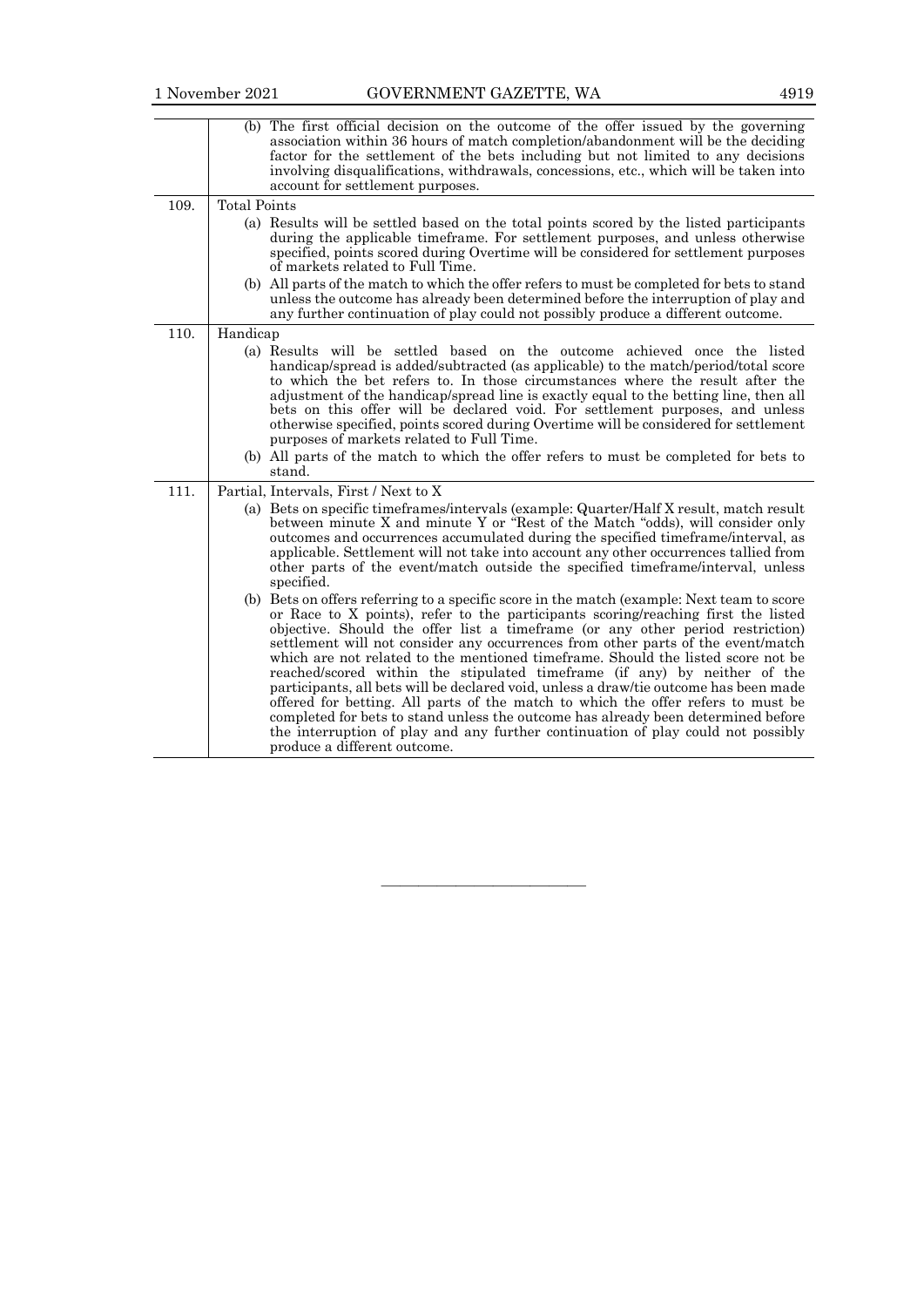| | |
|---|---|
| | (b) The first official decision on the outcome of the offer issued by the governing association within 36 hours of match completion/abandonment will be the deciding factor for the settlement of the bets including but not limited to any decisions involving disqualifications, withdrawals, concessions, etc., which will be taken into account for settlement purposes. |
| 109. | Total Points<br>(a) Results will be settled based on the total points scored by the listed participants during the applicable timeframe. For settlement purposes, and unless otherwise specified, points scored during Overtime will be considered for settlement purposes of markets related to Full Time.<br>(b) All parts of the match to which the offer refers to must be completed for bets to stand unless the outcome has already been determined before the interruption of play and any further continuation of play could not possibly produce a different outcome. |
| 110. | Handicap<br>(a) Results will be settled based on the outcome achieved once the listed handicap/spread is added/subtracted (as applicable) to the match/period/total score to which the bet refers to. In those circumstances where the result after the adjustment of the handicap/spread line is exactly equal to the betting line, then all bets on this offer will be declared void. For settlement purposes, and unless otherwise specified, points scored during Overtime will be considered for settlement purposes of markets related to Full Time.<br>(b) All parts of the match to which the offer refers to must be completed for bets to stand. |
| 111. | Partial, Intervals, First / Next to X<br>(a) Bets on specific timeframes/intervals (example: Quarter/Half X result, match result between minute X and minute Y or "Rest of the Match "odds), will consider only outcomes and occurrences accumulated during the specified timeframe/interval, as applicable. Settlement will not take into account any other occurrences tallied from other parts of the event/match outside the specified timeframe/interval, unless specified.<br>(b) Bets on offers referring to a specific score in the match (example: Next team to score or Race to X points), refer to the participants scoring/reaching first the listed objective. Should the offer list a timeframe (or any other period restriction) settlement will not consider any occurrences from other parts of the event/match which are not related to the mentioned timeframe. Should the listed score not be reached/scored within the stipulated timeframe (if any) by neither of the participants, all bets will be declared void, unless a draw/tie outcome has been made offered for betting. All parts of the match to which the offer refers to must be completed for bets to stand unless the outcome has already been determined before the interruption of play and any further continuation of play could not possibly produce a different outcome. |

———————————